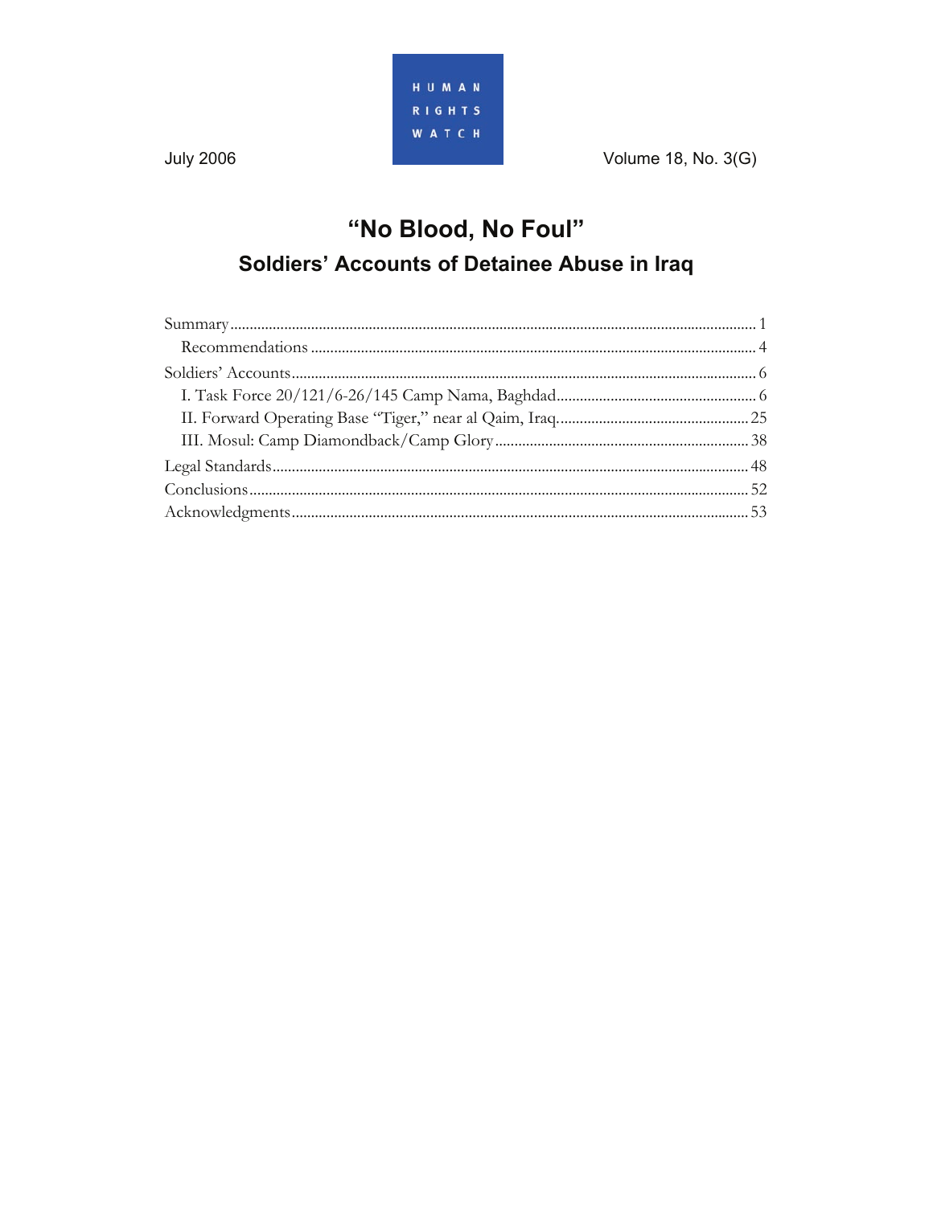HUMAN RIGHTS WATCH

July 2006

Volume 18, No. 3(G)

# "No Blood, No Foul"

## Soldiers' Accounts of Detainee Abuse in Iraq

Summary ........................................................................................................................ 1

Recommendations ........................................................................................................ 4

Soldiers' Accounts ......................................................................................................... 6

I. Task Force 20/121/6-26/145 Camp Nama, Baghdad ................................................ 6

II. Forward Operating Base "Tiger," near al Qaim, Iraq ............................................. 25

III. Mosul: Camp Diamondback/Camp Glory ............................................................. 38

Legal Standards ........................................................................................................... 48

Conclusions ................................................................................................................. 52

Acknowledgments ....................................................................................................... 53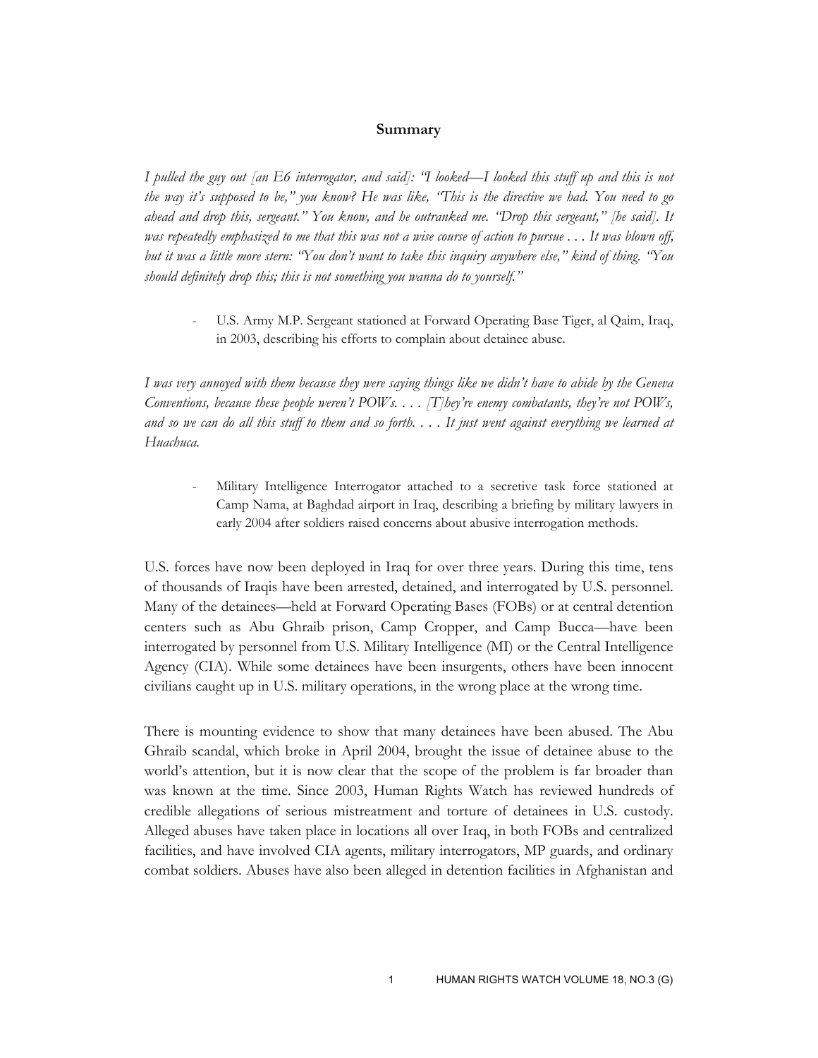## Summary

*I pulled the guy out [an E6 interrogator, and said]: "I looked—I looked this stuff up and this is not the way it's supposed to be," you know? He was like, "This is the directive we had. You need to go ahead and drop this, sergeant." You know, and he outranked me. "Drop this sergeant," [he said]. It was repeatedly emphasized to me that this was not a wise course of action to pursue . . . It was blown off, but it was a little more stern: "You don't want to take this inquiry anywhere else," kind of thing. "You should definitely drop this; this is not something you wanna do to yourself."*

- U.S. Army M.P. Sergeant stationed at Forward Operating Base Tiger, al Qaim, Iraq, in 2003, describing his efforts to complain about detainee abuse.

*I was very annoyed with them because they were saying things like we didn't have to abide by the Geneva Conventions, because these people weren't POWs. . . . [T]hey're enemy combatants, they're not POWs, and so we can do all this stuff to them and so forth. . . . It just went against everything we learned at Huachuca.*

- Military Intelligence Interrogator attached to a secretive task force stationed at Camp Nama, at Baghdad airport in Iraq, describing a briefing by military lawyers in early 2004 after soldiers raised concerns about abusive interrogation methods.

U.S. forces have now been deployed in Iraq for over three years. During this time, tens of thousands of Iraqis have been arrested, detained, and interrogated by U.S. personnel. Many of the detainees—held at Forward Operating Bases (FOBs) or at central detention centers such as Abu Ghraib prison, Camp Cropper, and Camp Bucca—have been interrogated by personnel from U.S. Military Intelligence (MI) or the Central Intelligence Agency (CIA). While some detainees have been insurgents, others have been innocent civilians caught up in U.S. military operations, in the wrong place at the wrong time.

There is mounting evidence to show that many detainees have been abused. The Abu Ghraib scandal, which broke in April 2004, brought the issue of detainee abuse to the world's attention, but it is now clear that the scope of the problem is far broader than was known at the time. Since 2003, Human Rights Watch has reviewed hundreds of credible allegations of serious mistreatment and torture of detainees in U.S. custody. Alleged abuses have taken place in locations all over Iraq, in both FOBs and centralized facilities, and have involved CIA agents, military interrogators, MP guards, and ordinary combat soldiers. Abuses have also been alleged in detention facilities in Afghanistan and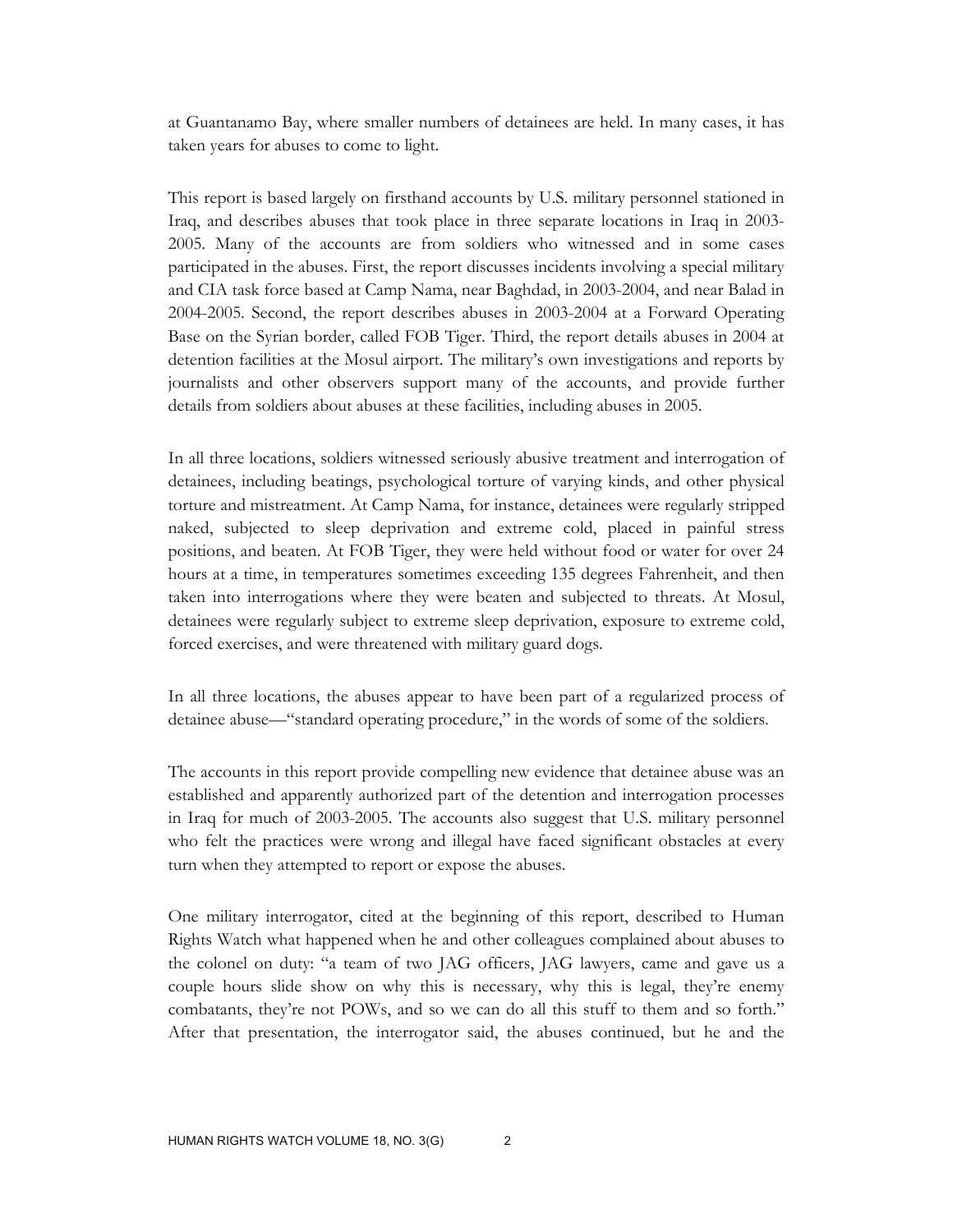at Guantanamo Bay, where smaller numbers of detainees are held. In many cases, it has taken years for abuses to come to light.

This report is based largely on firsthand accounts by U.S. military personnel stationed in Iraq, and describes abuses that took place in three separate locations in Iraq in 2003-2005. Many of the accounts are from soldiers who witnessed and in some cases participated in the abuses. First, the report discusses incidents involving a special military and CIA task force based at Camp Nama, near Baghdad, in 2003-2004, and near Balad in 2004-2005. Second, the report describes abuses in 2003-2004 at a Forward Operating Base on the Syrian border, called FOB Tiger. Third, the report details abuses in 2004 at detention facilities at the Mosul airport. The military's own investigations and reports by journalists and other observers support many of the accounts, and provide further details from soldiers about abuses at these facilities, including abuses in 2005.

In all three locations, soldiers witnessed seriously abusive treatment and interrogation of detainees, including beatings, psychological torture of varying kinds, and other physical torture and mistreatment. At Camp Nama, for instance, detainees were regularly stripped naked, subjected to sleep deprivation and extreme cold, placed in painful stress positions, and beaten. At FOB Tiger, they were held without food or water for over 24 hours at a time, in temperatures sometimes exceeding 135 degrees Fahrenheit, and then taken into interrogations where they were beaten and subjected to threats. At Mosul, detainees were regularly subject to extreme sleep deprivation, exposure to extreme cold, forced exercises, and were threatened with military guard dogs.

In all three locations, the abuses appear to have been part of a regularized process of detainee abuse—"standard operating procedure," in the words of some of the soldiers.

The accounts in this report provide compelling new evidence that detainee abuse was an established and apparently authorized part of the detention and interrogation processes in Iraq for much of 2003-2005. The accounts also suggest that U.S. military personnel who felt the practices were wrong and illegal have faced significant obstacles at every turn when they attempted to report or expose the abuses.

One military interrogator, cited at the beginning of this report, described to Human Rights Watch what happened when he and other colleagues complained about abuses to the colonel on duty: "a team of two JAG officers, JAG lawyers, came and gave us a couple hours slide show on why this is necessary, why this is legal, they're enemy combatants, they're not POWs, and so we can do all this stuff to them and so forth." After that presentation, the interrogator said, the abuses continued, but he and the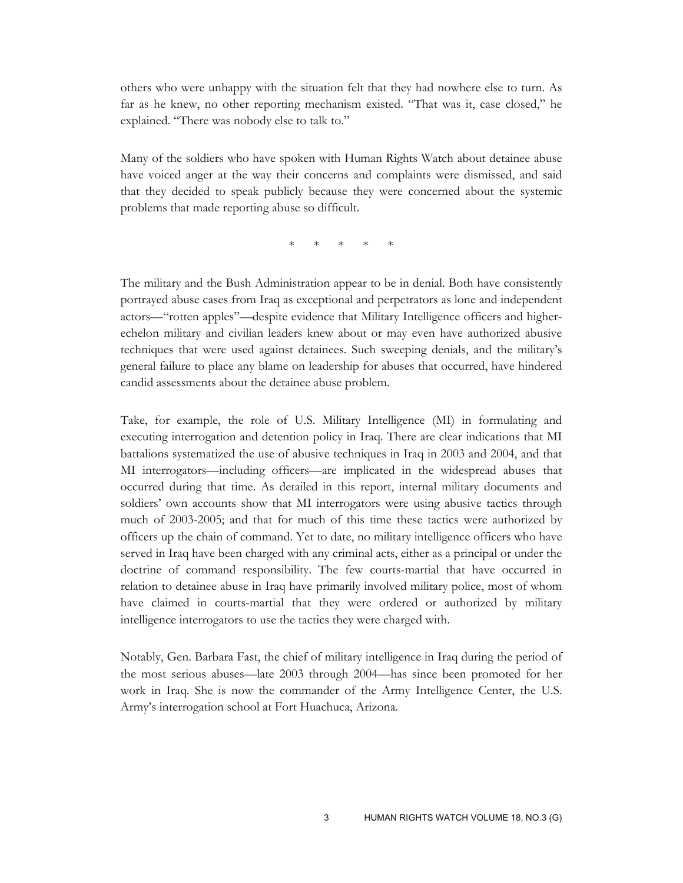others who were unhappy with the situation felt that they had nowhere else to turn. As far as he knew, no other reporting mechanism existed. "That was it, case closed," he explained. "There was nobody else to talk to."

Many of the soldiers who have spoken with Human Rights Watch about detainee abuse have voiced anger at the way their concerns and complaints were dismissed, and said that they decided to speak publicly because they were concerned about the systemic problems that made reporting abuse so difficult.

\* \* \* \* \*

The military and the Bush Administration appear to be in denial. Both have consistently portrayed abuse cases from Iraq as exceptional and perpetrators as lone and independent actors—"rotten apples"—despite evidence that Military Intelligence officers and higher-echelon military and civilian leaders knew about or may even have authorized abusive techniques that were used against detainees. Such sweeping denials, and the military's general failure to place any blame on leadership for abuses that occurred, have hindered candid assessments about the detainee abuse problem.

Take, for example, the role of U.S. Military Intelligence (MI) in formulating and executing interrogation and detention policy in Iraq. There are clear indications that MI battalions systematized the use of abusive techniques in Iraq in 2003 and 2004, and that MI interrogators—including officers—are implicated in the widespread abuses that occurred during that time. As detailed in this report, internal military documents and soldiers' own accounts show that MI interrogators were using abusive tactics through much of 2003-2005; and that for much of this time these tactics were authorized by officers up the chain of command. Yet to date, no military intelligence officers who have served in Iraq have been charged with any criminal acts, either as a principal or under the doctrine of command responsibility. The few courts-martial that have occurred in relation to detainee abuse in Iraq have primarily involved military police, most of whom have claimed in courts-martial that they were ordered or authorized by military intelligence interrogators to use the tactics they were charged with.

Notably, Gen. Barbara Fast, the chief of military intelligence in Iraq during the period of the most serious abuses—late 2003 through 2004—has since been promoted for her work in Iraq. She is now the commander of the Army Intelligence Center, the U.S. Army's interrogation school at Fort Huachuca, Arizona.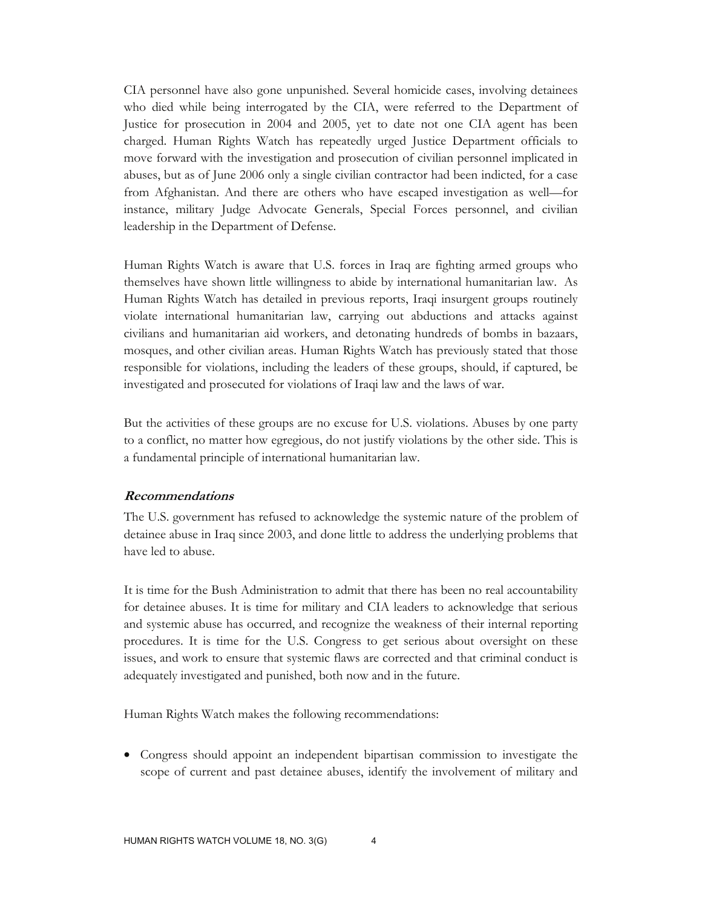CIA personnel have also gone unpunished. Several homicide cases, involving detainees who died while being interrogated by the CIA, were referred to the Department of Justice for prosecution in 2004 and 2005, yet to date not one CIA agent has been charged. Human Rights Watch has repeatedly urged Justice Department officials to move forward with the investigation and prosecution of civilian personnel implicated in abuses, but as of June 2006 only a single civilian contractor had been indicted, for a case from Afghanistan. And there are others who have escaped investigation as well—for instance, military Judge Advocate Generals, Special Forces personnel, and civilian leadership in the Department of Defense.

Human Rights Watch is aware that U.S. forces in Iraq are fighting armed groups who themselves have shown little willingness to abide by international humanitarian law. As Human Rights Watch has detailed in previous reports, Iraqi insurgent groups routinely violate international humanitarian law, carrying out abductions and attacks against civilians and humanitarian aid workers, and detonating hundreds of bombs in bazaars, mosques, and other civilian areas. Human Rights Watch has previously stated that those responsible for violations, including the leaders of these groups, should, if captured, be investigated and prosecuted for violations of Iraqi law and the laws of war.

But the activities of these groups are no excuse for U.S. violations. Abuses by one party to a conflict, no matter how egregious, do not justify violations by the other side. This is a fundamental principle of international humanitarian law.

### *Recommendations*

The U.S. government has refused to acknowledge the systemic nature of the problem of detainee abuse in Iraq since 2003, and done little to address the underlying problems that have led to abuse.

It is time for the Bush Administration to admit that there has been no real accountability for detainee abuses. It is time for military and CIA leaders to acknowledge that serious and systemic abuse has occurred, and recognize the weakness of their internal reporting procedures. It is time for the U.S. Congress to get serious about oversight on these issues, and work to ensure that systemic flaws are corrected and that criminal conduct is adequately investigated and punished, both now and in the future.

Human Rights Watch makes the following recommendations:

- Congress should appoint an independent bipartisan commission to investigate the scope of current and past detainee abuses, identify the involvement of military and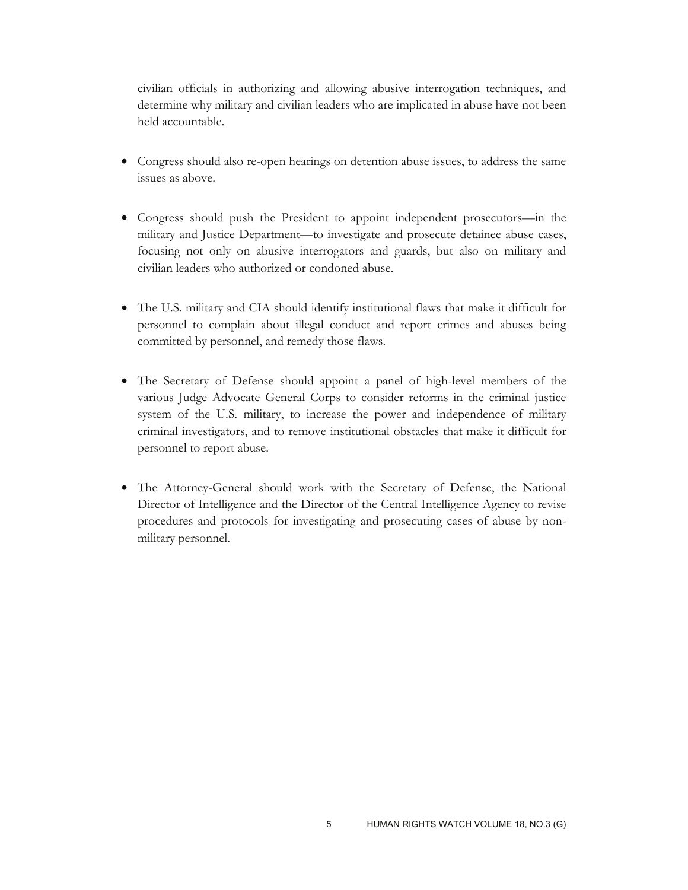civilian officials in authorizing and allowing abusive interrogation techniques, and determine why military and civilian leaders who are implicated in abuse have not been held accountable.

- Congress should also re-open hearings on detention abuse issues, to address the same issues as above.

- Congress should push the President to appoint independent prosecutors—in the military and Justice Department—to investigate and prosecute detainee abuse cases, focusing not only on abusive interrogators and guards, but also on military and civilian leaders who authorized or condoned abuse.

- The U.S. military and CIA should identify institutional flaws that make it difficult for personnel to complain about illegal conduct and report crimes and abuses being committed by personnel, and remedy those flaws.

- The Secretary of Defense should appoint a panel of high-level members of the various Judge Advocate General Corps to consider reforms in the criminal justice system of the U.S. military, to increase the power and independence of military criminal investigators, and to remove institutional obstacles that make it difficult for personnel to report abuse.

- The Attorney-General should work with the Secretary of Defense, the National Director of Intelligence and the Director of the Central Intelligence Agency to revise procedures and protocols for investigating and prosecuting cases of abuse by non-military personnel.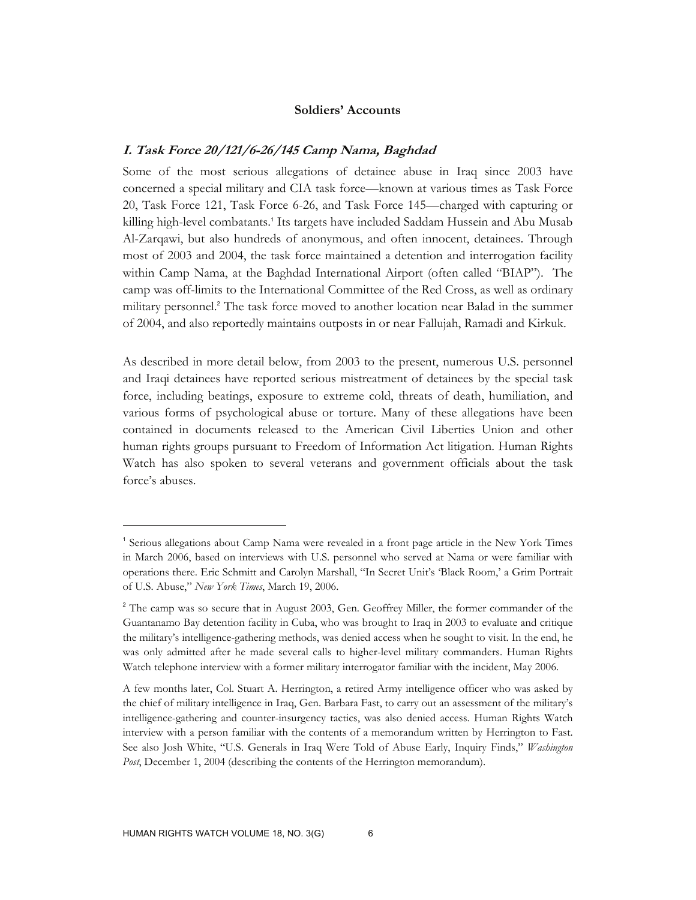## Soldiers' Accounts

### *I. Task Force 20/121/6-26/145 Camp Nama, Baghdad*

Some of the most serious allegations of detainee abuse in Iraq since 2003 have concerned a special military and CIA task force—known at various times as Task Force 20, Task Force 121, Task Force 6-26, and Task Force 145—charged with capturing or killing high-level combatants.[1] Its targets have included Saddam Hussein and Abu Musab Al-Zarqawi, but also hundreds of anonymous, and often innocent, detainees. Through most of 2003 and 2004, the task force maintained a detention and interrogation facility within Camp Nama, at the Baghdad International Airport (often called "BIAP"). The camp was off-limits to the International Committee of the Red Cross, as well as ordinary military personnel.[2] The task force moved to another location near Balad in the summer of 2004, and also reportedly maintains outposts in or near Fallujah, Ramadi and Kirkuk.

As described in more detail below, from 2003 to the present, numerous U.S. personnel and Iraqi detainees have reported serious mistreatment of detainees by the special task force, including beatings, exposure to extreme cold, threats of death, humiliation, and various forms of psychological abuse or torture. Many of these allegations have been contained in documents released to the American Civil Liberties Union and other human rights groups pursuant to Freedom of Information Act litigation. Human Rights Watch has also spoken to several veterans and government officials about the task force's abuses.

---

[1] Serious allegations about Camp Nama were revealed in a front page article in the New York Times in March 2006, based on interviews with U.S. personnel who served at Nama or were familiar with operations there. Eric Schmitt and Carolyn Marshall, "In Secret Unit's 'Black Room,' a Grim Portrait of U.S. Abuse," *New York Times*, March 19, 2006.

[2] The camp was so secure that in August 2003, Gen. Geoffrey Miller, the former commander of the Guantanamo Bay detention facility in Cuba, who was brought to Iraq in 2003 to evaluate and critique the military's intelligence-gathering methods, was denied access when he sought to visit. In the end, he was only admitted after he made several calls to higher-level military commanders. Human Rights Watch telephone interview with a former military interrogator familiar with the incident, May 2006.

A few months later, Col. Stuart A. Herrington, a retired Army intelligence officer who was asked by the chief of military intelligence in Iraq, Gen. Barbara Fast, to carry out an assessment of the military's intelligence-gathering and counter-insurgency tactics, was also denied access. Human Rights Watch interview with a person familiar with the contents of a memorandum written by Herrington to Fast. See also Josh White, "U.S. Generals in Iraq Were Told of Abuse Early, Inquiry Finds," *Washington Post*, December 1, 2004 (describing the contents of the Herrington memorandum).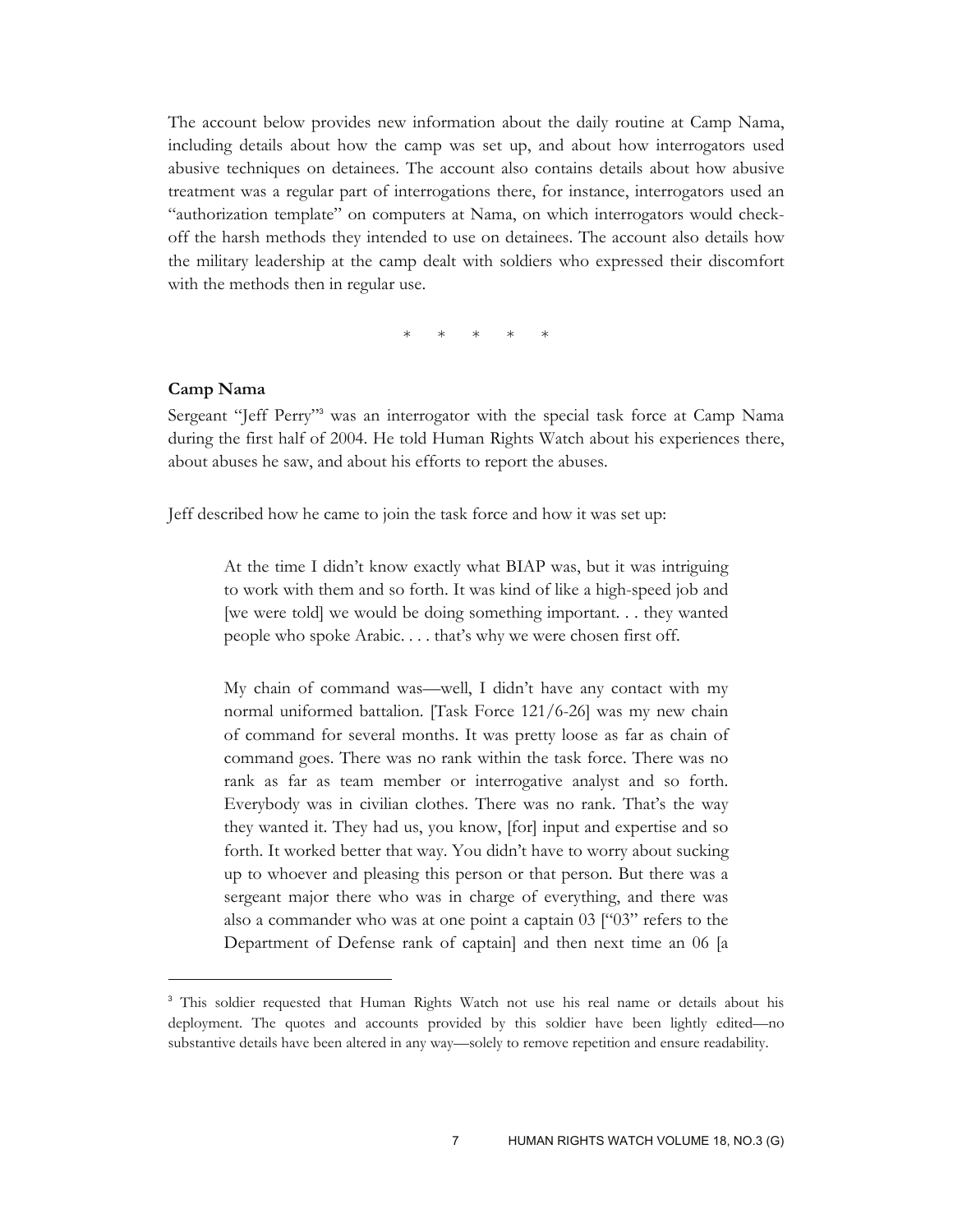The account below provides new information about the daily routine at Camp Nama, including details about how the camp was set up, and about how interrogators used abusive techniques on detainees. The account also contains details about how abusive treatment was a regular part of interrogations there, for instance, interrogators used an "authorization template" on computers at Nama, on which interrogators would check-off the harsh methods they intended to use on detainees. The account also details how the military leadership at the camp dealt with soldiers who expressed their discomfort with the methods then in regular use.

\*     \*     \*     \*     \*

**Camp Nama**

Sergeant "Jeff Perry"[3] was an interrogator with the special task force at Camp Nama during the first half of 2004. He told Human Rights Watch about his experiences there, about abuses he saw, and about his efforts to report the abuses.

Jeff described how he came to join the task force and how it was set up:

> At the time I didn't know exactly what BIAP was, but it was intriguing to work with them and so forth. It was kind of like a high-speed job and [we were told] we would be doing something important. . . they wanted people who spoke Arabic. . . . that's why we were chosen first off.
>
> My chain of command was—well, I didn't have any contact with my normal uniformed battalion. [Task Force 121/6-26] was my new chain of command for several months. It was pretty loose as far as chain of command goes. There was no rank within the task force. There was no rank as far as team member or interrogative analyst and so forth. Everybody was in civilian clothes. There was no rank. That's the way they wanted it. They had us, you know, [for] input and expertise and so forth. It worked better that way. You didn't have to worry about sucking up to whoever and pleasing this person or that person. But there was a sergeant major there who was in charge of everything, and there was also a commander who was at one point a captain 03 ["03" refers to the Department of Defense rank of captain] and then next time an 06 [a

[3] This soldier requested that Human Rights Watch not use his real name or details about his deployment. The quotes and accounts provided by this soldier have been lightly edited—no substantive details have been altered in any way—solely to remove repetition and ensure readability.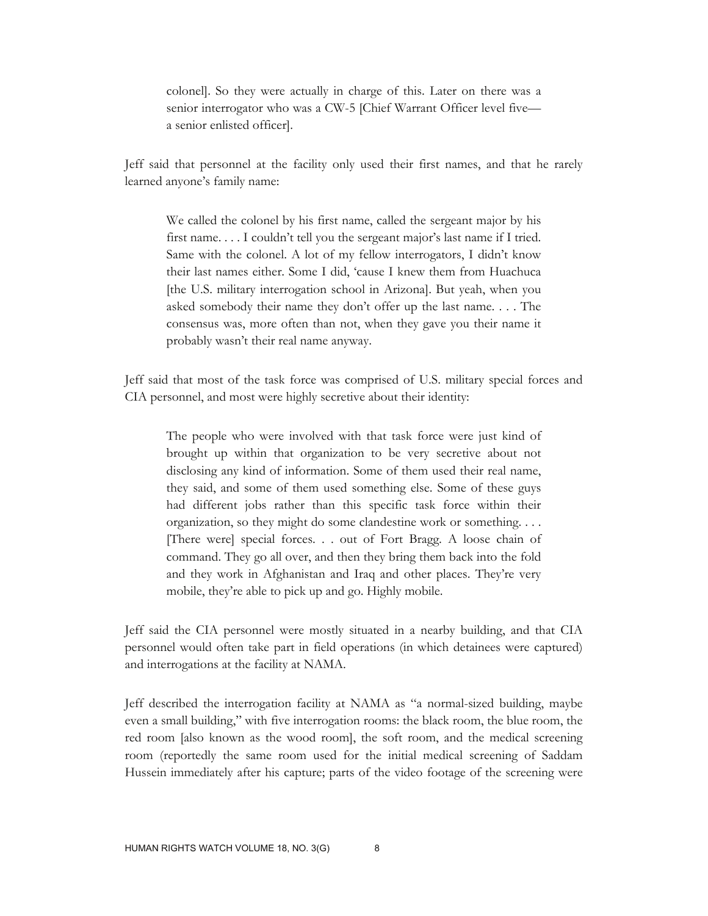> colonel]. So they were actually in charge of this. Later on there was a senior interrogator who was a CW-5 [Chief Warrant Officer level five—a senior enlisted officer].

Jeff said that personnel at the facility only used their first names, and that he rarely learned anyone's family name:

> We called the colonel by his first name, called the sergeant major by his first name. . . . I couldn't tell you the sergeant major's last name if I tried. Same with the colonel. A lot of my fellow interrogators, I didn't know their last names either. Some I did, 'cause I knew them from Huachuca [the U.S. military interrogation school in Arizona]. But yeah, when you asked somebody their name they don't offer up the last name. . . . The consensus was, more often than not, when they gave you their name it probably wasn't their real name anyway.

Jeff said that most of the task force was comprised of U.S. military special forces and CIA personnel, and most were highly secretive about their identity:

> The people who were involved with that task force were just kind of brought up within that organization to be very secretive about not disclosing any kind of information. Some of them used their real name, they said, and some of them used something else. Some of these guys had different jobs rather than this specific task force within their organization, so they might do some clandestine work or something. . . . [There were] special forces. . . out of Fort Bragg. A loose chain of command. They go all over, and then they bring them back into the fold and they work in Afghanistan and Iraq and other places. They're very mobile, they're able to pick up and go. Highly mobile.

Jeff said the CIA personnel were mostly situated in a nearby building, and that CIA personnel would often take part in field operations (in which detainees were captured) and interrogations at the facility at NAMA.

Jeff described the interrogation facility at NAMA as "a normal-sized building, maybe even a small building," with five interrogation rooms: the black room, the blue room, the red room [also known as the wood room], the soft room, and the medical screening room (reportedly the same room used for the initial medical screening of Saddam Hussein immediately after his capture; parts of the video footage of the screening were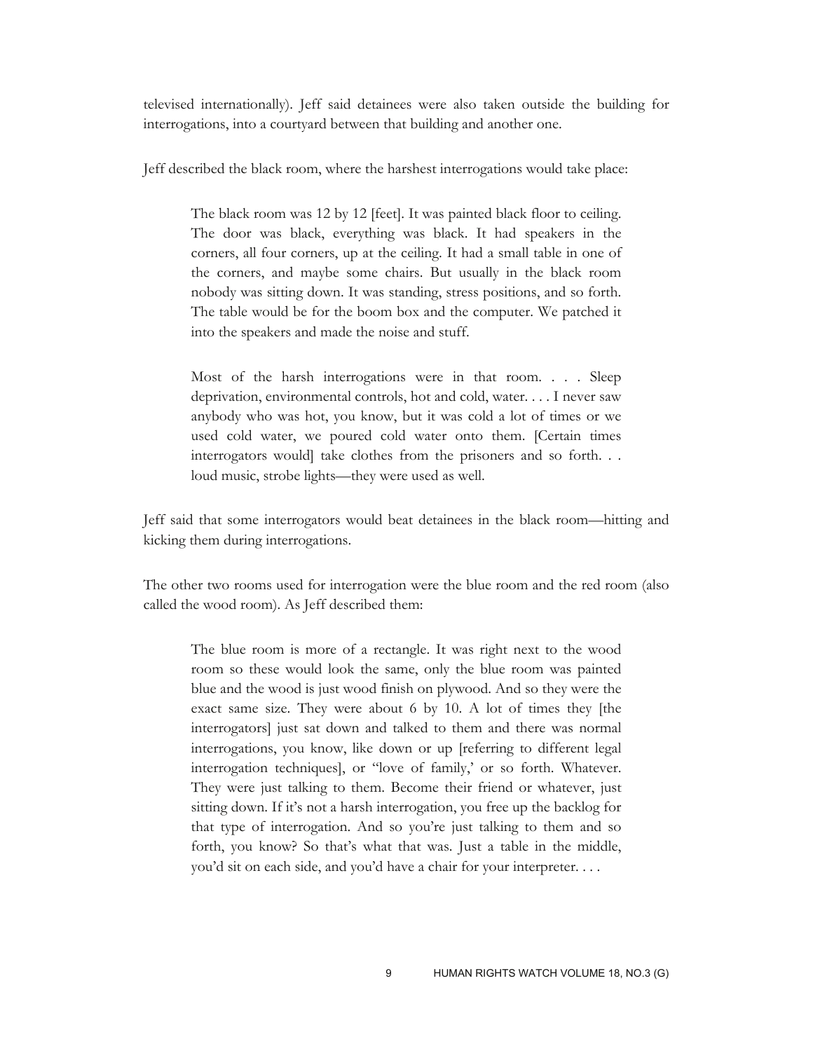televised internationally). Jeff said detainees were also taken outside the building for interrogations, into a courtyard between that building and another one.

Jeff described the black room, where the harshest interrogations would take place:

> The black room was 12 by 12 [feet]. It was painted black floor to ceiling. The door was black, everything was black. It had speakers in the corners, all four corners, up at the ceiling. It had a small table in one of the corners, and maybe some chairs. But usually in the black room nobody was sitting down. It was standing, stress positions, and so forth. The table would be for the boom box and the computer. We patched it into the speakers and made the noise and stuff.
>
> Most of the harsh interrogations were in that room. . . . Sleep deprivation, environmental controls, hot and cold, water. . . . I never saw anybody who was hot, you know, but it was cold a lot of times or we used cold water, we poured cold water onto them. [Certain times interrogators would] take clothes from the prisoners and so forth. . . loud music, strobe lights—they were used as well.

Jeff said that some interrogators would beat detainees in the black room—hitting and kicking them during interrogations.

The other two rooms used for interrogation were the blue room and the red room (also called the wood room). As Jeff described them:

> The blue room is more of a rectangle. It was right next to the wood room so these would look the same, only the blue room was painted blue and the wood is just wood finish on plywood. And so they were the exact same size. They were about 6 by 10. A lot of times they [the interrogators] just sat down and talked to them and there was normal interrogations, you know, like down or up [referring to different legal interrogation techniques], or "love of family,' or so forth. Whatever. They were just talking to them. Become their friend or whatever, just sitting down. If it's not a harsh interrogation, you free up the backlog for that type of interrogation. And so you're just talking to them and so forth, you know? So that's what that was. Just a table in the middle, you'd sit on each side, and you'd have a chair for your interpreter. . . .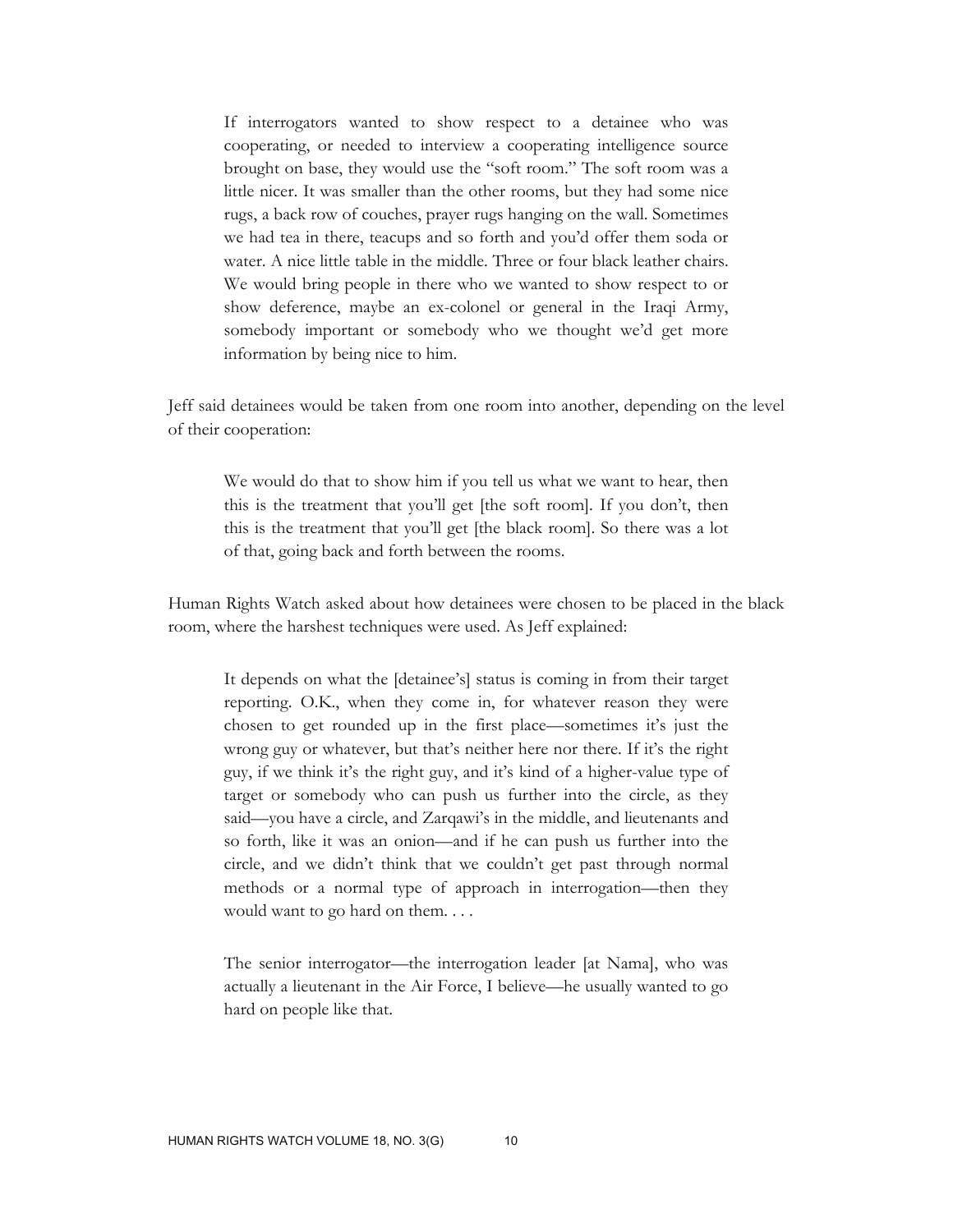> If interrogators wanted to show respect to a detainee who was cooperating, or needed to interview a cooperating intelligence source brought on base, they would use the "soft room." The soft room was a little nicer. It was smaller than the other rooms, but they had some nice rugs, a back row of couches, prayer rugs hanging on the wall. Sometimes we had tea in there, teacups and so forth and you'd offer them soda or water. A nice little table in the middle. Three or four black leather chairs. We would bring people in there who we wanted to show respect to or show deference, maybe an ex-colonel or general in the Iraqi Army, somebody important or somebody who we thought we'd get more information by being nice to him.

Jeff said detainees would be taken from one room into another, depending on the level of their cooperation:

> We would do that to show him if you tell us what we want to hear, then this is the treatment that you'll get [the soft room]. If you don't, then this is the treatment that you'll get [the black room]. So there was a lot of that, going back and forth between the rooms.

Human Rights Watch asked about how detainees were chosen to be placed in the black room, where the harshest techniques were used. As Jeff explained:

> It depends on what the [detainee's] status is coming in from their target reporting. O.K., when they come in, for whatever reason they were chosen to get rounded up in the first place—sometimes it's just the wrong guy or whatever, but that's neither here nor there. If it's the right guy, if we think it's the right guy, and it's kind of a higher-value type of target or somebody who can push us further into the circle, as they said—you have a circle, and Zarqawi's in the middle, and lieutenants and so forth, like it was an onion—and if he can push us further into the circle, and we didn't think that we couldn't get past through normal methods or a normal type of approach in interrogation—then they would want to go hard on them. . . .
>
> The senior interrogator—the interrogation leader [at Nama], who was actually a lieutenant in the Air Force, I believe—he usually wanted to go hard on people like that.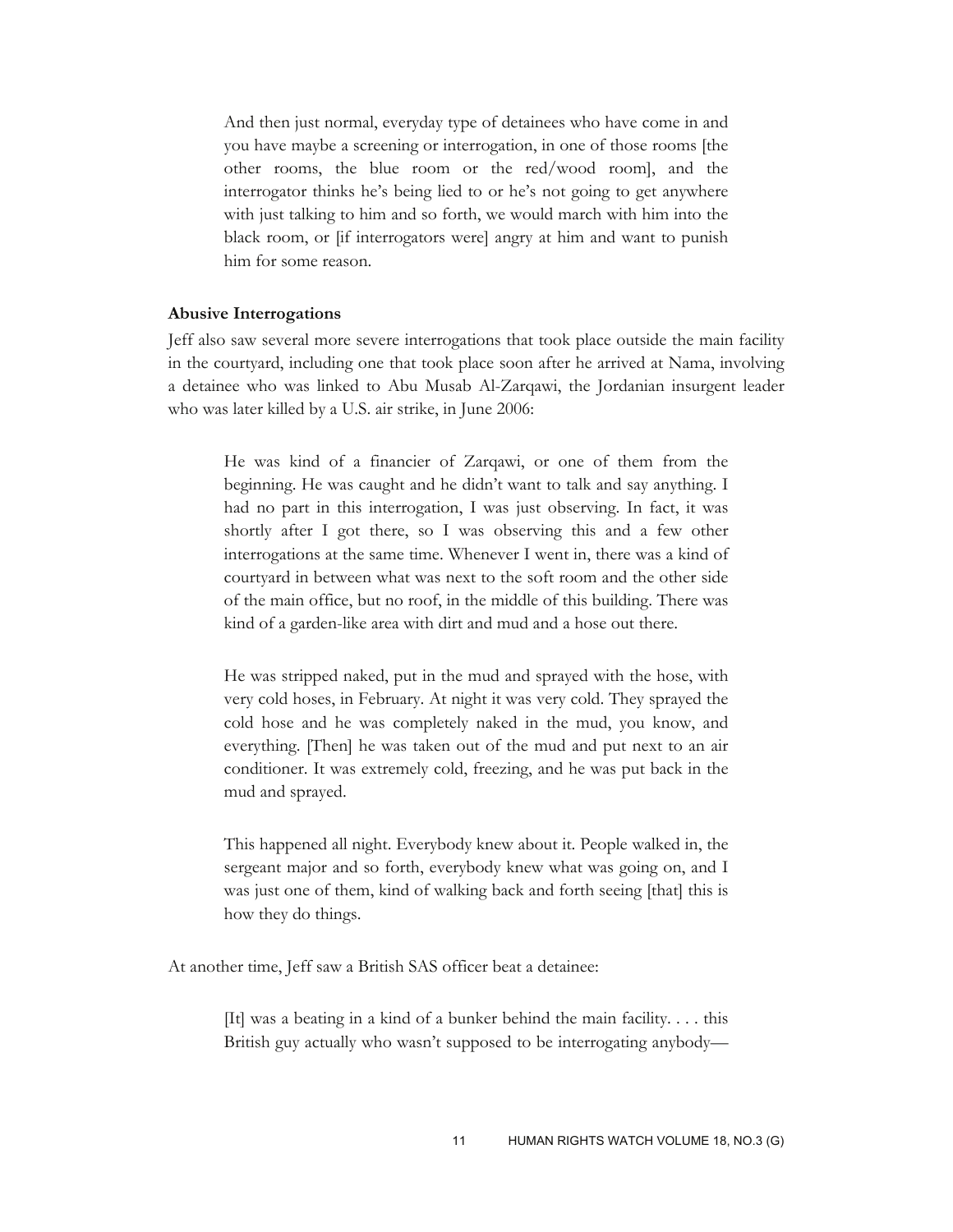> And then just normal, everyday type of detainees who have come in and you have maybe a screening or interrogation, in one of those rooms [the other rooms, the blue room or the red/wood room], and the interrogator thinks he's being lied to or he's not going to get anywhere with just talking to him and so forth, we would march with him into the black room, or [if interrogators were] angry at him and want to punish him for some reason.

### Abusive Interrogations

Jeff also saw several more severe interrogations that took place outside the main facility in the courtyard, including one that took place soon after he arrived at Nama, involving a detainee who was linked to Abu Musab Al-Zarqawi, the Jordanian insurgent leader who was later killed by a U.S. air strike, in June 2006:

> He was kind of a financier of Zarqawi, or one of them from the beginning. He was caught and he didn't want to talk and say anything. I had no part in this interrogation, I was just observing. In fact, it was shortly after I got there, so I was observing this and a few other interrogations at the same time. Whenever I went in, there was a kind of courtyard in between what was next to the soft room and the other side of the main office, but no roof, in the middle of this building. There was kind of a garden-like area with dirt and mud and a hose out there.
>
> He was stripped naked, put in the mud and sprayed with the hose, with very cold hoses, in February. At night it was very cold. They sprayed the cold hose and he was completely naked in the mud, you know, and everything. [Then] he was taken out of the mud and put next to an air conditioner. It was extremely cold, freezing, and he was put back in the mud and sprayed.
>
> This happened all night. Everybody knew about it. People walked in, the sergeant major and so forth, everybody knew what was going on, and I was just one of them, kind of walking back and forth seeing [that] this is how they do things.

At another time, Jeff saw a British SAS officer beat a detainee:

> [It] was a beating in a kind of a bunker behind the main facility. . . . this British guy actually who wasn't supposed to be interrogating anybody—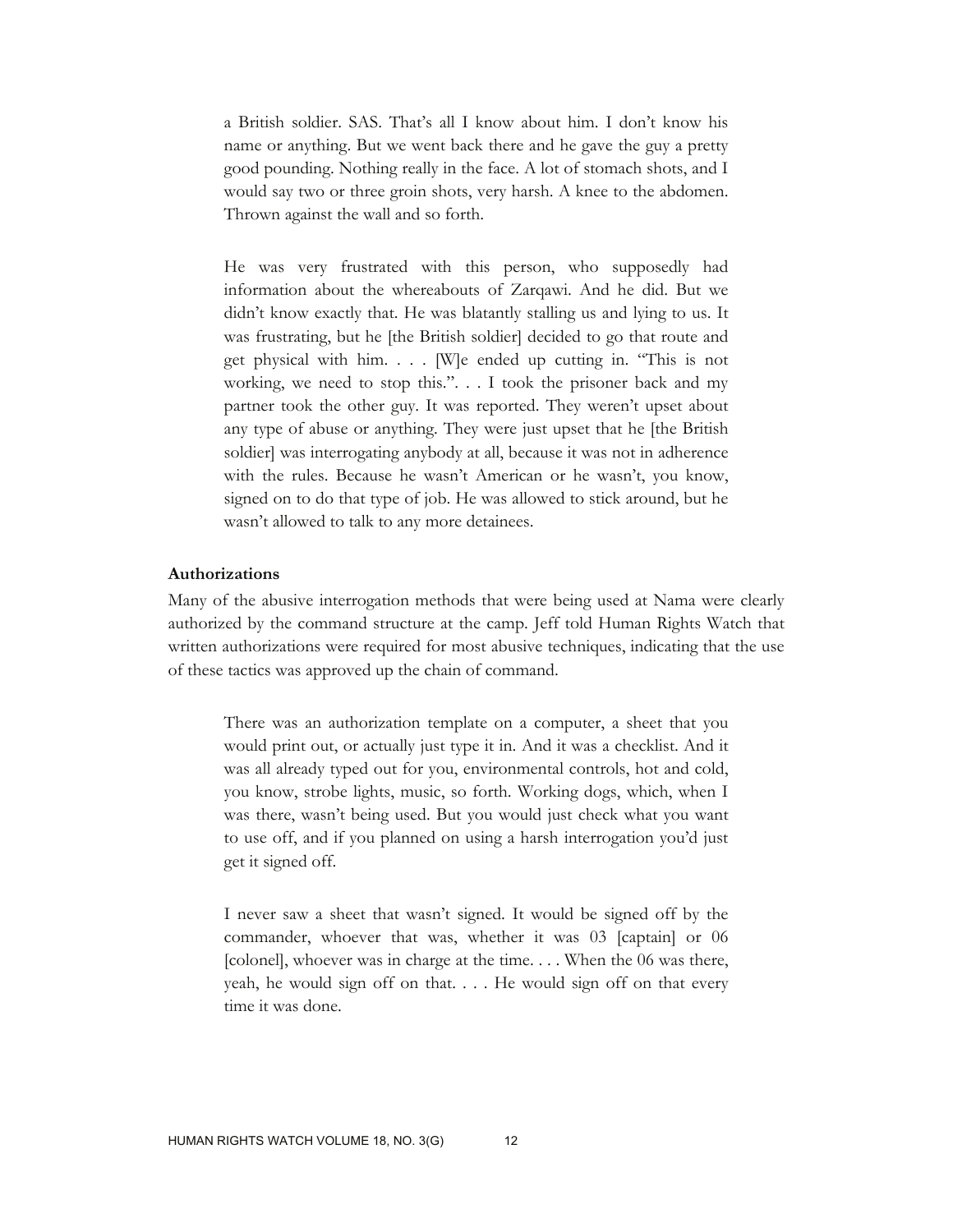> a British soldier. SAS. That's all I know about him. I don't know his name or anything. But we went back there and he gave the guy a pretty good pounding. Nothing really in the face. A lot of stomach shots, and I would say two or three groin shots, very harsh. A knee to the abdomen. Thrown against the wall and so forth.
>
> He was very frustrated with this person, who supposedly had information about the whereabouts of Zarqawi. And he did. But we didn't know exactly that. He was blatantly stalling us and lying to us. It was frustrating, but he [the British soldier] decided to go that route and get physical with him. . . . [W]e ended up cutting in. "This is not working, we need to stop this.". . . I took the prisoner back and my partner took the other guy. It was reported. They weren't upset about any type of abuse or anything. They were just upset that he [the British soldier] was interrogating anybody at all, because it was not in adherence with the rules. Because he wasn't American or he wasn't, you know, signed on to do that type of job. He was allowed to stick around, but he wasn't allowed to talk to any more detainees.

**Authorizations**

Many of the abusive interrogation methods that were being used at Nama were clearly authorized by the command structure at the camp. Jeff told Human Rights Watch that written authorizations were required for most abusive techniques, indicating that the use of these tactics was approved up the chain of command.

> There was an authorization template on a computer, a sheet that you would print out, or actually just type it in. And it was a checklist. And it was all already typed out for you, environmental controls, hot and cold, you know, strobe lights, music, so forth. Working dogs, which, when I was there, wasn't being used. But you would just check what you want to use off, and if you planned on using a harsh interrogation you'd just get it signed off.
>
> I never saw a sheet that wasn't signed. It would be signed off by the commander, whoever that was, whether it was 03 [captain] or 06 [colonel], whoever was in charge at the time. . . . When the 06 was there, yeah, he would sign off on that. . . . He would sign off on that every time it was done.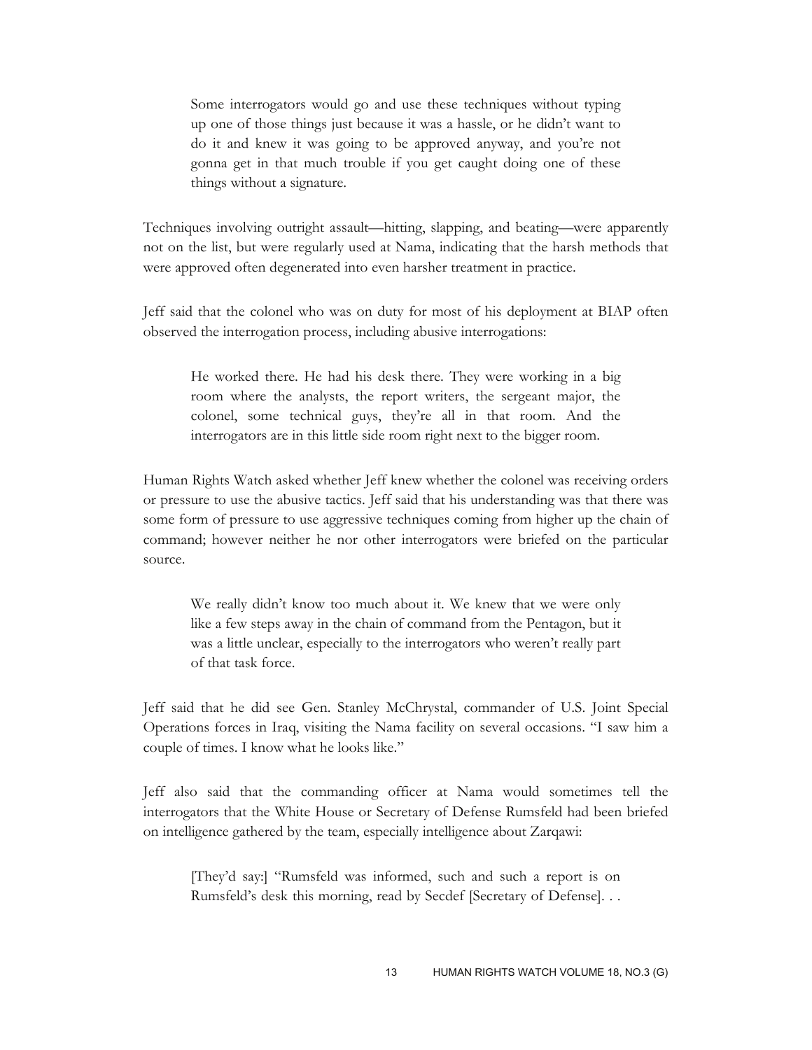> Some interrogators would go and use these techniques without typing up one of those things just because it was a hassle, or he didn't want to do it and knew it was going to be approved anyway, and you're not gonna get in that much trouble if you get caught doing one of these things without a signature.

Techniques involving outright assault—hitting, slapping, and beating—were apparently not on the list, but were regularly used at Nama, indicating that the harsh methods that were approved often degenerated into even harsher treatment in practice.

Jeff said that the colonel who was on duty for most of his deployment at BIAP often observed the interrogation process, including abusive interrogations:

> He worked there. He had his desk there. They were working in a big room where the analysts, the report writers, the sergeant major, the colonel, some technical guys, they're all in that room. And the interrogators are in this little side room right next to the bigger room.

Human Rights Watch asked whether Jeff knew whether the colonel was receiving orders or pressure to use the abusive tactics. Jeff said that his understanding was that there was some form of pressure to use aggressive techniques coming from higher up the chain of command; however neither he nor other interrogators were briefed on the particular source.

> We really didn't know too much about it. We knew that we were only like a few steps away in the chain of command from the Pentagon, but it was a little unclear, especially to the interrogators who weren't really part of that task force.

Jeff said that he did see Gen. Stanley McChrystal, commander of U.S. Joint Special Operations forces in Iraq, visiting the Nama facility on several occasions. "I saw him a couple of times. I know what he looks like."

Jeff also said that the commanding officer at Nama would sometimes tell the interrogators that the White House or Secretary of Defense Rumsfeld had been briefed on intelligence gathered by the team, especially intelligence about Zarqawi:

> [They'd say:] "Rumsfeld was informed, such and such a report is on Rumsfeld's desk this morning, read by Secdef [Secretary of Defense]. . .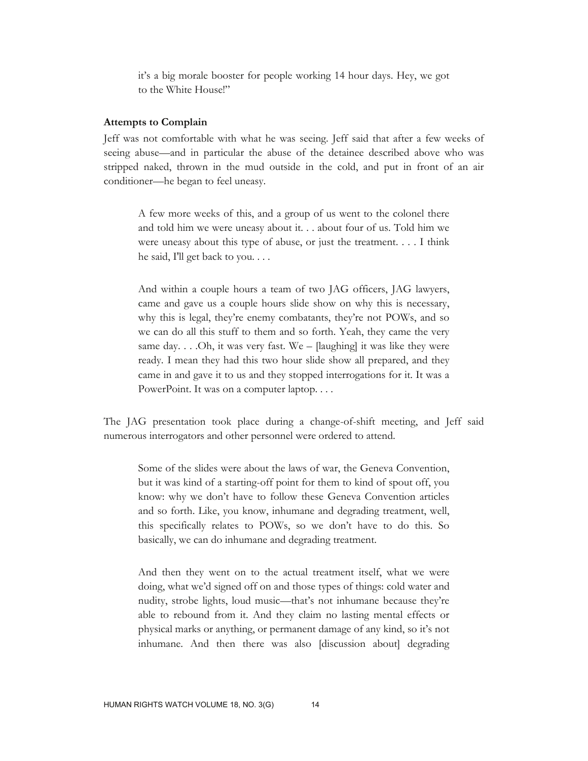> it's a big morale booster for people working 14 hour days. Hey, we got to the White House!"

### Attempts to Complain

Jeff was not comfortable with what he was seeing. Jeff said that after a few weeks of seeing abuse—and in particular the abuse of the detainee described above who was stripped naked, thrown in the mud outside in the cold, and put in front of an air conditioner—he began to feel uneasy.

> A few more weeks of this, and a group of us went to the colonel there and told him we were uneasy about it. . . about four of us. Told him we were uneasy about this type of abuse, or just the treatment. . . . I think he said, I'll get back to you. . . .
>
> And within a couple hours a team of two JAG officers, JAG lawyers, came and gave us a couple hours slide show on why this is necessary, why this is legal, they're enemy combatants, they're not POWs, and so we can do all this stuff to them and so forth. Yeah, they came the very same day. . . .Oh, it was very fast. We – [laughing] it was like they were ready. I mean they had this two hour slide show all prepared, and they came in and gave it to us and they stopped interrogations for it. It was a PowerPoint. It was on a computer laptop. . . .

The JAG presentation took place during a change-of-shift meeting, and Jeff said numerous interrogators and other personnel were ordered to attend.

> Some of the slides were about the laws of war, the Geneva Convention, but it was kind of a starting-off point for them to kind of spout off, you know: why we don't have to follow these Geneva Convention articles and so forth. Like, you know, inhumane and degrading treatment, well, this specifically relates to POWs, so we don't have to do this. So basically, we can do inhumane and degrading treatment.
>
> And then they went on to the actual treatment itself, what we were doing, what we'd signed off on and those types of things: cold water and nudity, strobe lights, loud music—that's not inhumane because they're able to rebound from it. And they claim no lasting mental effects or physical marks or anything, or permanent damage of any kind, so it's not inhumane. And then there was also [discussion about] degrading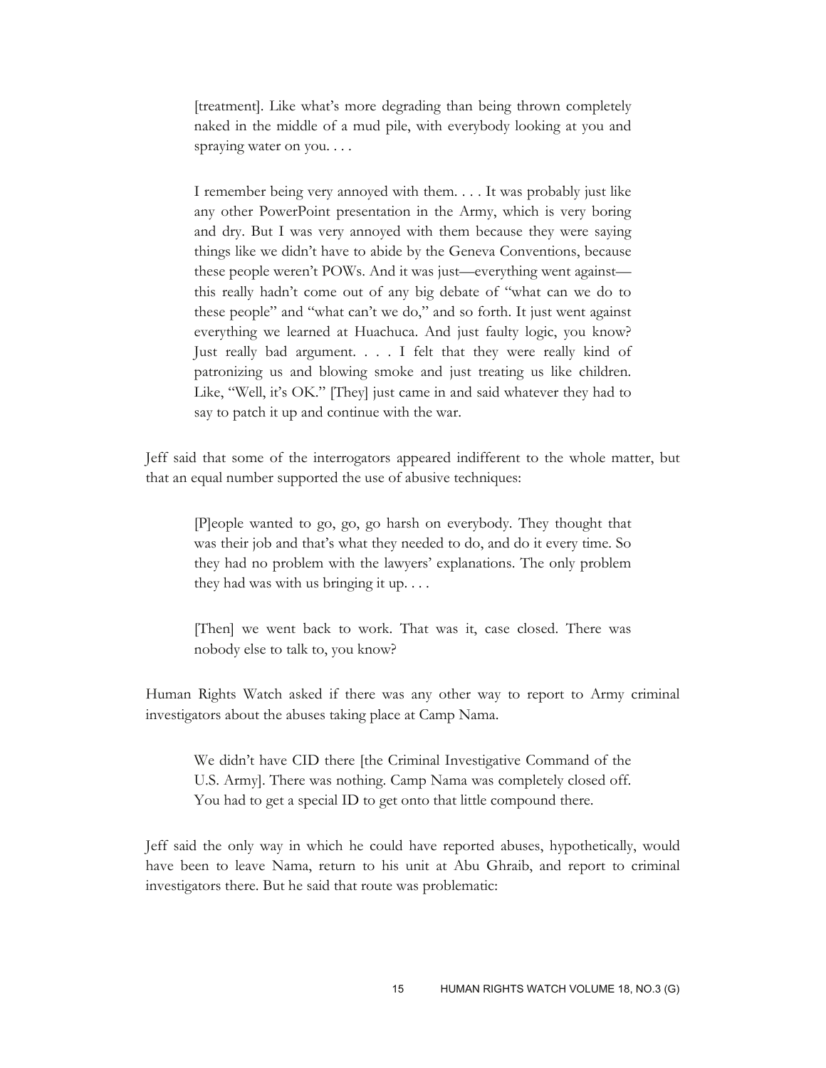> [treatment]. Like what's more degrading than being thrown completely naked in the middle of a mud pile, with everybody looking at you and spraying water on you. . . .
>
> I remember being very annoyed with them. . . . It was probably just like any other PowerPoint presentation in the Army, which is very boring and dry. But I was very annoyed with them because they were saying things like we didn't have to abide by the Geneva Conventions, because these people weren't POWs. And it was just—everything went against—this really hadn't come out of any big debate of "what can we do to these people" and "what can't we do," and so forth. It just went against everything we learned at Huachuca. And just faulty logic, you know? Just really bad argument. . . . I felt that they were really kind of patronizing us and blowing smoke and just treating us like children. Like, "Well, it's OK." [They] just came in and said whatever they had to say to patch it up and continue with the war.

Jeff said that some of the interrogators appeared indifferent to the whole matter, but that an equal number supported the use of abusive techniques:

> [P]eople wanted to go, go, go harsh on everybody. They thought that was their job and that's what they needed to do, and do it every time. So they had no problem with the lawyers' explanations. The only problem they had was with us bringing it up. . . .
>
> [Then] we went back to work. That was it, case closed. There was nobody else to talk to, you know?

Human Rights Watch asked if there was any other way to report to Army criminal investigators about the abuses taking place at Camp Nama.

> We didn't have CID there [the Criminal Investigative Command of the U.S. Army]. There was nothing. Camp Nama was completely closed off. You had to get a special ID to get onto that little compound there.

Jeff said the only way in which he could have reported abuses, hypothetically, would have been to leave Nama, return to his unit at Abu Ghraib, and report to criminal investigators there. But he said that route was problematic: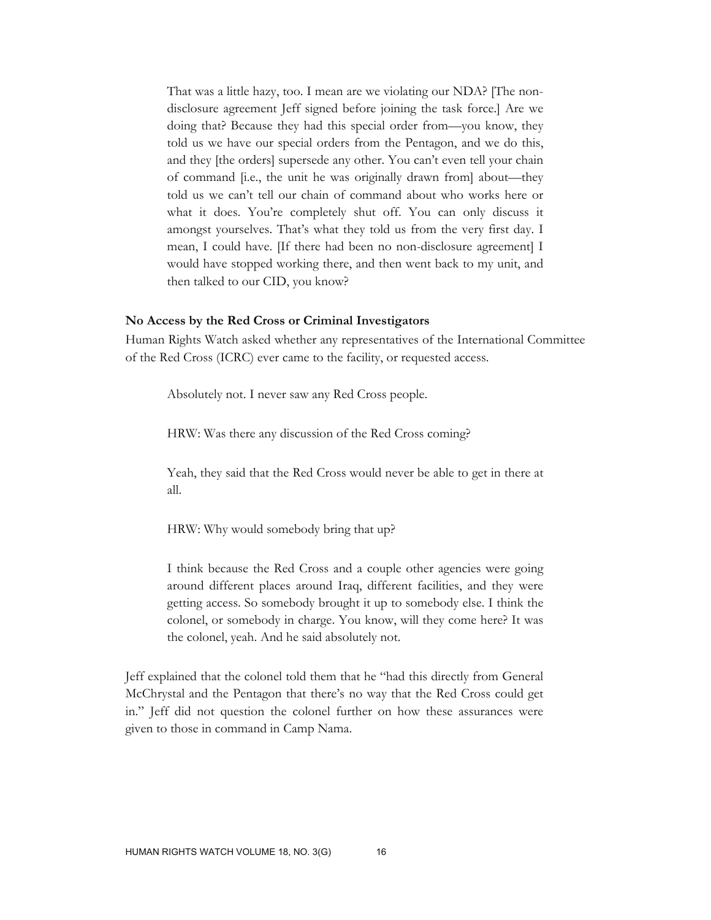> That was a little hazy, too. I mean are we violating our NDA? [The non-disclosure agreement Jeff signed before joining the task force.] Are we doing that? Because they had this special order from—you know, they told us we have our special orders from the Pentagon, and we do this, and they [the orders] supersede any other. You can't even tell your chain of command [i.e., the unit he was originally drawn from] about—they told us we can't tell our chain of command about who works here or what it does. You're completely shut off. You can only discuss it amongst yourselves. That's what they told us from the very first day. I mean, I could have. [If there had been no non-disclosure agreement] I would have stopped working there, and then went back to my unit, and then talked to our CID, you know?

**No Access by the Red Cross or Criminal Investigators**

Human Rights Watch asked whether any representatives of the International Committee of the Red Cross (ICRC) ever came to the facility, or requested access.

> Absolutely not. I never saw any Red Cross people.
>
> HRW: Was there any discussion of the Red Cross coming?
>
> Yeah, they said that the Red Cross would never be able to get in there at all.
>
> HRW: Why would somebody bring that up?
>
> I think because the Red Cross and a couple other agencies were going around different places around Iraq, different facilities, and they were getting access. So somebody brought it up to somebody else. I think the colonel, or somebody in charge. You know, will they come here? It was the colonel, yeah. And he said absolutely not.

Jeff explained that the colonel told them that he "had this directly from General McChrystal and the Pentagon that there's no way that the Red Cross could get in." Jeff did not question the colonel further on how these assurances were given to those in command in Camp Nama.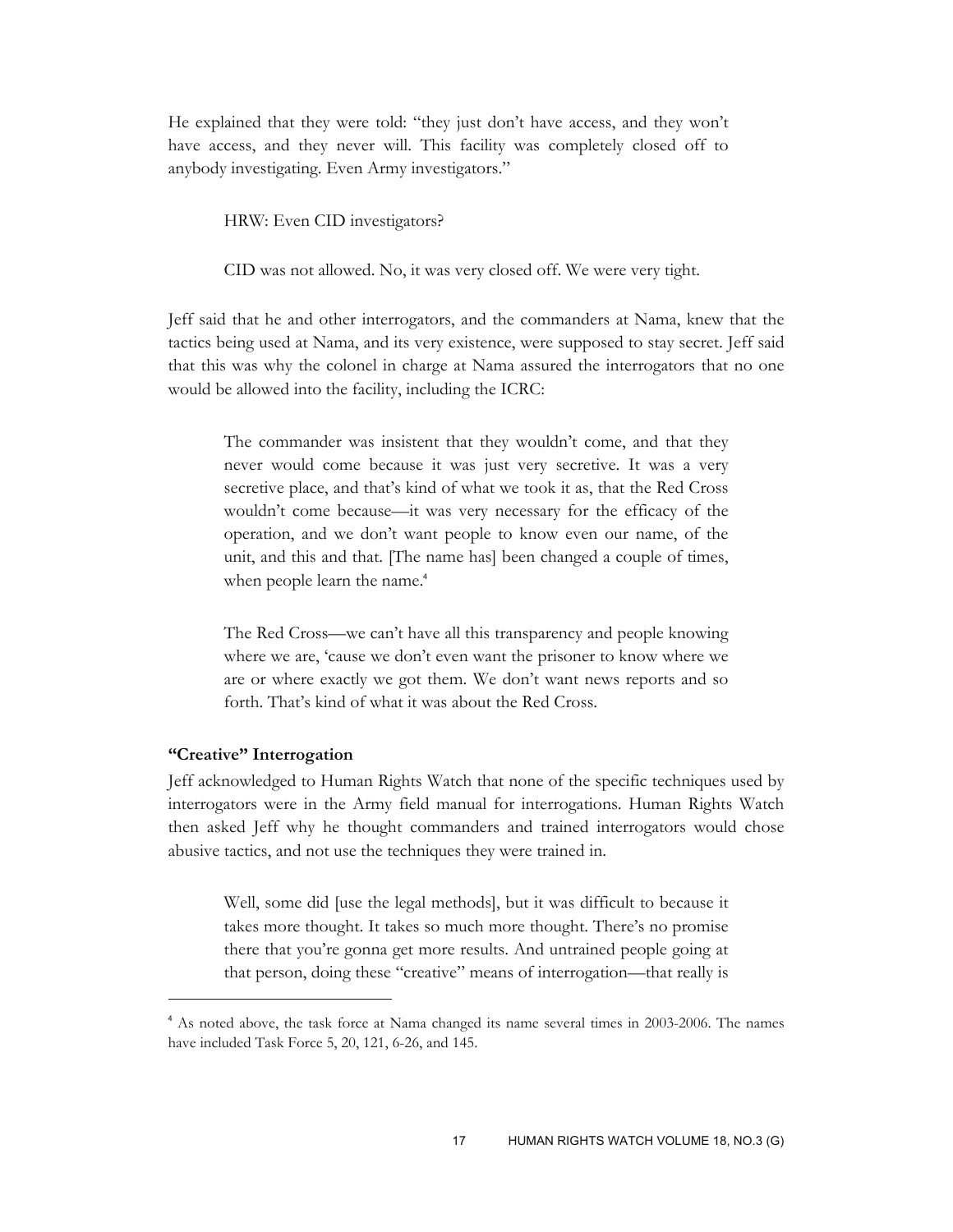He explained that they were told: "they just don't have access, and they won't have access, and they never will. This facility was completely closed off to anybody investigating. Even Army investigators."

> HRW: Even CID investigators?
>
> CID was not allowed. No, it was very closed off. We were very tight.

Jeff said that he and other interrogators, and the commanders at Nama, knew that the tactics being used at Nama, and its very existence, were supposed to stay secret. Jeff said that this was why the colonel in charge at Nama assured the interrogators that no one would be allowed into the facility, including the ICRC:

> The commander was insistent that they wouldn't come, and that they never would come because it was just very secretive. It was a very secretive place, and that's kind of what we took it as, that the Red Cross wouldn't come because—it was very necessary for the efficacy of the operation, and we don't want people to know even our name, of the unit, and this and that. [The name has] been changed a couple of times, when people learn the name.[4]
>
> The Red Cross—we can't have all this transparency and people knowing where we are, 'cause we don't even want the prisoner to know where we are or where exactly we got them. We don't want news reports and so forth. That's kind of what it was about the Red Cross.

**"Creative" Interrogation**

Jeff acknowledged to Human Rights Watch that none of the specific techniques used by interrogators were in the Army field manual for interrogations. Human Rights Watch then asked Jeff why he thought commanders and trained interrogators would chose abusive tactics, and not use the techniques they were trained in.

> Well, some did [use the legal methods], but it was difficult to because it takes more thought. It takes so much more thought. There's no promise there that you're gonna get more results. And untrained people going at that person, doing these "creative" means of interrogation—that really is

[4] As noted above, the task force at Nama changed its name several times in 2003-2006. The names have included Task Force 5, 20, 121, 6-26, and 145.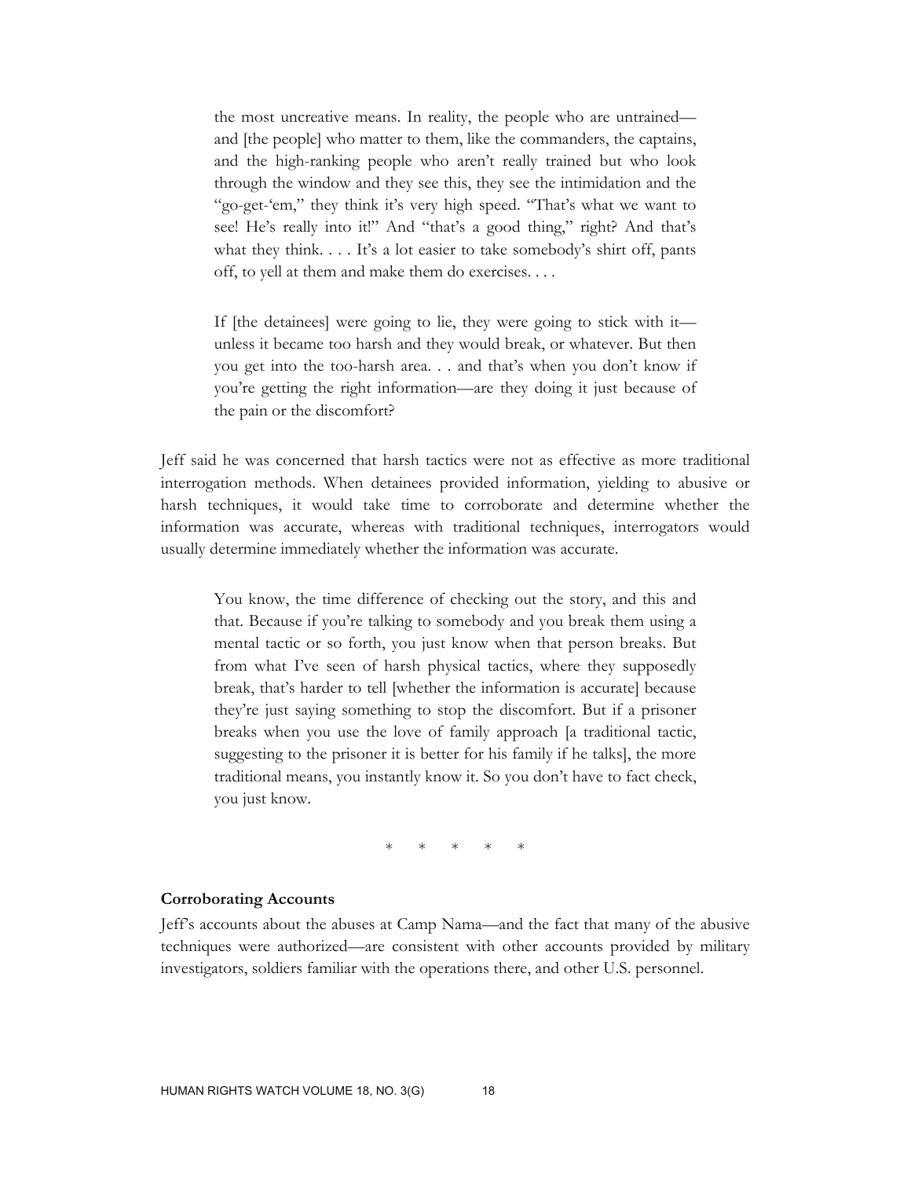> the most uncreative means. In reality, the people who are untrained—and [the people] who matter to them, like the commanders, the captains, and the high-ranking people who aren't really trained but who look through the window and they see this, they see the intimidation and the "go-get-'em," they think it's very high speed. "That's what we want to see! He's really into it!" And "that's a good thing," right? And that's what they think. . . . It's a lot easier to take somebody's shirt off, pants off, to yell at them and make them do exercises. . . .
>
> If [the detainees] were going to lie, they were going to stick with it—unless it became too harsh and they would break, or whatever. But then you get into the too-harsh area. . . and that's when you don't know if you're getting the right information—are they doing it just because of the pain or the discomfort?

Jeff said he was concerned that harsh tactics were not as effective as more traditional interrogation methods. When detainees provided information, yielding to abusive or harsh techniques, it would take time to corroborate and determine whether the information was accurate, whereas with traditional techniques, interrogators would usually determine immediately whether the information was accurate.

> You know, the time difference of checking out the story, and this and that. Because if you're talking to somebody and you break them using a mental tactic or so forth, you just know when that person breaks. But from what I've seen of harsh physical tactics, where they supposedly break, that's harder to tell [whether the information is accurate] because they're just saying something to stop the discomfort. But if a prisoner breaks when you use the love of family approach [a traditional tactic, suggesting to the prisoner it is better for his family if he talks], the more traditional means, you instantly know it. So you don't have to fact check, you just know.

\* \* \* \* \*

**Corroborating Accounts**

Jeff's accounts about the abuses at Camp Nama—and the fact that many of the abusive techniques were authorized—are consistent with other accounts provided by military investigators, soldiers familiar with the operations there, and other U.S. personnel.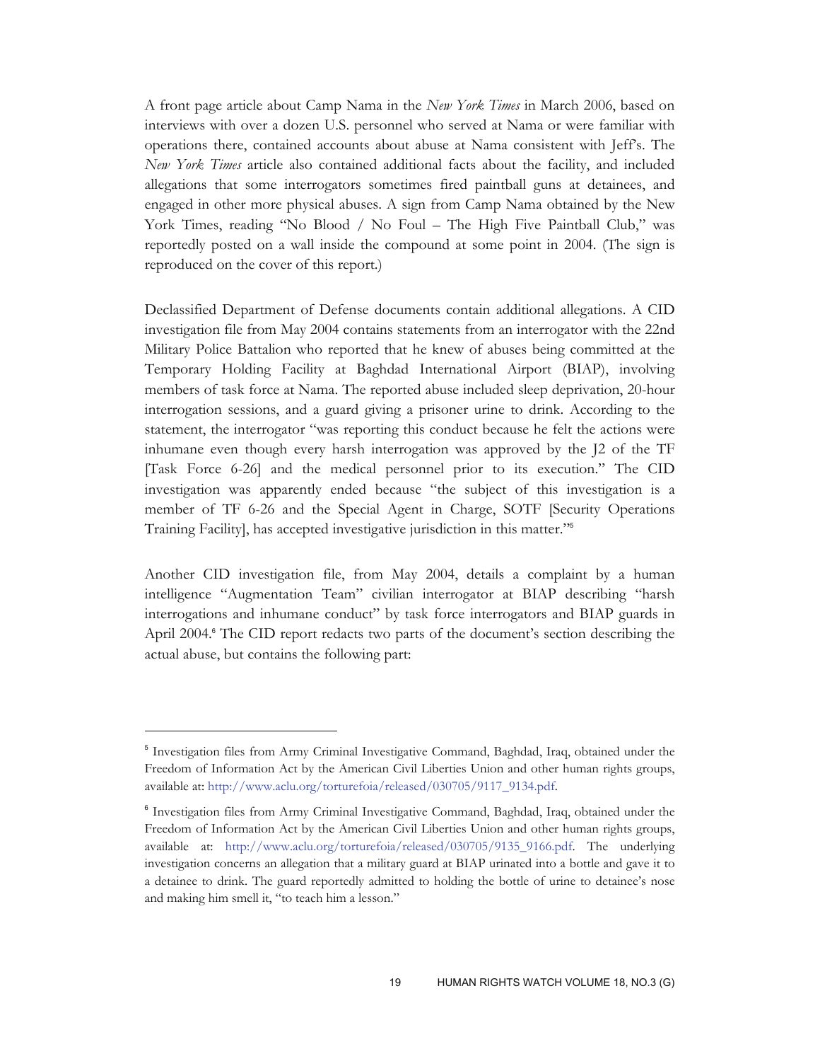A front page article about Camp Nama in the *New York Times* in March 2006, based on interviews with over a dozen U.S. personnel who served at Nama or were familiar with operations there, contained accounts about abuse at Nama consistent with Jeff's. The *New York Times* article also contained additional facts about the facility, and included allegations that some interrogators sometimes fired paintball guns at detainees, and engaged in other more physical abuses. A sign from Camp Nama obtained by the New York Times, reading "No Blood / No Foul – The High Five Paintball Club," was reportedly posted on a wall inside the compound at some point in 2004. (The sign is reproduced on the cover of this report.)

Declassified Department of Defense documents contain additional allegations. A CID investigation file from May 2004 contains statements from an interrogator with the 22nd Military Police Battalion who reported that he knew of abuses being committed at the Temporary Holding Facility at Baghdad International Airport (BIAP), involving members of task force at Nama. The reported abuse included sleep deprivation, 20-hour interrogation sessions, and a guard giving a prisoner urine to drink. According to the statement, the interrogator "was reporting this conduct because he felt the actions were inhumane even though every harsh interrogation was approved by the J2 of the TF [Task Force 6-26] and the medical personnel prior to its execution." The CID investigation was apparently ended because "the subject of this investigation is a member of TF 6-26 and the Special Agent in Charge, SOTF [Security Operations Training Facility], has accepted investigative jurisdiction in this matter."[5]

Another CID investigation file, from May 2004, details a complaint by a human intelligence "Augmentation Team" civilian interrogator at BIAP describing "harsh interrogations and inhumane conduct" by task force interrogators and BIAP guards in April 2004.[6] The CID report redacts two parts of the document's section describing the actual abuse, but contains the following part:

---

[5] Investigation files from Army Criminal Investigative Command, Baghdad, Iraq, obtained under the Freedom of Information Act by the American Civil Liberties Union and other human rights groups, available at: http://www.aclu.org/torturefoia/released/030705/9117_9134.pdf.

[6] Investigation files from Army Criminal Investigative Command, Baghdad, Iraq, obtained under the Freedom of Information Act by the American Civil Liberties Union and other human rights groups, available at: http://www.aclu.org/torturefoia/released/030705/9135_9166.pdf. The underlying investigation concerns an allegation that a military guard at BIAP urinated into a bottle and gave it to a detainee to drink. The guard reportedly admitted to holding the bottle of urine to detainee's nose and making him smell it, "to teach him a lesson."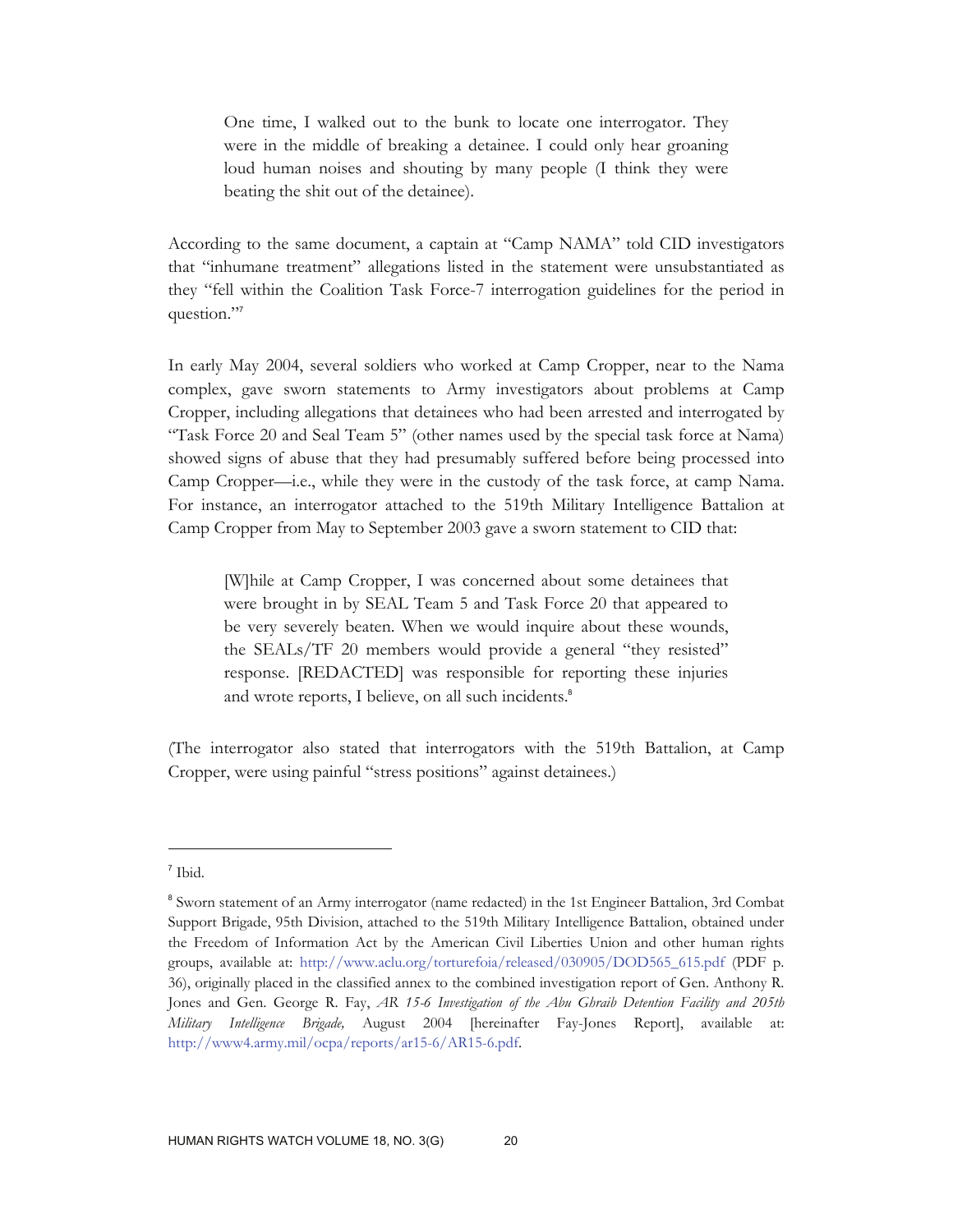> One time, I walked out to the bunk to locate one interrogator. They were in the middle of breaking a detainee. I could only hear groaning loud human noises and shouting by many people (I think they were beating the shit out of the detainee).

According to the same document, a captain at "Camp NAMA" told CID investigators that "inhumane treatment" allegations listed in the statement were unsubstantiated as they "fell within the Coalition Task Force-7 interrogation guidelines for the period in question."[7]

In early May 2004, several soldiers who worked at Camp Cropper, near to the Nama complex, gave sworn statements to Army investigators about problems at Camp Cropper, including allegations that detainees who had been arrested and interrogated by "Task Force 20 and Seal Team 5" (other names used by the special task force at Nama) showed signs of abuse that they had presumably suffered before being processed into Camp Cropper—i.e., while they were in the custody of the task force, at camp Nama. For instance, an interrogator attached to the 519th Military Intelligence Battalion at Camp Cropper from May to September 2003 gave a sworn statement to CID that:

> [W]hile at Camp Cropper, I was concerned about some detainees that were brought in by SEAL Team 5 and Task Force 20 that appeared to be very severely beaten. When we would inquire about these wounds, the SEALs/TF 20 members would provide a general "they resisted" response. [REDACTED] was responsible for reporting these injuries and wrote reports, I believe, on all such incidents.[8]

(The interrogator also stated that interrogators with the 519th Battalion, at Camp Cropper, were using painful "stress positions" against detainees.)

---

[7] Ibid.

[8] Sworn statement of an Army interrogator (name redacted) in the 1st Engineer Battalion, 3rd Combat Support Brigade, 95th Division, attached to the 519th Military Intelligence Battalion, obtained under the Freedom of Information Act by the American Civil Liberties Union and other human rights groups, available at: http://www.aclu.org/torturefoia/released/030905/DOD565_615.pdf (PDF p. 36), originally placed in the classified annex to the combined investigation report of Gen. Anthony R. Jones and Gen. George R. Fay, *AR 15-6 Investigation of the Abu Ghraib Detention Facility and 205th Military Intelligence Brigade,* August 2004 [hereinafter Fay-Jones Report], available at: http://www4.army.mil/ocpa/reports/ar15-6/AR15-6.pdf.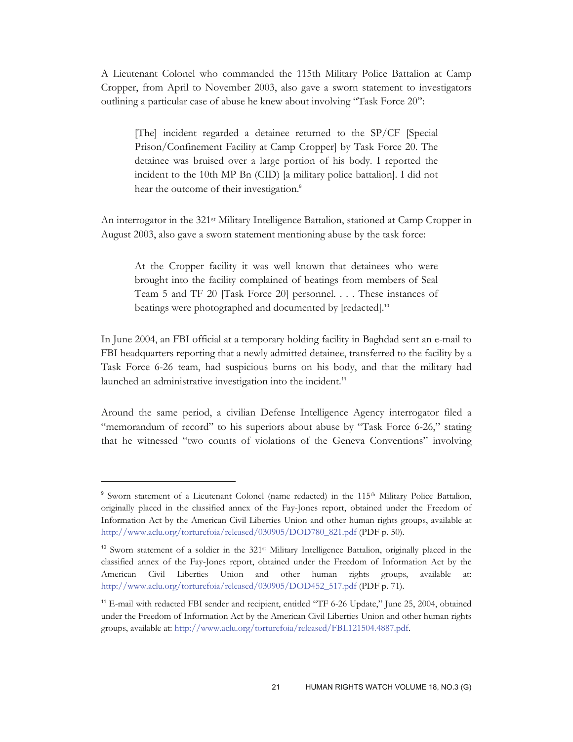A Lieutenant Colonel who commanded the 115th Military Police Battalion at Camp Cropper, from April to November 2003, also gave a sworn statement to investigators outlining a particular case of abuse he knew about involving "Task Force 20":

> [The] incident regarded a detainee returned to the SP/CF [Special Prison/Confinement Facility at Camp Cropper] by Task Force 20. The detainee was bruised over a large portion of his body. I reported the incident to the 10th MP Bn (CID) [a military police battalion]. I did not hear the outcome of their investigation.[9]

An interrogator in the 321st Military Intelligence Battalion, stationed at Camp Cropper in August 2003, also gave a sworn statement mentioning abuse by the task force:

> At the Cropper facility it was well known that detainees who were brought into the facility complained of beatings from members of Seal Team 5 and TF 20 [Task Force 20] personnel. . . . These instances of beatings were photographed and documented by [redacted].[10]

In June 2004, an FBI official at a temporary holding facility in Baghdad sent an e-mail to FBI headquarters reporting that a newly admitted detainee, transferred to the facility by a Task Force 6-26 team, had suspicious burns on his body, and that the military had launched an administrative investigation into the incident.[11]

Around the same period, a civilian Defense Intelligence Agency interrogator filed a "memorandum of record" to his superiors about abuse by "Task Force 6-26," stating that he witnessed "two counts of violations of the Geneva Conventions" involving

---

[9] Sworn statement of a Lieutenant Colonel (name redacted) in the 115th Military Police Battalion, originally placed in the classified annex of the Fay-Jones report, obtained under the Freedom of Information Act by the American Civil Liberties Union and other human rights groups, available at http://www.aclu.org/torturefoia/released/030905/DOD780_821.pdf (PDF p. 50).

[10] Sworn statement of a soldier in the 321st Military Intelligence Battalion, originally placed in the classified annex of the Fay-Jones report, obtained under the Freedom of Information Act by the American Civil Liberties Union and other human rights groups, available at: http://www.aclu.org/torturefoia/released/030905/DOD452_517.pdf (PDF p. 71).

[11] E-mail with redacted FBI sender and recipient, entitled "TF 6-26 Update," June 25, 2004, obtained under the Freedom of Information Act by the American Civil Liberties Union and other human rights groups, available at: http://www.aclu.org/torturefoia/released/FBI.121504.4887.pdf.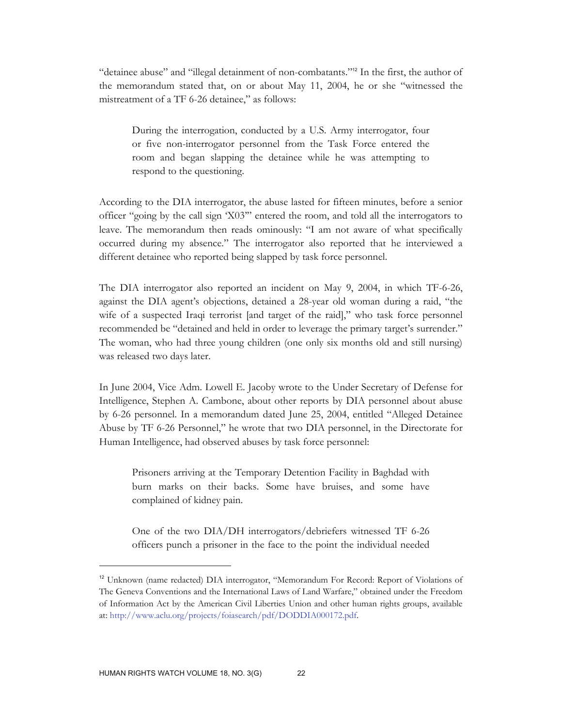"detainee abuse" and "illegal detainment of non-combatants."[12] In the first, the author of the memorandum stated that, on or about May 11, 2004, he or she "witnessed the mistreatment of a TF 6-26 detainee," as follows:

> During the interrogation, conducted by a U.S. Army interrogator, four or five non-interrogator personnel from the Task Force entered the room and began slapping the detainee while he was attempting to respond to the questioning.

According to the DIA interrogator, the abuse lasted for fifteen minutes, before a senior officer "going by the call sign 'X03'" entered the room, and told all the interrogators to leave. The memorandum then reads ominously: "I am not aware of what specifically occurred during my absence." The interrogator also reported that he interviewed a different detainee who reported being slapped by task force personnel.

The DIA interrogator also reported an incident on May 9, 2004, in which TF-6-26, against the DIA agent's objections, detained a 28-year old woman during a raid, "the wife of a suspected Iraqi terrorist [and target of the raid]," who task force personnel recommended be "detained and held in order to leverage the primary target's surrender." The woman, who had three young children (one only six months old and still nursing) was released two days later.

In June 2004, Vice Adm. Lowell E. Jacoby wrote to the Under Secretary of Defense for Intelligence, Stephen A. Cambone, about other reports by DIA personnel about abuse by 6-26 personnel. In a memorandum dated June 25, 2004, entitled "Alleged Detainee Abuse by TF 6-26 Personnel," he wrote that two DIA personnel, in the Directorate for Human Intelligence, had observed abuses by task force personnel:

> Prisoners arriving at the Temporary Detention Facility in Baghdad with burn marks on their backs. Some have bruises, and some have complained of kidney pain.
>
> One of the two DIA/DH interrogators/debriefers witnessed TF 6-26 officers punch a prisoner in the face to the point the individual needed

---

[12] Unknown (name redacted) DIA interrogator, "Memorandum For Record: Report of Violations of The Geneva Conventions and the International Laws of Land Warfare," obtained under the Freedom of Information Act by the American Civil Liberties Union and other human rights groups, available at: http://www.aclu.org/projects/foiasearch/pdf/DODDIA000172.pdf.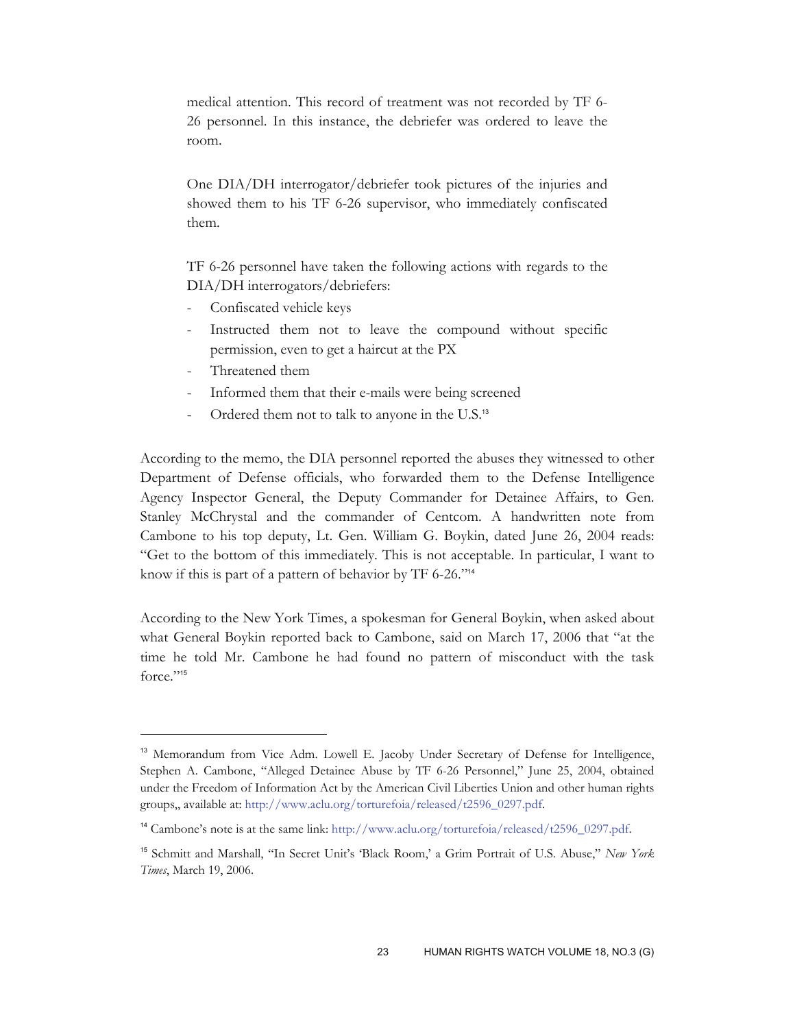> medical attention. This record of treatment was not recorded by TF 6-26 personnel. In this instance, the debriefer was ordered to leave the room.
>
> One DIA/DH interrogator/debriefer took pictures of the injuries and showed them to his TF 6-26 supervisor, who immediately confiscated them.
>
> TF 6-26 personnel have taken the following actions with regards to the DIA/DH interrogators/debriefers:
>
> - Confiscated vehicle keys
> - Instructed them not to leave the compound without specific permission, even to get a haircut at the PX
> - Threatened them
> - Informed them that their e-mails were being screened
> - Ordered them not to talk to anyone in the U.S.[13]

According to the memo, the DIA personnel reported the abuses they witnessed to other Department of Defense officials, who forwarded them to the Defense Intelligence Agency Inspector General, the Deputy Commander for Detainee Affairs, to Gen. Stanley McChrystal and the commander of Centcom. A handwritten note from Cambone to his top deputy, Lt. Gen. William G. Boykin, dated June 26, 2004 reads: "Get to the bottom of this immediately. This is not acceptable. In particular, I want to know if this is part of a pattern of behavior by TF 6-26."[14]

According to the New York Times, a spokesman for General Boykin, when asked about what General Boykin reported back to Cambone, said on March 17, 2006 that "at the time he told Mr. Cambone he had found no pattern of misconduct with the task force."[15]

---

[13] Memorandum from Vice Adm. Lowell E. Jacoby Under Secretary of Defense for Intelligence, Stephen A. Cambone, "Alleged Detainee Abuse by TF 6-26 Personnel," June 25, 2004, obtained under the Freedom of Information Act by the American Civil Liberties Union and other human rights groups,, available at: http://www.aclu.org/torturefoia/released/t2596_0297.pdf.

[14] Cambone's note is at the same link: http://www.aclu.org/torturefoia/released/t2596_0297.pdf.

[15] Schmitt and Marshall, "In Secret Unit's 'Black Room,' a Grim Portrait of U.S. Abuse," *New York Times*, March 19, 2006.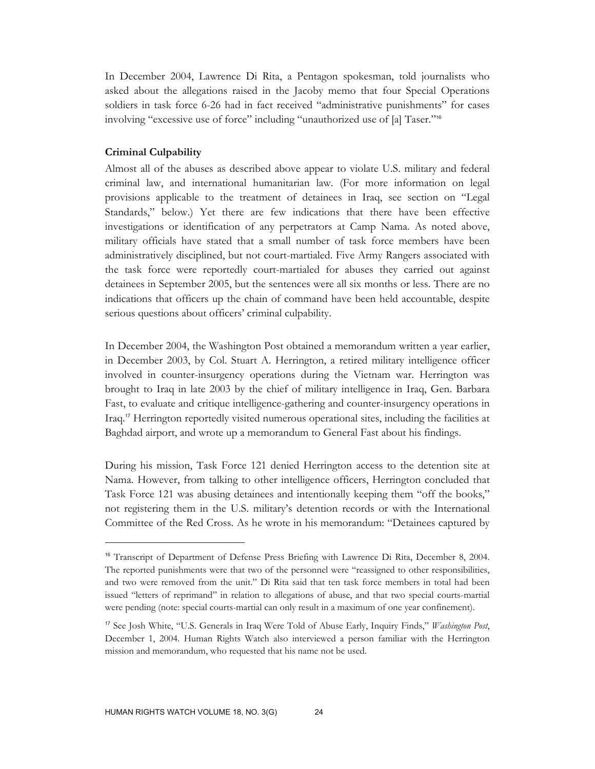In December 2004, Lawrence Di Rita, a Pentagon spokesman, told journalists who asked about the allegations raised in the Jacoby memo that four Special Operations soldiers in task force 6-26 had in fact received "administrative punishments" for cases involving "excessive use of force" including "unauthorized use of [a] Taser."[16]

**Criminal Culpability**

Almost all of the abuses as described above appear to violate U.S. military and federal criminal law, and international humanitarian law. (For more information on legal provisions applicable to the treatment of detainees in Iraq, see section on "Legal Standards," below.) Yet there are few indications that there have been effective investigations or identification of any perpetrators at Camp Nama. As noted above, military officials have stated that a small number of task force members have been administratively disciplined, but not court-martialed. Five Army Rangers associated with the task force were reportedly court-martialed for abuses they carried out against detainees in September 2005, but the sentences were all six months or less. There are no indications that officers up the chain of command have been held accountable, despite serious questions about officers' criminal culpability.

In December 2004, the Washington Post obtained a memorandum written a year earlier, in December 2003, by Col. Stuart A. Herrington, a retired military intelligence officer involved in counter-insurgency operations during the Vietnam war. Herrington was brought to Iraq in late 2003 by the chief of military intelligence in Iraq, Gen. Barbara Fast, to evaluate and critique intelligence-gathering and counter-insurgency operations in Iraq.[17] Herrington reportedly visited numerous operational sites, including the facilities at Baghdad airport, and wrote up a memorandum to General Fast about his findings.

During his mission, Task Force 121 denied Herrington access to the detention site at Nama. However, from talking to other intelligence officers, Herrington concluded that Task Force 121 was abusing detainees and intentionally keeping them "off the books," not registering them in the U.S. military's detention records or with the International Committee of the Red Cross. As he wrote in his memorandum: "Detainees captured by

---

[16] Transcript of Department of Defense Press Briefing with Lawrence Di Rita, December 8, 2004. The reported punishments were that two of the personnel were "reassigned to other responsibilities, and two were removed from the unit." Di Rita said that ten task force members in total had been issued "letters of reprimand" in relation to allegations of abuse, and that two special courts-martial were pending (note: special courts-martial can only result in a maximum of one year confinement).

[17] See Josh White, "U.S. Generals in Iraq Were Told of Abuse Early, Inquiry Finds," *Washington Post*, December 1, 2004. Human Rights Watch also interviewed a person familiar with the Herrington mission and memorandum, who requested that his name not be used.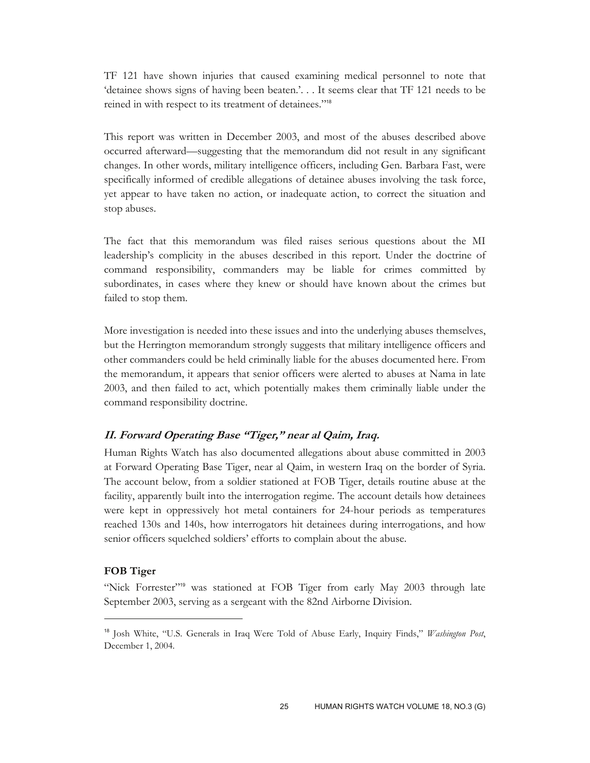TF 121 have shown injuries that caused examining medical personnel to note that 'detainee shows signs of having been beaten.'. . . It seems clear that TF 121 needs to be reined in with respect to its treatment of detainees."[18]

This report was written in December 2003, and most of the abuses described above occurred afterward—suggesting that the memorandum did not result in any significant changes. In other words, military intelligence officers, including Gen. Barbara Fast, were specifically informed of credible allegations of detainee abuses involving the task force, yet appear to have taken no action, or inadequate action, to correct the situation and stop abuses.

The fact that this memorandum was filed raises serious questions about the MI leadership's complicity in the abuses described in this report. Under the doctrine of command responsibility, commanders may be liable for crimes committed by subordinates, in cases where they knew or should have known about the crimes but failed to stop them.

More investigation is needed into these issues and into the underlying abuses themselves, but the Herrington memorandum strongly suggests that military intelligence officers and other commanders could be held criminally liable for the abuses documented here. From the memorandum, it appears that senior officers were alerted to abuses at Nama in late 2003, and then failed to act, which potentially makes them criminally liable under the command responsibility doctrine.

## *II. Forward Operating Base "Tiger," near al Qaim, Iraq.*

Human Rights Watch has also documented allegations about abuse committed in 2003 at Forward Operating Base Tiger, near al Qaim, in western Iraq on the border of Syria. The account below, from a soldier stationed at FOB Tiger, details routine abuse at the facility, apparently built into the interrogation regime. The account details how detainees were kept in oppressively hot metal containers for 24-hour periods as temperatures reached 130s and 140s, how interrogators hit detainees during interrogations, and how senior officers squelched soldiers' efforts to complain about the abuse.

### FOB Tiger

"Nick Forrester"[19] was stationed at FOB Tiger from early May 2003 through late September 2003, serving as a sergeant with the 82nd Airborne Division.

---

[18] Josh White, "U.S. Generals in Iraq Were Told of Abuse Early, Inquiry Finds," *Washington Post*, December 1, 2004.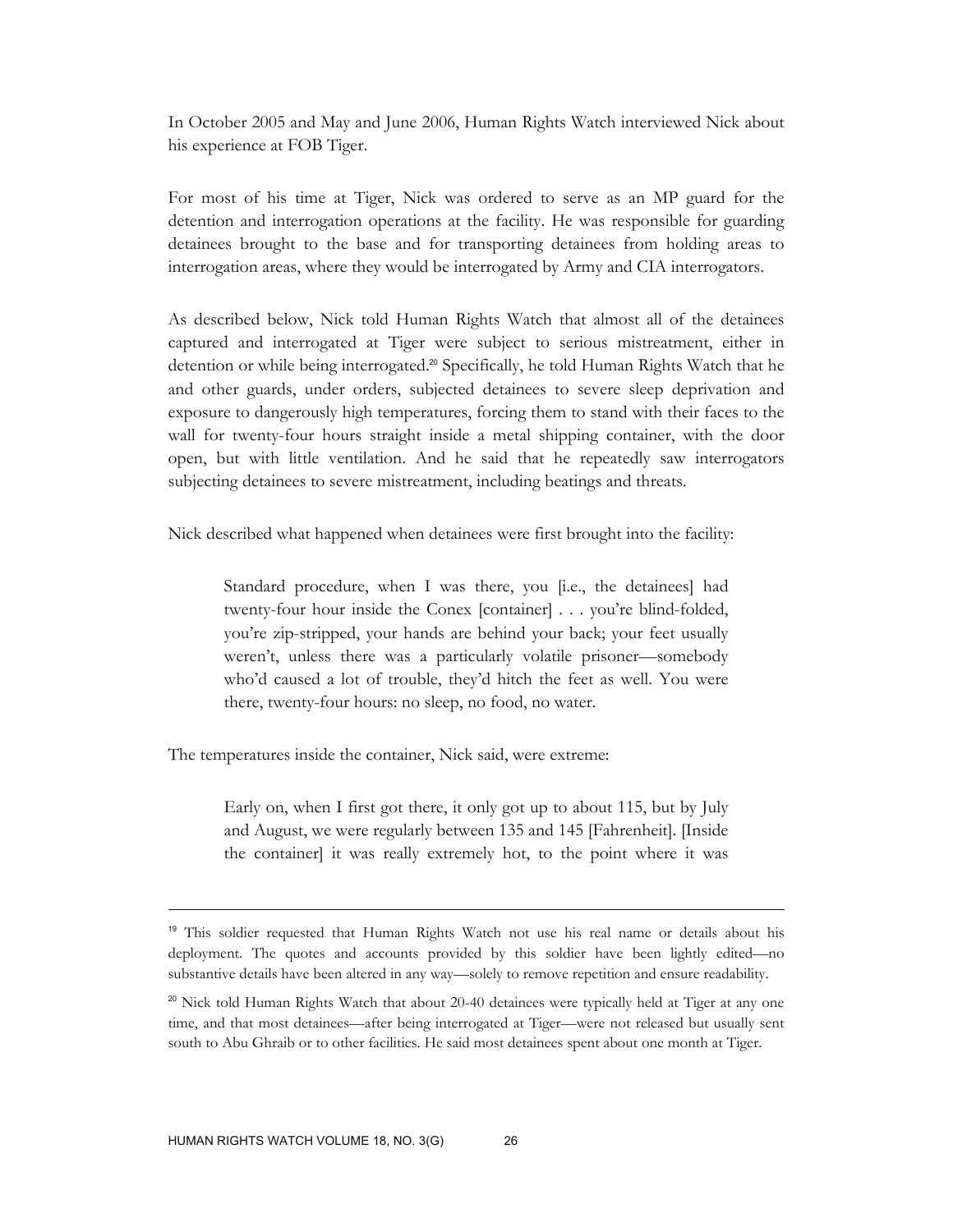In October 2005 and May and June 2006, Human Rights Watch interviewed Nick about his experience at FOB Tiger.

For most of his time at Tiger, Nick was ordered to serve as an MP guard for the detention and interrogation operations at the facility. He was responsible for guarding detainees brought to the base and for transporting detainees from holding areas to interrogation areas, where they would be interrogated by Army and CIA interrogators.

As described below, Nick told Human Rights Watch that almost all of the detainees captured and interrogated at Tiger were subject to serious mistreatment, either in detention or while being interrogated.[20] Specifically, he told Human Rights Watch that he and other guards, under orders, subjected detainees to severe sleep deprivation and exposure to dangerously high temperatures, forcing them to stand with their faces to the wall for twenty-four hours straight inside a metal shipping container, with the door open, but with little ventilation. And he said that he repeatedly saw interrogators subjecting detainees to severe mistreatment, including beatings and threats.

Nick described what happened when detainees were first brought into the facility:

> Standard procedure, when I was there, you [i.e., the detainees] had twenty-four hour inside the Conex [container] . . . you're blind-folded, you're zip-stripped, your hands are behind your back; your feet usually weren't, unless there was a particularly volatile prisoner—somebody who'd caused a lot of trouble, they'd hitch the feet as well. You were there, twenty-four hours: no sleep, no food, no water.

The temperatures inside the container, Nick said, were extreme:

> Early on, when I first got there, it only got up to about 115, but by July and August, we were regularly between 135 and 145 [Fahrenheit]. [Inside the container] it was really extremely hot, to the point where it was

---

[19] This soldier requested that Human Rights Watch not use his real name or details about his deployment. The quotes and accounts provided by this soldier have been lightly edited—no substantive details have been altered in any way—solely to remove repetition and ensure readability.

[20] Nick told Human Rights Watch that about 20-40 detainees were typically held at Tiger at any one time, and that most detainees—after being interrogated at Tiger—were not released but usually sent south to Abu Ghraib or to other facilities. He said most detainees spent about one month at Tiger.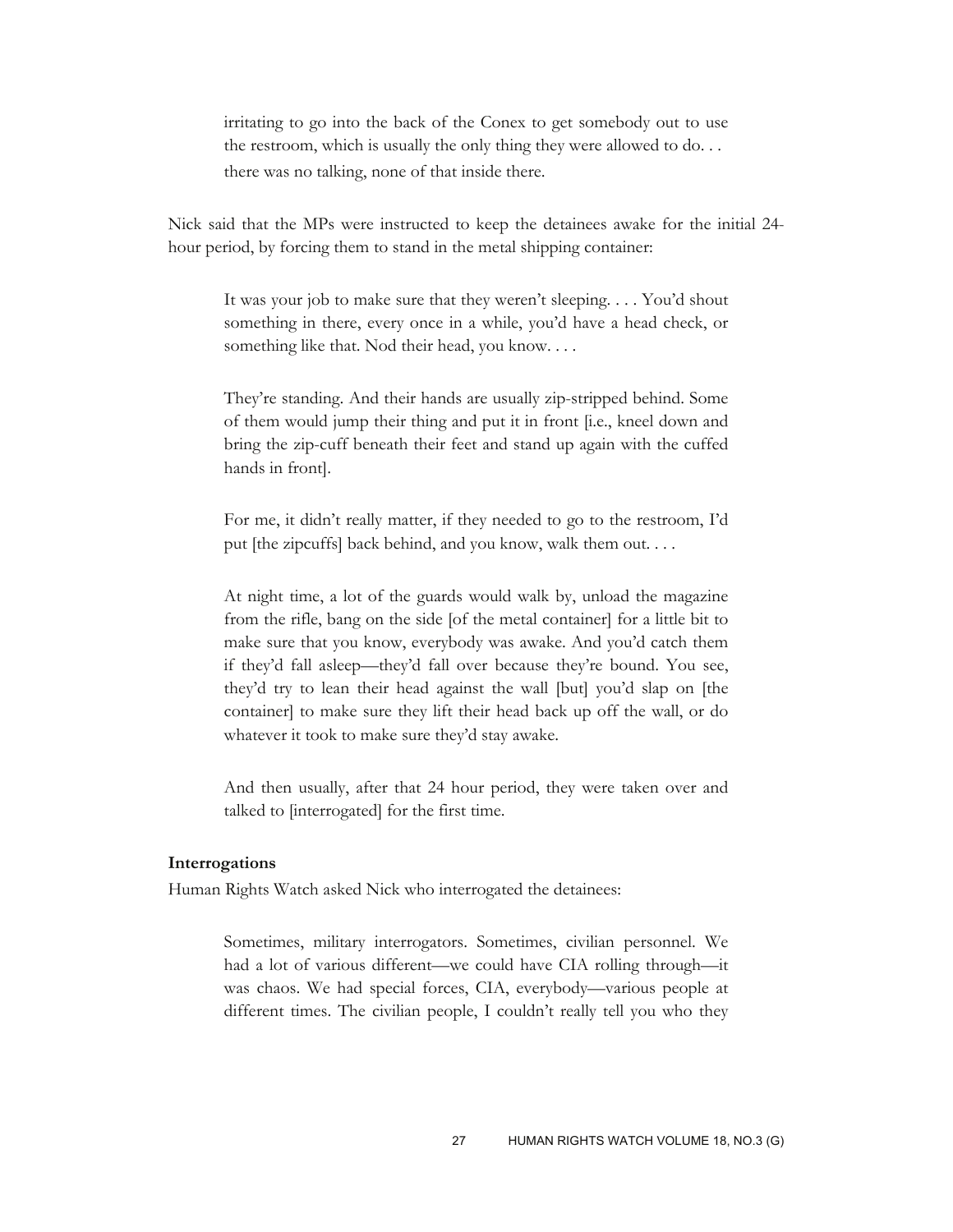> irritating to go into the back of the Conex to get somebody out to use the restroom, which is usually the only thing they were allowed to do. . . there was no talking, none of that inside there.

Nick said that the MPs were instructed to keep the detainees awake for the initial 24-hour period, by forcing them to stand in the metal shipping container:

> It was your job to make sure that they weren't sleeping. . . . You'd shout something in there, every once in a while, you'd have a head check, or something like that. Nod their head, you know. . . .
>
> They're standing. And their hands are usually zip-stripped behind. Some of them would jump their thing and put it in front [i.e., kneel down and bring the zip-cuff beneath their feet and stand up again with the cuffed hands in front].
>
> For me, it didn't really matter, if they needed to go to the restroom, I'd put [the zipcuffs] back behind, and you know, walk them out. . . .
>
> At night time, a lot of the guards would walk by, unload the magazine from the rifle, bang on the side [of the metal container] for a little bit to make sure that you know, everybody was awake. And you'd catch them if they'd fall asleep—they'd fall over because they're bound. You see, they'd try to lean their head against the wall [but] you'd slap on [the container] to make sure they lift their head back up off the wall, or do whatever it took to make sure they'd stay awake.
>
> And then usually, after that 24 hour period, they were taken over and talked to [interrogated] for the first time.

**Interrogations**

Human Rights Watch asked Nick who interrogated the detainees:

> Sometimes, military interrogators. Sometimes, civilian personnel. We had a lot of various different—we could have CIA rolling through—it was chaos. We had special forces, CIA, everybody—various people at different times. The civilian people, I couldn't really tell you who they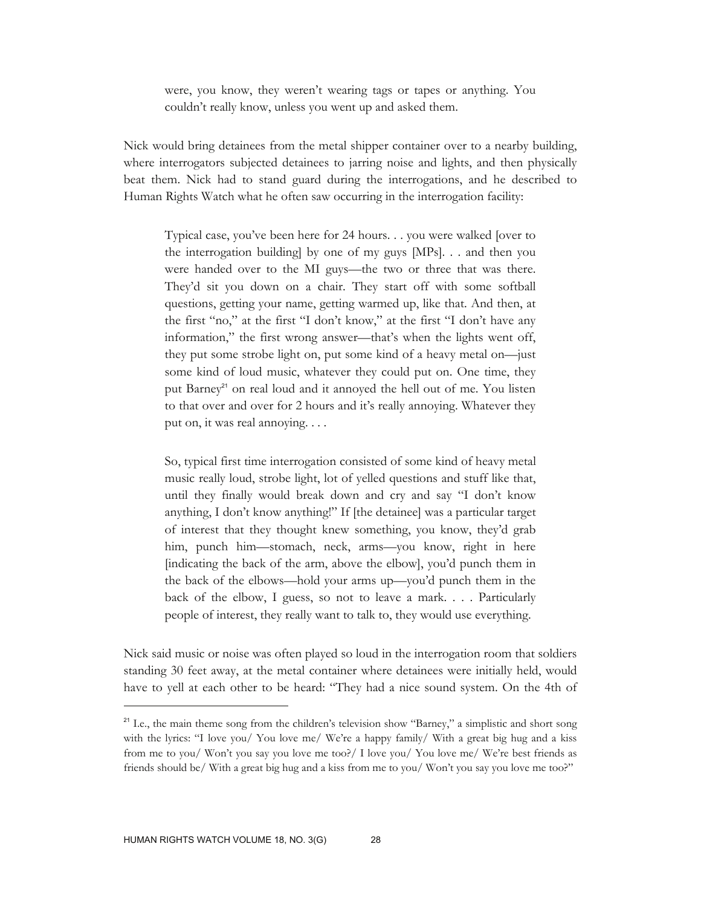> were, you know, they weren't wearing tags or tapes or anything. You couldn't really know, unless you went up and asked them.

Nick would bring detainees from the metal shipper container over to a nearby building, where interrogators subjected detainees to jarring noise and lights, and then physically beat them. Nick had to stand guard during the interrogations, and he described to Human Rights Watch what he often saw occurring in the interrogation facility:

> Typical case, you've been here for 24 hours. . . you were walked [over to the interrogation building] by one of my guys [MPs]. . . and then you were handed over to the MI guys—the two or three that was there. They'd sit you down on a chair. They start off with some softball questions, getting your name, getting warmed up, like that. And then, at the first "no," at the first "I don't know," at the first "I don't have any information," the first wrong answer—that's when the lights went off, they put some strobe light on, put some kind of a heavy metal on—just some kind of loud music, whatever they could put on. One time, they put Barney[21] on real loud and it annoyed the hell out of me. You listen to that over and over for 2 hours and it's really annoying. Whatever they put on, it was real annoying. . . .
>
> So, typical first time interrogation consisted of some kind of heavy metal music really loud, strobe light, lot of yelled questions and stuff like that, until they finally would break down and cry and say "I don't know anything, I don't know anything!" If [the detainee] was a particular target of interest that they thought knew something, you know, they'd grab him, punch him—stomach, neck, arms—you know, right in here [indicating the back of the arm, above the elbow], you'd punch them in the back of the elbows—hold your arms up—you'd punch them in the back of the elbow, I guess, so not to leave a mark. . . . Particularly people of interest, they really want to talk to, they would use everything.

Nick said music or noise was often played so loud in the interrogation room that soldiers standing 30 feet away, at the metal container where detainees were initially held, would have to yell at each other to be heard: "They had a nice sound system. On the 4th of

---

[21] I.e., the main theme song from the children's television show "Barney," a simplistic and short song with the lyrics: "I love you/ You love me/ We're a happy family/ With a great big hug and a kiss from me to you/ Won't you say you love me too?/ I love you/ You love me/ We're best friends as friends should be/ With a great big hug and a kiss from me to you/ Won't you say you love me too?"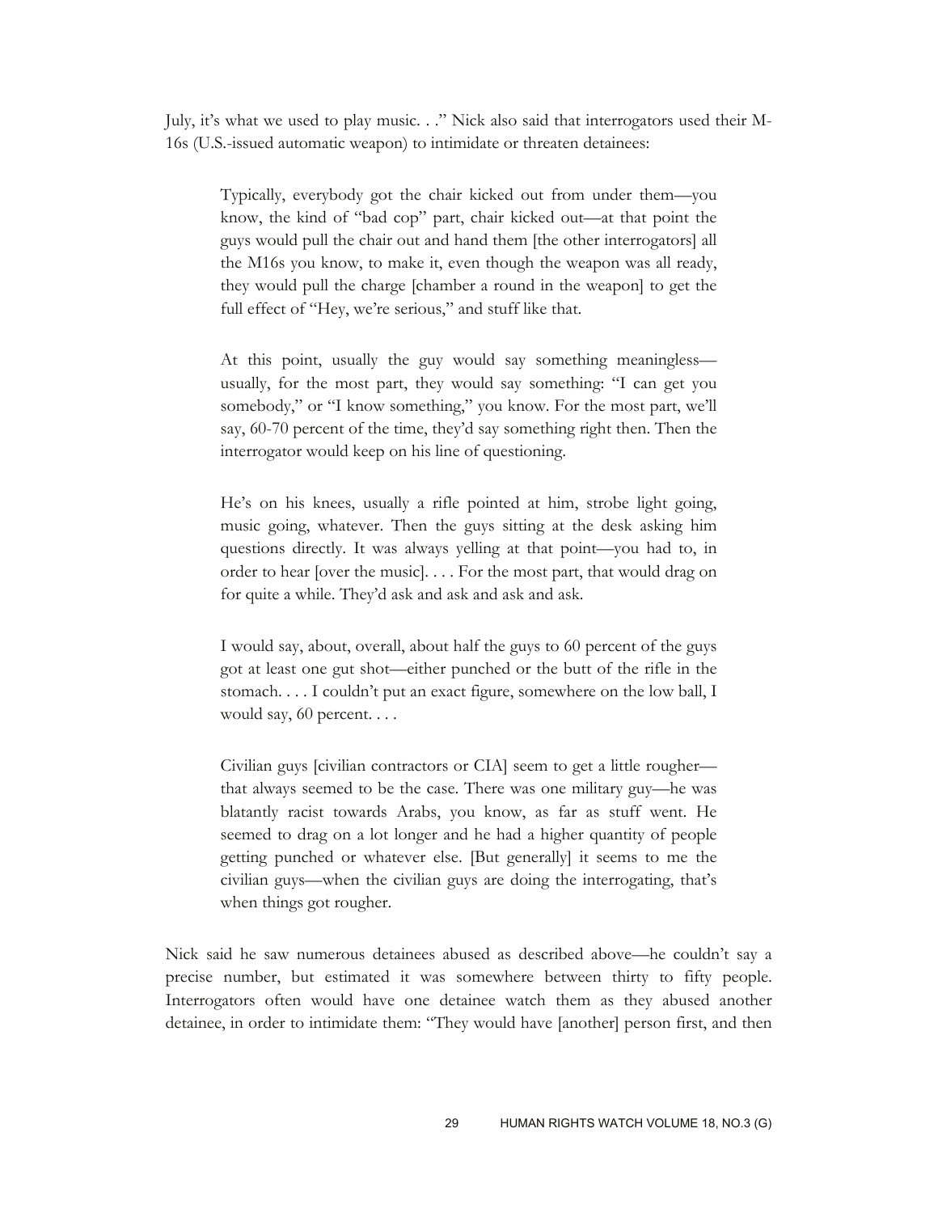July, it's what we used to play music. . ." Nick also said that interrogators used their M-16s (U.S.-issued automatic weapon) to intimidate or threaten detainees:

> Typically, everybody got the chair kicked out from under them—you know, the kind of "bad cop" part, chair kicked out—at that point the guys would pull the chair out and hand them [the other interrogators] all the M16s you know, to make it, even though the weapon was all ready, they would pull the charge [chamber a round in the weapon] to get the full effect of "Hey, we're serious," and stuff like that.
>
> At this point, usually the guy would say something meaningless—usually, for the most part, they would say something: "I can get you somebody," or "I know something," you know. For the most part, we'll say, 60-70 percent of the time, they'd say something right then. Then the interrogator would keep on his line of questioning.
>
> He's on his knees, usually a rifle pointed at him, strobe light going, music going, whatever. Then the guys sitting at the desk asking him questions directly. It was always yelling at that point—you had to, in order to hear [over the music]. . . . For the most part, that would drag on for quite a while. They'd ask and ask and ask and ask.
>
> I would say, about, overall, about half the guys to 60 percent of the guys got at least one gut shot—either punched or the butt of the rifle in the stomach. . . . I couldn't put an exact figure, somewhere on the low ball, I would say, 60 percent. . . .
>
> Civilian guys [civilian contractors or CIA] seem to get a little rougher—that always seemed to be the case. There was one military guy—he was blatantly racist towards Arabs, you know, as far as stuff went. He seemed to drag on a lot longer and he had a higher quantity of people getting punched or whatever else. [But generally] it seems to me the civilian guys—when the civilian guys are doing the interrogating, that's when things got rougher.

Nick said he saw numerous detainees abused as described above—he couldn't say a precise number, but estimated it was somewhere between thirty to fifty people. Interrogators often would have one detainee watch them as they abused another detainee, in order to intimidate them: "They would have [another] person first, and then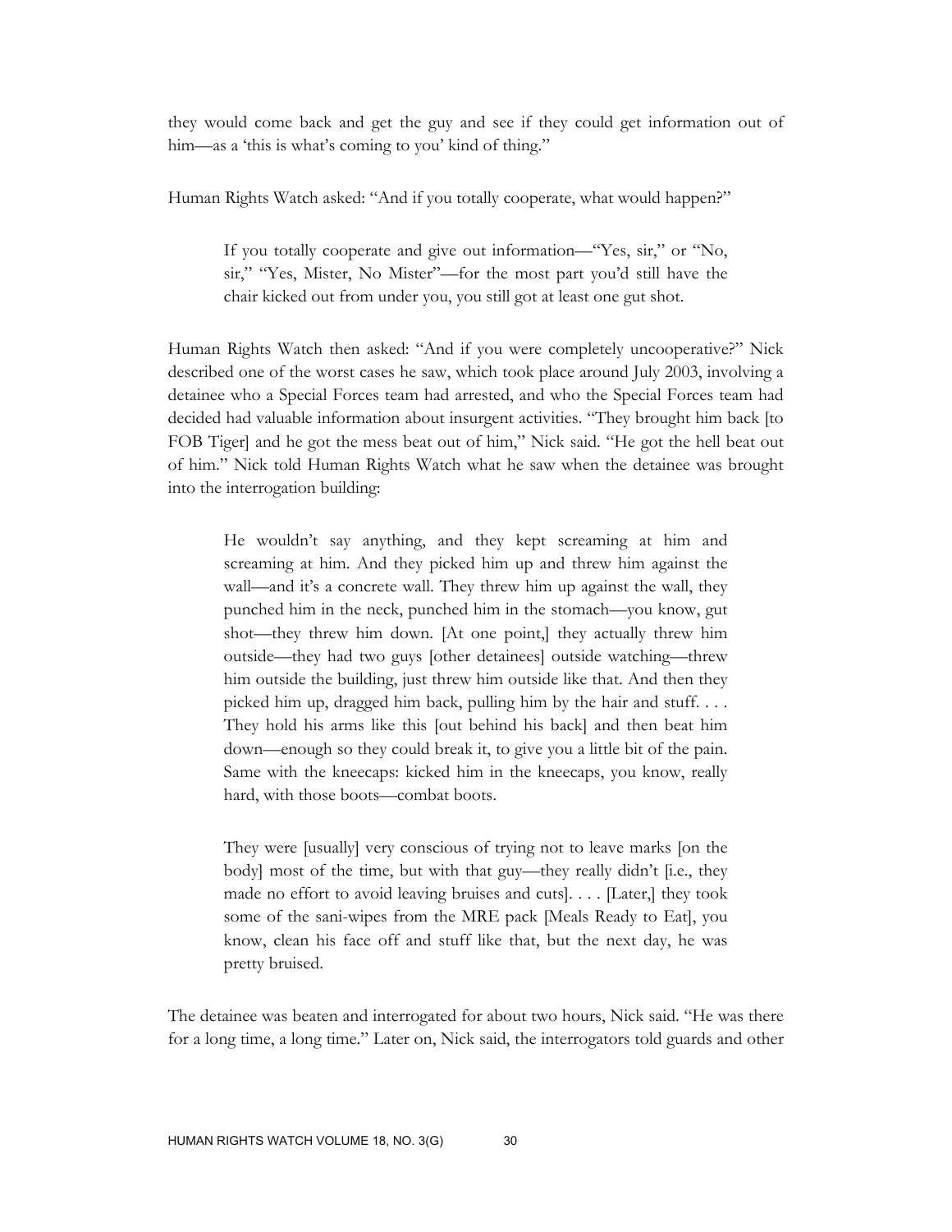they would come back and get the guy and see if they could get information out of him—as a 'this is what's coming to you' kind of thing."

Human Rights Watch asked: "And if you totally cooperate, what would happen?"

> If you totally cooperate and give out information—"Yes, sir," or "No, sir," "Yes, Mister, No Mister"—for the most part you'd still have the chair kicked out from under you, you still got at least one gut shot.

Human Rights Watch then asked: "And if you were completely uncooperative?" Nick described one of the worst cases he saw, which took place around July 2003, involving a detainee who a Special Forces team had arrested, and who the Special Forces team had decided had valuable information about insurgent activities. "They brought him back [to FOB Tiger] and he got the mess beat out of him," Nick said. "He got the hell beat out of him." Nick told Human Rights Watch what he saw when the detainee was brought into the interrogation building:

> He wouldn't say anything, and they kept screaming at him and screaming at him. And they picked him up and threw him against the wall—and it's a concrete wall. They threw him up against the wall, they punched him in the neck, punched him in the stomach—you know, gut shot—they threw him down. [At one point,] they actually threw him outside—they had two guys [other detainees] outside watching—threw him outside the building, just threw him outside like that. And then they picked him up, dragged him back, pulling him by the hair and stuff. . . . They hold his arms like this [out behind his back] and then beat him down—enough so they could break it, to give you a little bit of the pain. Same with the kneecaps: kicked him in the kneecaps, you know, really hard, with those boots—combat boots.
>
> They were [usually] very conscious of trying not to leave marks [on the body] most of the time, but with that guy—they really didn't [i.e., they made no effort to avoid leaving bruises and cuts]. . . . [Later,] they took some of the sani-wipes from the MRE pack [Meals Ready to Eat], you know, clean his face off and stuff like that, but the next day, he was pretty bruised.

The detainee was beaten and interrogated for about two hours, Nick said. "He was there for a long time, a long time." Later on, Nick said, the interrogators told guards and other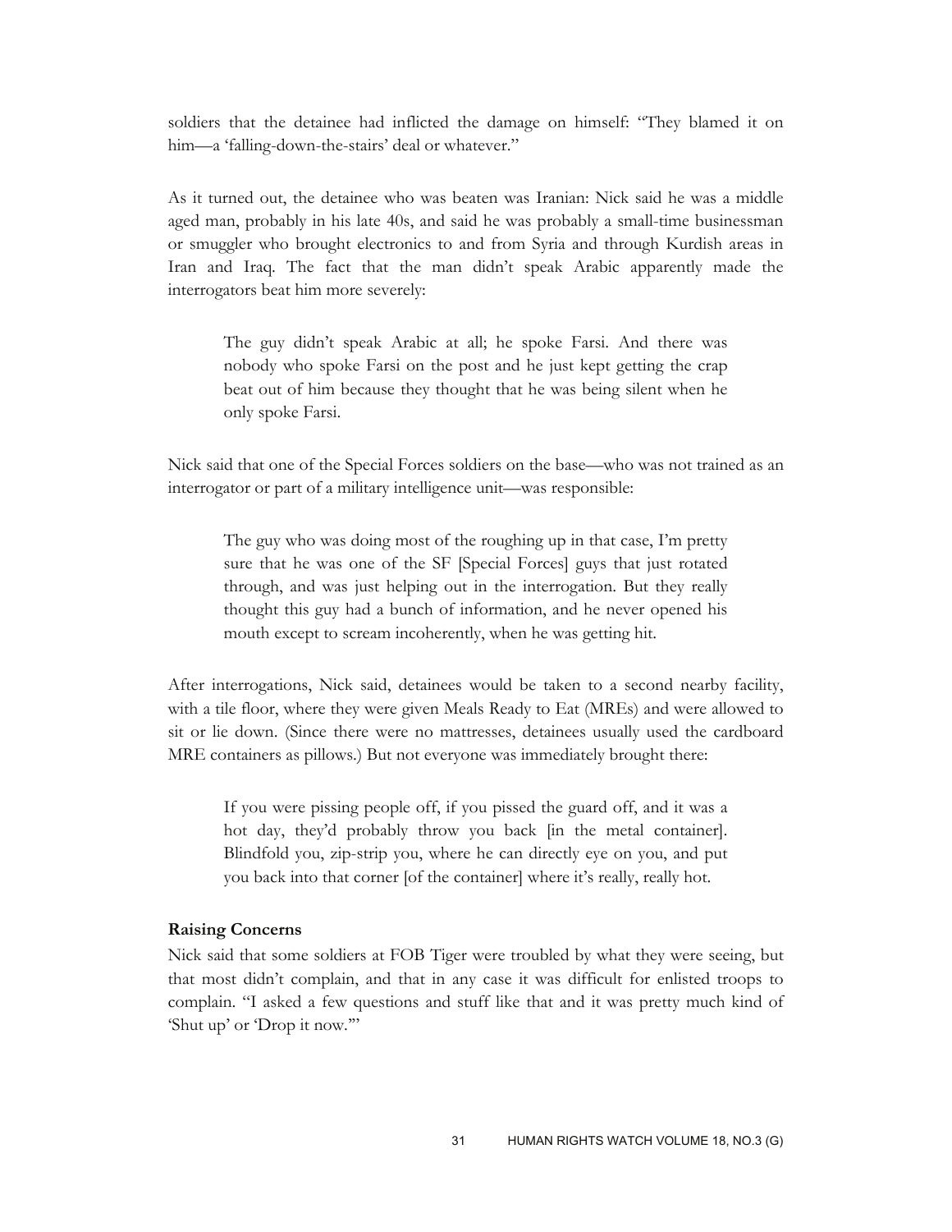soldiers that the detainee had inflicted the damage on himself: "They blamed it on him—a 'falling-down-the-stairs' deal or whatever."

As it turned out, the detainee who was beaten was Iranian: Nick said he was a middle aged man, probably in his late 40s, and said he was probably a small-time businessman or smuggler who brought electronics to and from Syria and through Kurdish areas in Iran and Iraq. The fact that the man didn't speak Arabic apparently made the interrogators beat him more severely:

> The guy didn't speak Arabic at all; he spoke Farsi. And there was nobody who spoke Farsi on the post and he just kept getting the crap beat out of him because they thought that he was being silent when he only spoke Farsi.

Nick said that one of the Special Forces soldiers on the base—who was not trained as an interrogator or part of a military intelligence unit—was responsible:

> The guy who was doing most of the roughing up in that case, I'm pretty sure that he was one of the SF [Special Forces] guys that just rotated through, and was just helping out in the interrogation. But they really thought this guy had a bunch of information, and he never opened his mouth except to scream incoherently, when he was getting hit.

After interrogations, Nick said, detainees would be taken to a second nearby facility, with a tile floor, where they were given Meals Ready to Eat (MREs) and were allowed to sit or lie down. (Since there were no mattresses, detainees usually used the cardboard MRE containers as pillows.) But not everyone was immediately brought there:

> If you were pissing people off, if you pissed the guard off, and it was a hot day, they'd probably throw you back [in the metal container]. Blindfold you, zip-strip you, where he can directly eye on you, and put you back into that corner [of the container] where it's really, really hot.

**Raising Concerns**

Nick said that some soldiers at FOB Tiger were troubled by what they were seeing, but that most didn't complain, and that in any case it was difficult for enlisted troops to complain. "I asked a few questions and stuff like that and it was pretty much kind of 'Shut up' or 'Drop it now.'"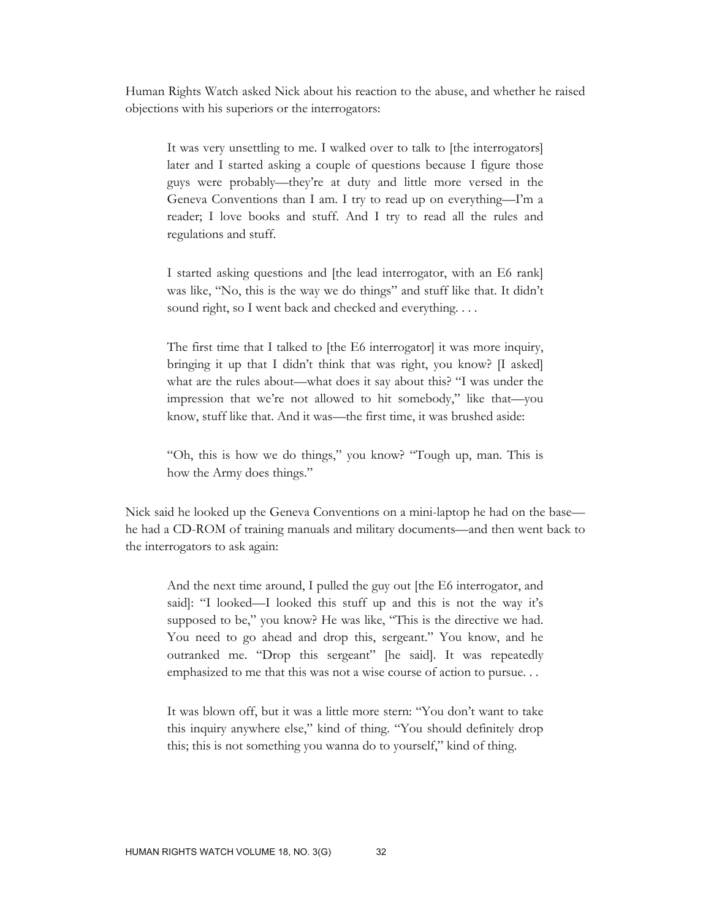Human Rights Watch asked Nick about his reaction to the abuse, and whether he raised objections with his superiors or the interrogators:

> It was very unsettling to me. I walked over to talk to [the interrogators] later and I started asking a couple of questions because I figure those guys were probably—they're at duty and little more versed in the Geneva Conventions than I am. I try to read up on everything—I'm a reader; I love books and stuff. And I try to read all the rules and regulations and stuff.
>
> I started asking questions and [the lead interrogator, with an E6 rank] was like, "No, this is the way we do things" and stuff like that. It didn't sound right, so I went back and checked and everything. . . .
>
> The first time that I talked to [the E6 interrogator] it was more inquiry, bringing it up that I didn't think that was right, you know? [I asked] what are the rules about—what does it say about this? "I was under the impression that we're not allowed to hit somebody," like that—you know, stuff like that. And it was—the first time, it was brushed aside:
>
> "Oh, this is how we do things," you know? "Tough up, man. This is how the Army does things."

Nick said he looked up the Geneva Conventions on a mini-laptop he had on the base—he had a CD-ROM of training manuals and military documents—and then went back to the interrogators to ask again:

> And the next time around, I pulled the guy out [the E6 interrogator, and said]: "I looked—I looked this stuff up and this is not the way it's supposed to be," you know? He was like, "This is the directive we had. You need to go ahead and drop this, sergeant." You know, and he outranked me. "Drop this sergeant" [he said]. It was repeatedly emphasized to me that this was not a wise course of action to pursue. . .
>
> It was blown off, but it was a little more stern: "You don't want to take this inquiry anywhere else," kind of thing. "You should definitely drop this; this is not something you wanna do to yourself," kind of thing.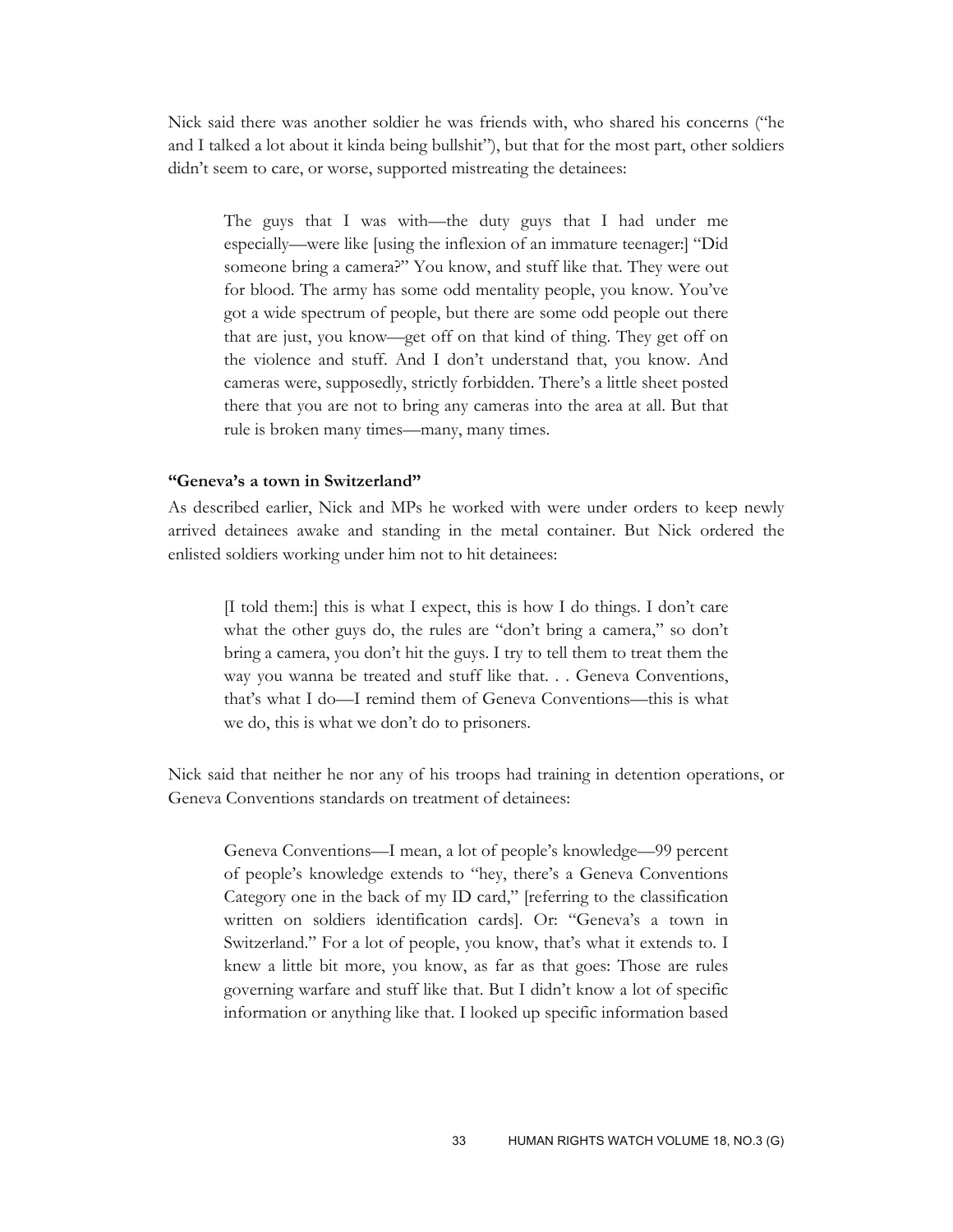Nick said there was another soldier he was friends with, who shared his concerns ("he and I talked a lot about it kinda being bullshit"), but that for the most part, other soldiers didn't seem to care, or worse, supported mistreating the detainees:

> The guys that I was with—the duty guys that I had under me especially—were like [using the inflexion of an immature teenager:] "Did someone bring a camera?" You know, and stuff like that. They were out for blood. The army has some odd mentality people, you know. You've got a wide spectrum of people, but there are some odd people out there that are just, you know—get off on that kind of thing. They get off on the violence and stuff. And I don't understand that, you know. And cameras were, supposedly, strictly forbidden. There's a little sheet posted there that you are not to bring any cameras into the area at all. But that rule is broken many times—many, many times.

**"Geneva's a town in Switzerland"**

As described earlier, Nick and MPs he worked with were under orders to keep newly arrived detainees awake and standing in the metal container. But Nick ordered the enlisted soldiers working under him not to hit detainees:

> [I told them:] this is what I expect, this is how I do things. I don't care what the other guys do, the rules are "don't bring a camera," so don't bring a camera, you don't hit the guys. I try to tell them to treat them the way you wanna be treated and stuff like that. . . Geneva Conventions, that's what I do—I remind them of Geneva Conventions—this is what we do, this is what we don't do to prisoners.

Nick said that neither he nor any of his troops had training in detention operations, or Geneva Conventions standards on treatment of detainees:

> Geneva Conventions—I mean, a lot of people's knowledge—99 percent of people's knowledge extends to "hey, there's a Geneva Conventions Category one in the back of my ID card," [referring to the classification written on soldiers identification cards]. Or: "Geneva's a town in Switzerland." For a lot of people, you know, that's what it extends to. I knew a little bit more, you know, as far as that goes: Those are rules governing warfare and stuff like that. But I didn't know a lot of specific information or anything like that. I looked up specific information based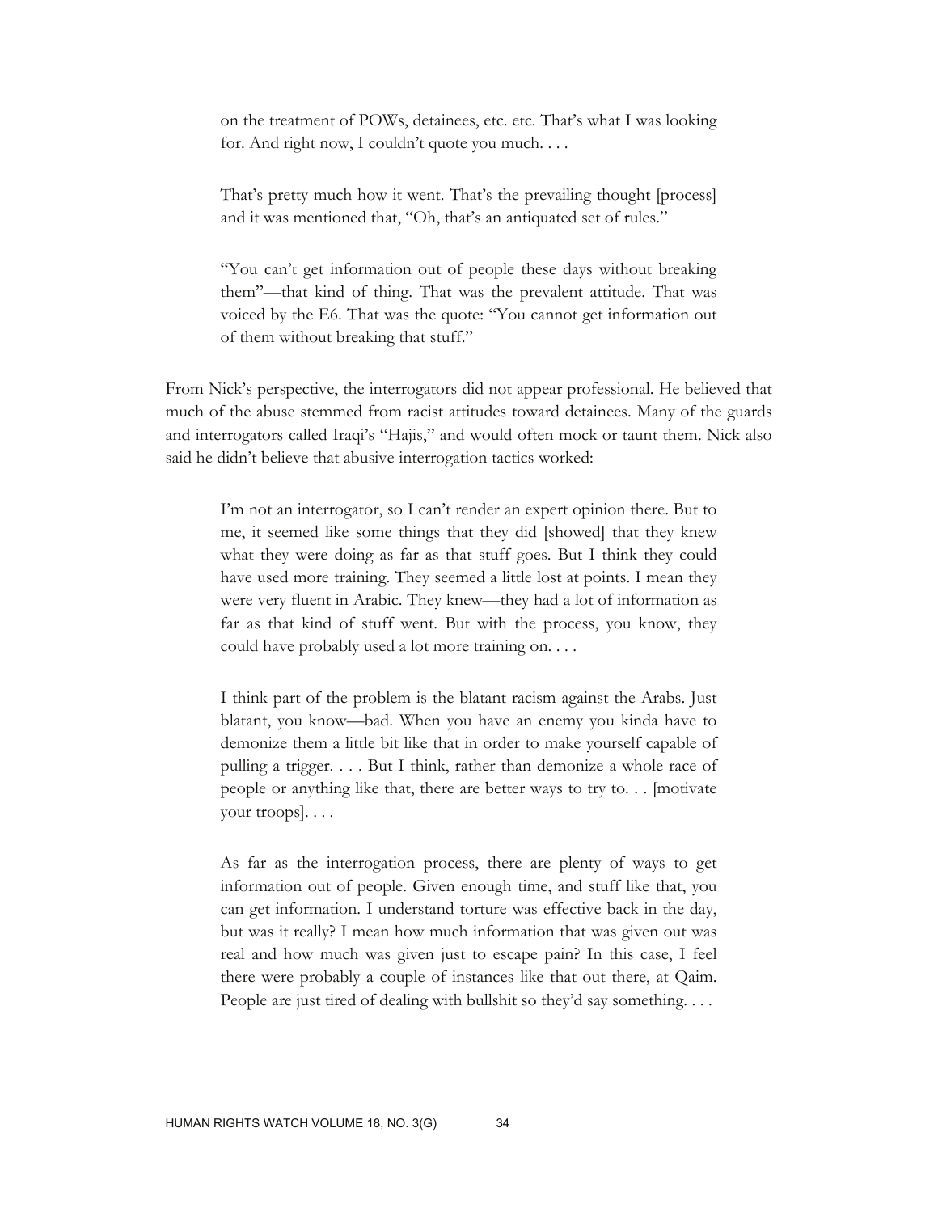> on the treatment of POWs, detainees, etc. etc. That's what I was looking for. And right now, I couldn't quote you much. . . .
>
> That's pretty much how it went. That's the prevailing thought [process] and it was mentioned that, "Oh, that's an antiquated set of rules."
>
> "You can't get information out of people these days without breaking them"—that kind of thing. That was the prevalent attitude. That was voiced by the E6. That was the quote: "You cannot get information out of them without breaking that stuff."

From Nick's perspective, the interrogators did not appear professional. He believed that much of the abuse stemmed from racist attitudes toward detainees. Many of the guards and interrogators called Iraqi's "Hajis," and would often mock or taunt them. Nick also said he didn't believe that abusive interrogation tactics worked:

> I'm not an interrogator, so I can't render an expert opinion there. But to me, it seemed like some things that they did [showed] that they knew what they were doing as far as that stuff goes. But I think they could have used more training. They seemed a little lost at points. I mean they were very fluent in Arabic. They knew—they had a lot of information as far as that kind of stuff went. But with the process, you know, they could have probably used a lot more training on. . . .
>
> I think part of the problem is the blatant racism against the Arabs. Just blatant, you know—bad. When you have an enemy you kinda have to demonize them a little bit like that in order to make yourself capable of pulling a trigger. . . . But I think, rather than demonize a whole race of people or anything like that, there are better ways to try to. . . [motivate your troops]. . . .
>
> As far as the interrogation process, there are plenty of ways to get information out of people. Given enough time, and stuff like that, you can get information. I understand torture was effective back in the day, but was it really? I mean how much information that was given out was real and how much was given just to escape pain? In this case, I feel there were probably a couple of instances like that out there, at Qaim. People are just tired of dealing with bullshit so they'd say something. . . .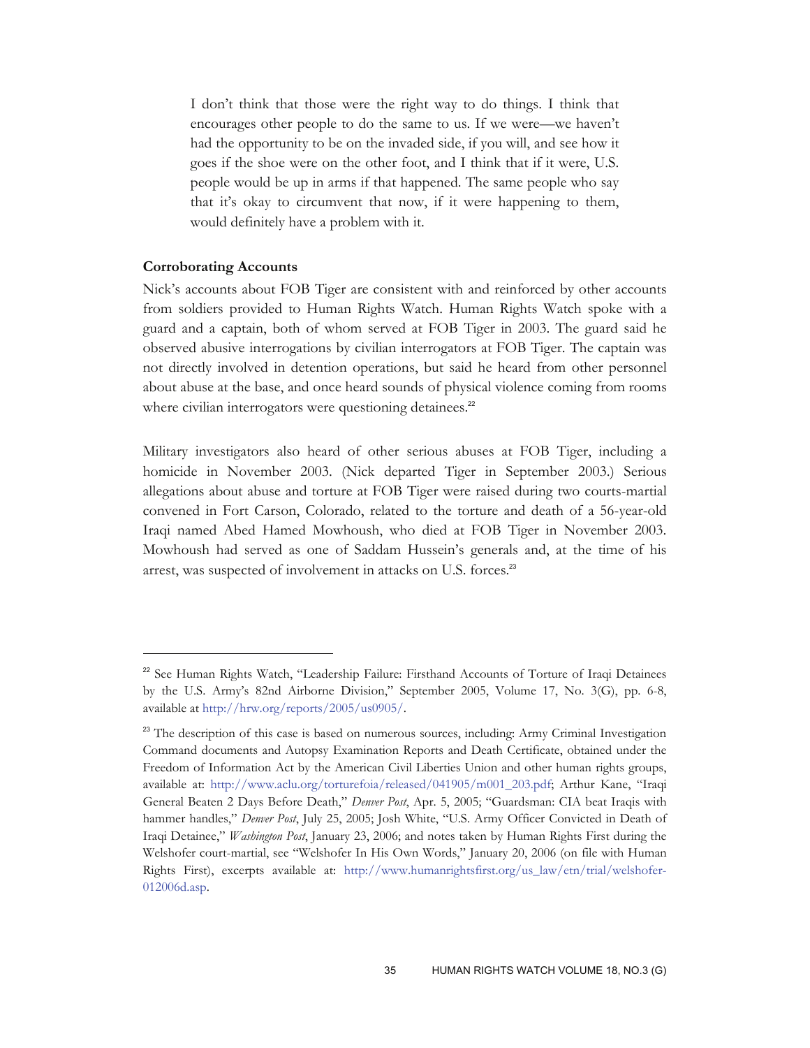> I don't think that those were the right way to do things. I think that encourages other people to do the same to us. If we were—we haven't had the opportunity to be on the invaded side, if you will, and see how it goes if the shoe were on the other foot, and I think that if it were, U.S. people would be up in arms if that happened. The same people who say that it's okay to circumvent that now, if it were happening to them, would definitely have a problem with it.

**Corroborating Accounts**

Nick's accounts about FOB Tiger are consistent with and reinforced by other accounts from soldiers provided to Human Rights Watch. Human Rights Watch spoke with a guard and a captain, both of whom served at FOB Tiger in 2003. The guard said he observed abusive interrogations by civilian interrogators at FOB Tiger. The captain was not directly involved in detention operations, but said he heard from other personnel about abuse at the base, and once heard sounds of physical violence coming from rooms where civilian interrogators were questioning detainees.[22]

Military investigators also heard of other serious abuses at FOB Tiger, including a homicide in November 2003. (Nick departed Tiger in September 2003.) Serious allegations about abuse and torture at FOB Tiger were raised during two courts-martial convened in Fort Carson, Colorado, related to the torture and death of a 56-year-old Iraqi named Abed Hamed Mowhoush, who died at FOB Tiger in November 2003. Mowhoush had served as one of Saddam Hussein's generals and, at the time of his arrest, was suspected of involvement in attacks on U.S. forces.[23]

---

[22] See Human Rights Watch, "Leadership Failure: Firsthand Accounts of Torture of Iraqi Detainees by the U.S. Army's 82nd Airborne Division," September 2005, Volume 17, No. 3(G), pp. 6-8, available at http://hrw.org/reports/2005/us0905/.

[23] The description of this case is based on numerous sources, including: Army Criminal Investigation Command documents and Autopsy Examination Reports and Death Certificate, obtained under the Freedom of Information Act by the American Civil Liberties Union and other human rights groups, available at: http://www.aclu.org/torturefoia/released/041905/m001_203.pdf; Arthur Kane, "Iraqi General Beaten 2 Days Before Death," *Denver Post*, Apr. 5, 2005; "Guardsman: CIA beat Iraqis with hammer handles," *Denver Post*, July 25, 2005; Josh White, "U.S. Army Officer Convicted in Death of Iraqi Detainee," *Washington Post*, January 23, 2006; and notes taken by Human Rights First during the Welshofer court-martial, see "Welshofer In His Own Words," January 20, 2006 (on file with Human Rights First), excerpts available at: http://www.humanrightsfirst.org/us_law/etn/trial/welshofer-012006d.asp.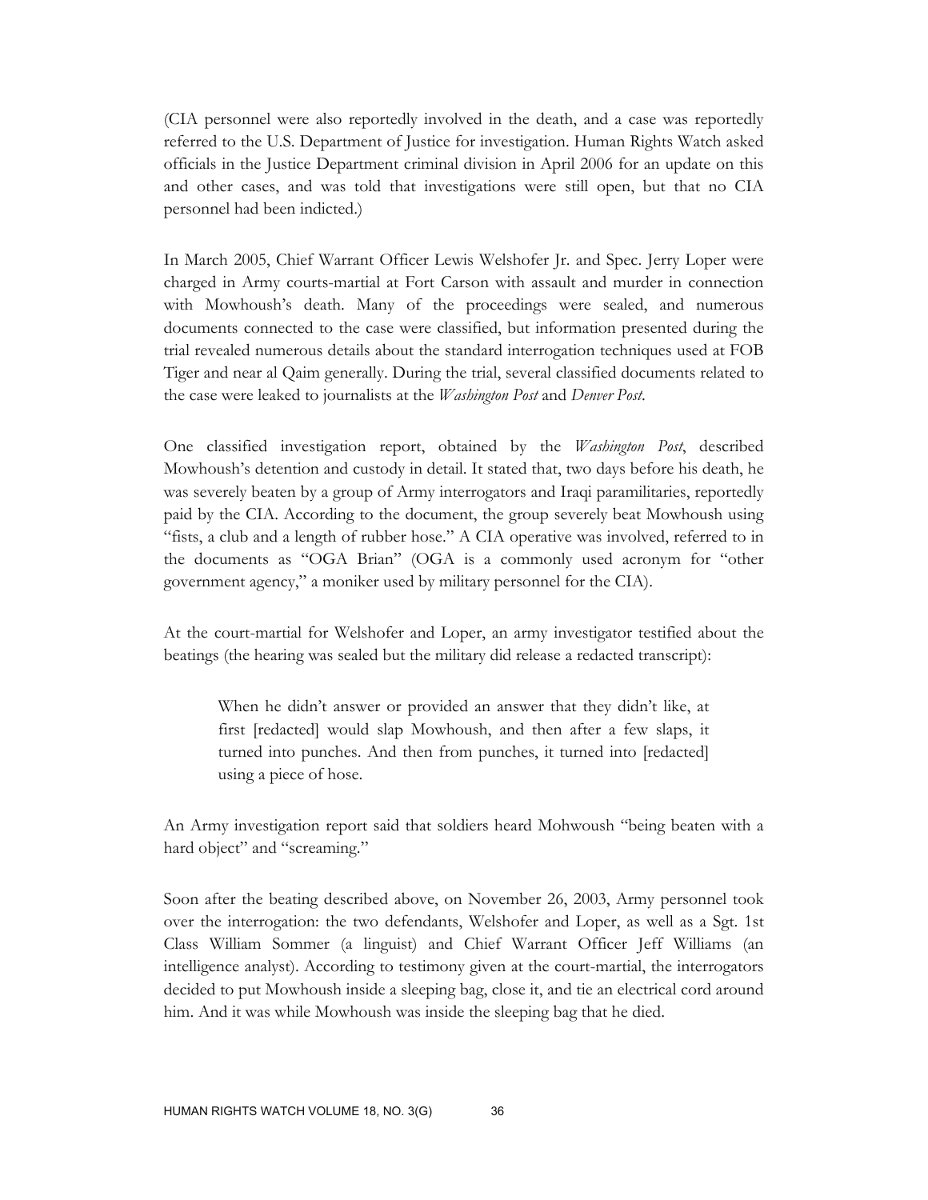(CIA personnel were also reportedly involved in the death, and a case was reportedly referred to the U.S. Department of Justice for investigation. Human Rights Watch asked officials in the Justice Department criminal division in April 2006 for an update on this and other cases, and was told that investigations were still open, but that no CIA personnel had been indicted.)

In March 2005, Chief Warrant Officer Lewis Welshofer Jr. and Spec. Jerry Loper were charged in Army courts-martial at Fort Carson with assault and murder in connection with Mowhoush's death. Many of the proceedings were sealed, and numerous documents connected to the case were classified, but information presented during the trial revealed numerous details about the standard interrogation techniques used at FOB Tiger and near al Qaim generally. During the trial, several classified documents related to the case were leaked to journalists at the *Washington Post* and *Denver Post*.

One classified investigation report, obtained by the *Washington Post*, described Mowhoush's detention and custody in detail. It stated that, two days before his death, he was severely beaten by a group of Army interrogators and Iraqi paramilitaries, reportedly paid by the CIA. According to the document, the group severely beat Mowhoush using "fists, a club and a length of rubber hose." A CIA operative was involved, referred to in the documents as "OGA Brian" (OGA is a commonly used acronym for "other government agency," a moniker used by military personnel for the CIA).

At the court-martial for Welshofer and Loper, an army investigator testified about the beatings (the hearing was sealed but the military did release a redacted transcript):

> When he didn't answer or provided an answer that they didn't like, at first [redacted] would slap Mowhoush, and then after a few slaps, it turned into punches. And then from punches, it turned into [redacted] using a piece of hose.

An Army investigation report said that soldiers heard Mohwoush "being beaten with a hard object" and "screaming."

Soon after the beating described above, on November 26, 2003, Army personnel took over the interrogation: the two defendants, Welshofer and Loper, as well as a Sgt. 1st Class William Sommer (a linguist) and Chief Warrant Officer Jeff Williams (an intelligence analyst). According to testimony given at the court-martial, the interrogators decided to put Mowhoush inside a sleeping bag, close it, and tie an electrical cord around him. And it was while Mowhoush was inside the sleeping bag that he died.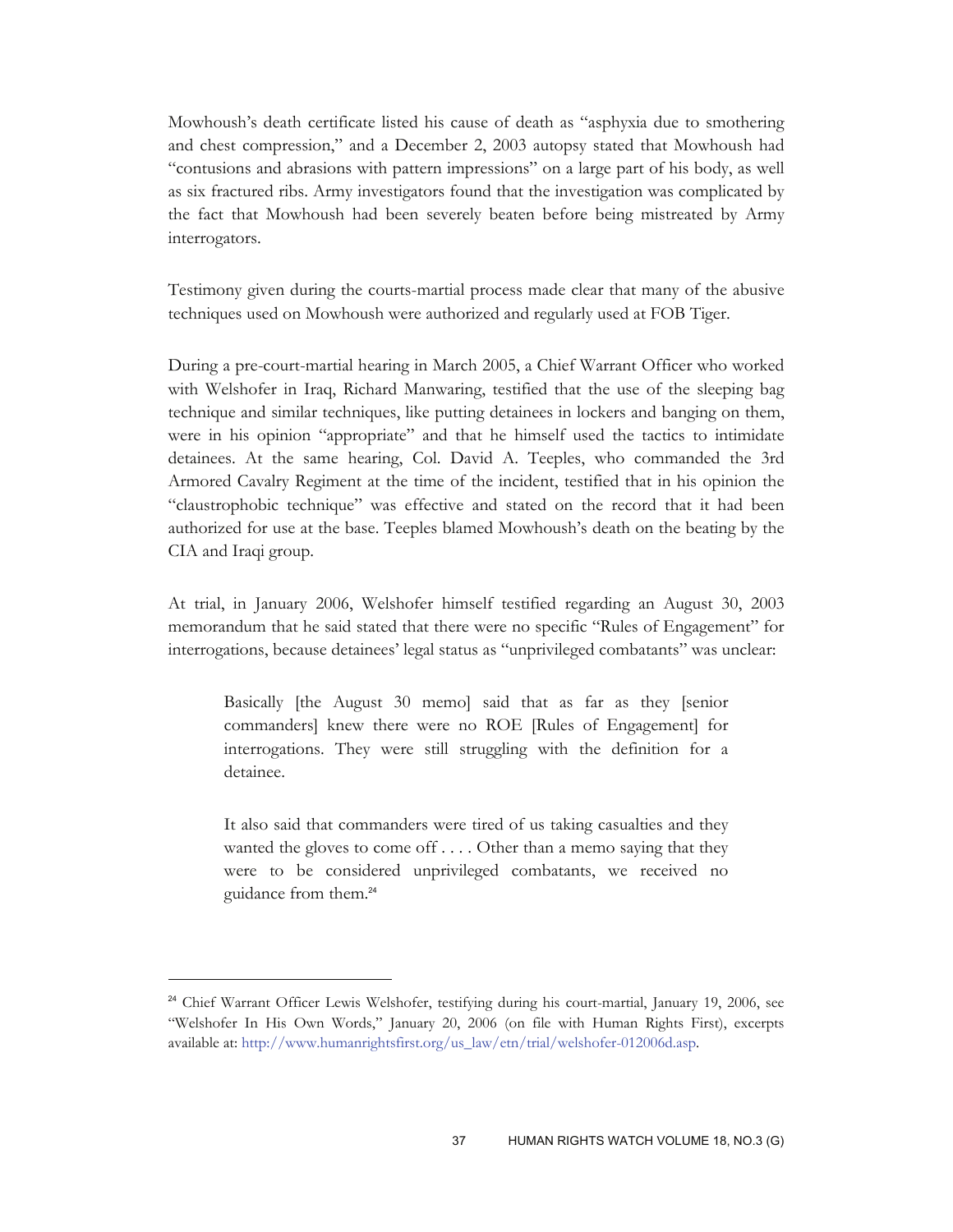Mowhoush's death certificate listed his cause of death as "asphyxia due to smothering and chest compression," and a December 2, 2003 autopsy stated that Mowhoush had "contusions and abrasions with pattern impressions" on a large part of his body, as well as six fractured ribs. Army investigators found that the investigation was complicated by the fact that Mowhoush had been severely beaten before being mistreated by Army interrogators.

Testimony given during the courts-martial process made clear that many of the abusive techniques used on Mowhoush were authorized and regularly used at FOB Tiger.

During a pre-court-martial hearing in March 2005, a Chief Warrant Officer who worked with Welshofer in Iraq, Richard Manwaring, testified that the use of the sleeping bag technique and similar techniques, like putting detainees in lockers and banging on them, were in his opinion "appropriate" and that he himself used the tactics to intimidate detainees. At the same hearing, Col. David A. Teeples, who commanded the 3rd Armored Cavalry Regiment at the time of the incident, testified that in his opinion the "claustrophobic technique" was effective and stated on the record that it had been authorized for use at the base. Teeples blamed Mowhoush's death on the beating by the CIA and Iraqi group.

At trial, in January 2006, Welshofer himself testified regarding an August 30, 2003 memorandum that he said stated that there were no specific "Rules of Engagement" for interrogations, because detainees' legal status as "unprivileged combatants" was unclear:

> Basically [the August 30 memo] said that as far as they [senior commanders] knew there were no ROE [Rules of Engagement] for interrogations. They were still struggling with the definition for a detainee.
>
> It also said that commanders were tired of us taking casualties and they wanted the gloves to come off . . . . Other than a memo saying that they were to be considered unprivileged combatants, we received no guidance from them.[24]

---

[24] Chief Warrant Officer Lewis Welshofer, testifying during his court-martial, January 19, 2006, see "Welshofer In His Own Words," January 20, 2006 (on file with Human Rights First), excerpts available at: http://www.humanrightsfirst.org/us_law/etn/trial/welshofer-012006d.asp.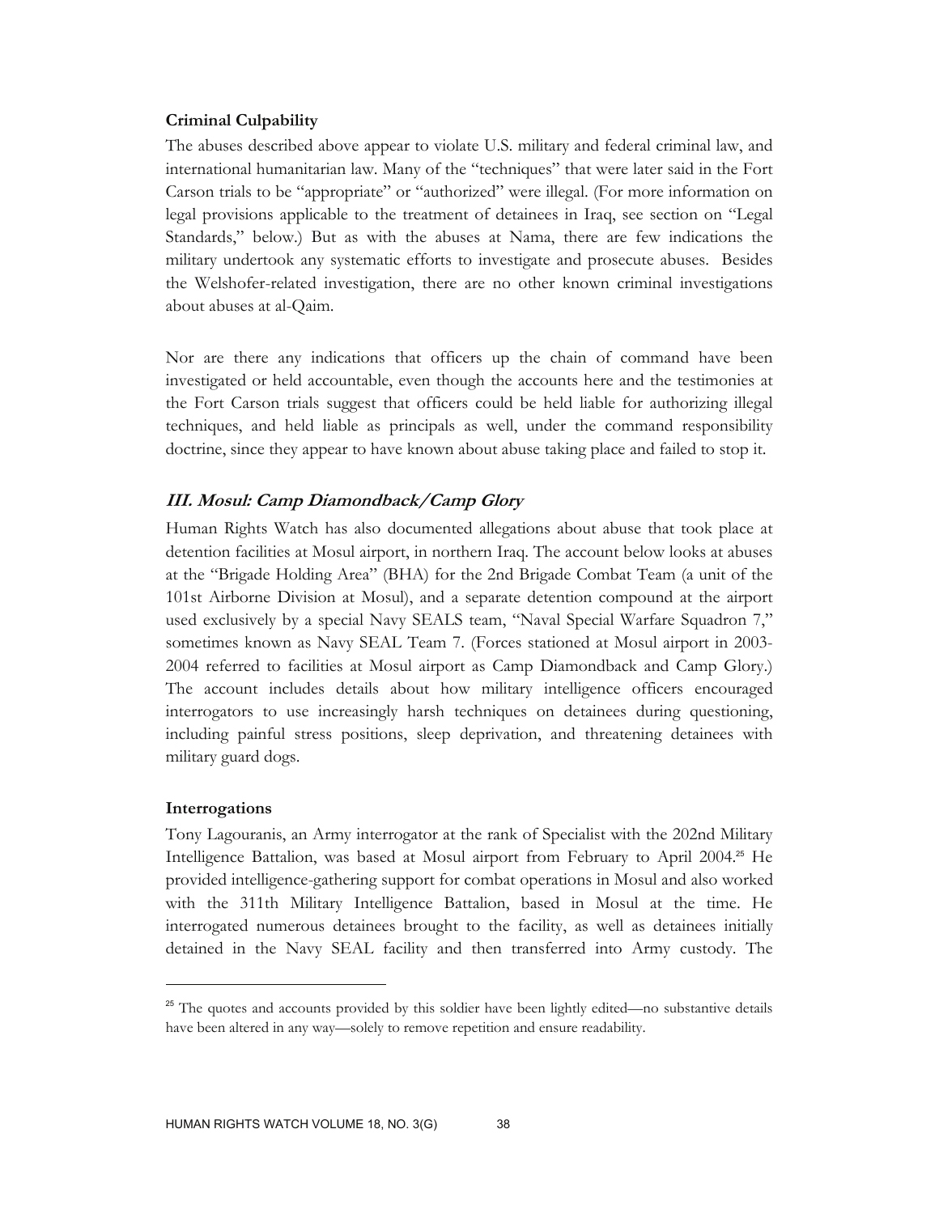**Criminal Culpability**

The abuses described above appear to violate U.S. military and federal criminal law, and international humanitarian law. Many of the "techniques" that were later said in the Fort Carson trials to be "appropriate" or "authorized" were illegal. (For more information on legal provisions applicable to the treatment of detainees in Iraq, see section on "Legal Standards," below.) But as with the abuses at Nama, there are few indications the military undertook any systematic efforts to investigate and prosecute abuses. Besides the Welshofer-related investigation, there are no other known criminal investigations about abuses at al-Qaim.

Nor are there any indications that officers up the chain of command have been investigated or held accountable, even though the accounts here and the testimonies at the Fort Carson trials suggest that officers could be held liable for authorizing illegal techniques, and held liable as principals as well, under the command responsibility doctrine, since they appear to have known about abuse taking place and failed to stop it.

## *III. Mosul: Camp Diamondback/Camp Glory*

Human Rights Watch has also documented allegations about abuse that took place at detention facilities at Mosul airport, in northern Iraq. The account below looks at abuses at the "Brigade Holding Area" (BHA) for the 2nd Brigade Combat Team (a unit of the 101st Airborne Division at Mosul), and a separate detention compound at the airport used exclusively by a special Navy SEALS team, "Naval Special Warfare Squadron 7," sometimes known as Navy SEAL Team 7. (Forces stationed at Mosul airport in 2003-2004 referred to facilities at Mosul airport as Camp Diamondback and Camp Glory.) The account includes details about how military intelligence officers encouraged interrogators to use increasingly harsh techniques on detainees during questioning, including painful stress positions, sleep deprivation, and threatening detainees with military guard dogs.

**Interrogations**

Tony Lagouranis, an Army interrogator at the rank of Specialist with the 202nd Military Intelligence Battalion, was based at Mosul airport from February to April 2004.[25] He provided intelligence-gathering support for combat operations in Mosul and also worked with the 311th Military Intelligence Battalion, based in Mosul at the time. He interrogated numerous detainees brought to the facility, as well as detainees initially detained in the Navy SEAL facility and then transferred into Army custody. The

[25] The quotes and accounts provided by this soldier have been lightly edited—no substantive details have been altered in any way—solely to remove repetition and ensure readability.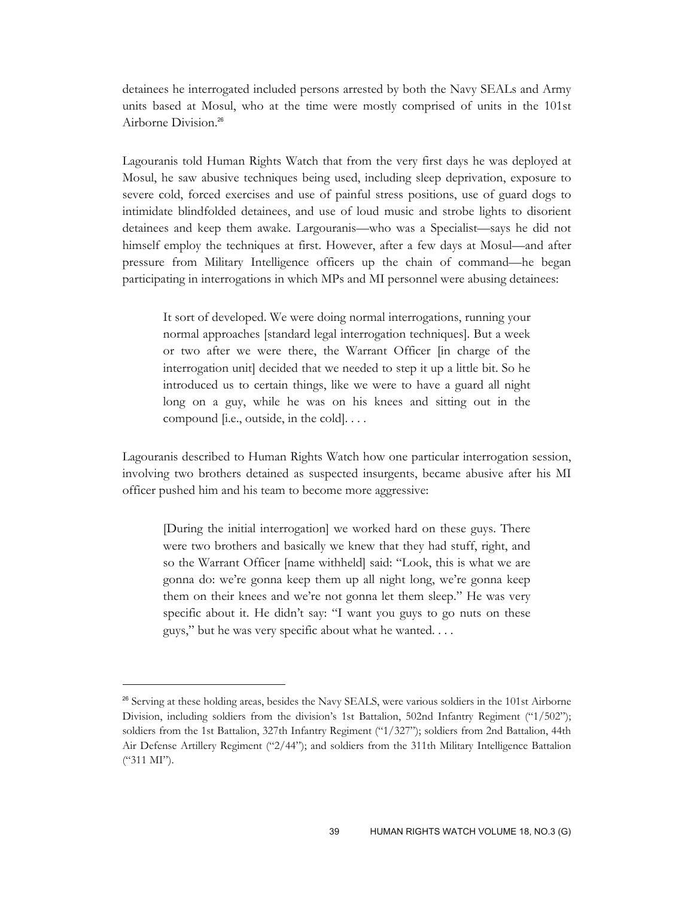detainees he interrogated included persons arrested by both the Navy SEALs and Army units based at Mosul, who at the time were mostly comprised of units in the 101st Airborne Division.[26]

Lagouranis told Human Rights Watch that from the very first days he was deployed at Mosul, he saw abusive techniques being used, including sleep deprivation, exposure to severe cold, forced exercises and use of painful stress positions, use of guard dogs to intimidate blindfolded detainees, and use of loud music and strobe lights to disorient detainees and keep them awake. Largouranis—who was a Specialist—says he did not himself employ the techniques at first. However, after a few days at Mosul—and after pressure from Military Intelligence officers up the chain of command—he began participating in interrogations in which MPs and MI personnel were abusing detainees:

> It sort of developed. We were doing normal interrogations, running your normal approaches [standard legal interrogation techniques]. But a week or two after we were there, the Warrant Officer [in charge of the interrogation unit] decided that we needed to step it up a little bit. So he introduced us to certain things, like we were to have a guard all night long on a guy, while he was on his knees and sitting out in the compound [i.e., outside, in the cold]. . . .

Lagouranis described to Human Rights Watch how one particular interrogation session, involving two brothers detained as suspected insurgents, became abusive after his MI officer pushed him and his team to become more aggressive:

> [During the initial interrogation] we worked hard on these guys. There were two brothers and basically we knew that they had stuff, right, and so the Warrant Officer [name withheld] said: "Look, this is what we are gonna do: we're gonna keep them up all night long, we're gonna keep them on their knees and we're not gonna let them sleep." He was very specific about it. He didn't say: "I want you guys to go nuts on these guys," but he was very specific about what he wanted. . . .

---

[26] Serving at these holding areas, besides the Navy SEALS, were various soldiers in the 101st Airborne Division, including soldiers from the division's 1st Battalion, 502nd Infantry Regiment ("1/502"); soldiers from the 1st Battalion, 327th Infantry Regiment ("1/327"); soldiers from 2nd Battalion, 44th Air Defense Artillery Regiment ("2/44"); and soldiers from the 311th Military Intelligence Battalion ("311 MI").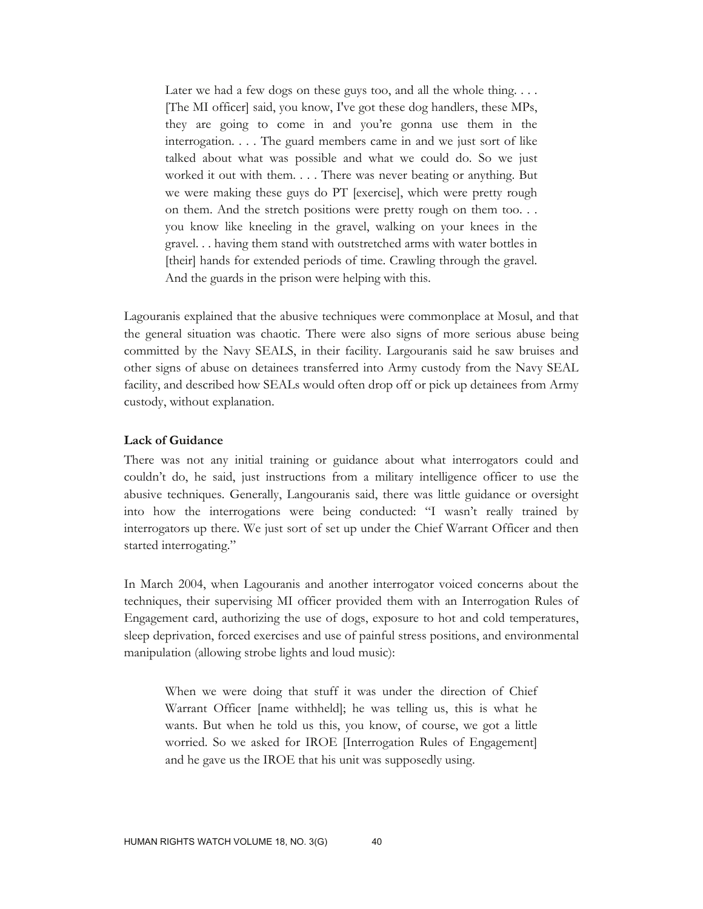> Later we had a few dogs on these guys too, and all the whole thing. . . . [The MI officer] said, you know, I've got these dog handlers, these MPs, they are going to come in and you're gonna use them in the interrogation. . . . The guard members came in and we just sort of like talked about what was possible and what we could do. So we just worked it out with them. . . . There was never beating or anything. But we were making these guys do PT [exercise], which were pretty rough on them. And the stretch positions were pretty rough on them too. . . you know like kneeling in the gravel, walking on your knees in the gravel. . . having them stand with outstretched arms with water bottles in [their] hands for extended periods of time. Crawling through the gravel. And the guards in the prison were helping with this.

Lagouranis explained that the abusive techniques were commonplace at Mosul, and that the general situation was chaotic. There were also signs of more serious abuse being committed by the Navy SEALS, in their facility. Largouranis said he saw bruises and other signs of abuse on detainees transferred into Army custody from the Navy SEAL facility, and described how SEALs would often drop off or pick up detainees from Army custody, without explanation.

**Lack of Guidance**

There was not any initial training or guidance about what interrogators could and couldn't do, he said, just instructions from a military intelligence officer to use the abusive techniques. Generally, Langouranis said, there was little guidance or oversight into how the interrogations were being conducted: "I wasn't really trained by interrogators up there. We just sort of set up under the Chief Warrant Officer and then started interrogating."

In March 2004, when Lagouranis and another interrogator voiced concerns about the techniques, their supervising MI officer provided them with an Interrogation Rules of Engagement card, authorizing the use of dogs, exposure to hot and cold temperatures, sleep deprivation, forced exercises and use of painful stress positions, and environmental manipulation (allowing strobe lights and loud music):

> When we were doing that stuff it was under the direction of Chief Warrant Officer [name withheld]; he was telling us, this is what he wants. But when he told us this, you know, of course, we got a little worried. So we asked for IROE [Interrogation Rules of Engagement] and he gave us the IROE that his unit was supposedly using.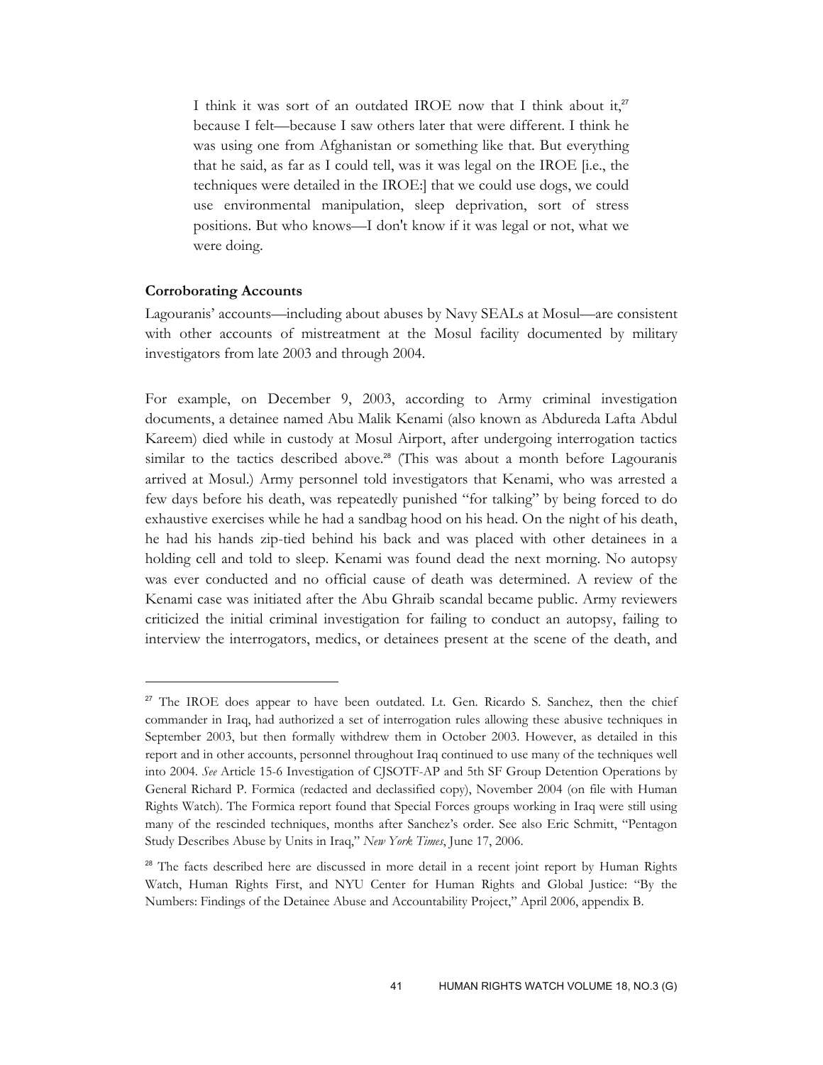> I think it was sort of an outdated IROE now that I think about it,[27] because I felt—because I saw others later that were different. I think he was using one from Afghanistan or something like that. But everything that he said, as far as I could tell, was it was legal on the IROE [i.e., the techniques were detailed in the IROE:] that we could use dogs, we could use environmental manipulation, sleep deprivation, sort of stress positions. But who knows—I don't know if it was legal or not, what we were doing.

**Corroborating Accounts**

Lagouranis' accounts—including about abuses by Navy SEALs at Mosul—are consistent with other accounts of mistreatment at the Mosul facility documented by military investigators from late 2003 and through 2004.

For example, on December 9, 2003, according to Army criminal investigation documents, a detainee named Abu Malik Kenami (also known as Abdureda Lafta Abdul Kareem) died while in custody at Mosul Airport, after undergoing interrogation tactics similar to the tactics described above.[28] (This was about a month before Lagouranis arrived at Mosul.) Army personnel told investigators that Kenami, who was arrested a few days before his death, was repeatedly punished "for talking" by being forced to do exhaustive exercises while he had a sandbag hood on his head. On the night of his death, he had his hands zip-tied behind his back and was placed with other detainees in a holding cell and told to sleep. Kenami was found dead the next morning. No autopsy was ever conducted and no official cause of death was determined. A review of the Kenami case was initiated after the Abu Ghraib scandal became public. Army reviewers criticized the initial criminal investigation for failing to conduct an autopsy, failing to interview the interrogators, medics, or detainees present at the scene of the death, and

---

[27] The IROE does appear to have been outdated. Lt. Gen. Ricardo S. Sanchez, then the chief commander in Iraq, had authorized a set of interrogation rules allowing these abusive techniques in September 2003, but then formally withdrew them in October 2003. However, as detailed in this report and in other accounts, personnel throughout Iraq continued to use many of the techniques well into 2004. *See* Article 15-6 Investigation of CJSOTF-AP and 5th SF Group Detention Operations by General Richard P. Formica (redacted and declassified copy), November 2004 (on file with Human Rights Watch). The Formica report found that Special Forces groups working in Iraq were still using many of the rescinded techniques, months after Sanchez's order. See also Eric Schmitt, "Pentagon Study Describes Abuse by Units in Iraq," *New York Times*, June 17, 2006.

[28] The facts described here are discussed in more detail in a recent joint report by Human Rights Watch, Human Rights First, and NYU Center for Human Rights and Global Justice: "By the Numbers: Findings of the Detainee Abuse and Accountability Project," April 2006, appendix B.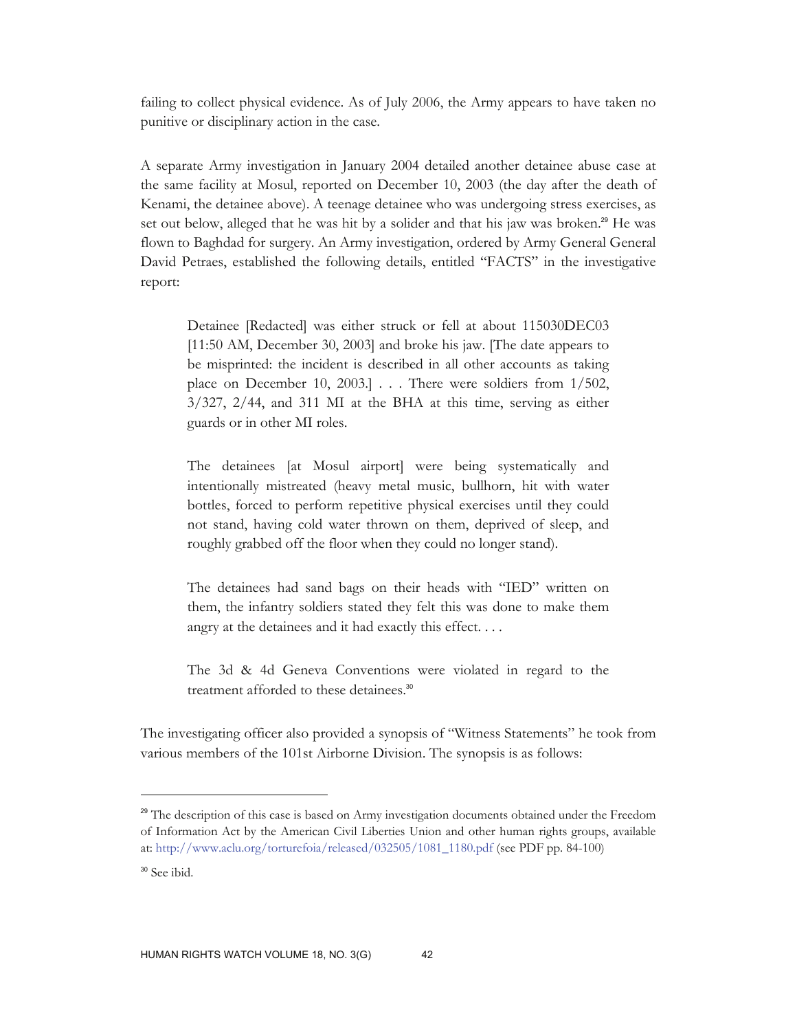failing to collect physical evidence. As of July 2006, the Army appears to have taken no punitive or disciplinary action in the case.

A separate Army investigation in January 2004 detailed another detainee abuse case at the same facility at Mosul, reported on December 10, 2003 (the day after the death of Kenami, the detainee above). A teenage detainee who was undergoing stress exercises, as set out below, alleged that he was hit by a solider and that his jaw was broken.[29] He was flown to Baghdad for surgery. An Army investigation, ordered by Army General General David Petraes, established the following details, entitled "FACTS" in the investigative report:

> Detainee [Redacted] was either struck or fell at about 115030DEC03 [11:50 AM, December 30, 2003] and broke his jaw. [The date appears to be misprinted: the incident is described in all other accounts as taking place on December 10, 2003.] . . . There were soldiers from 1/502, 3/327, 2/44, and 311 MI at the BHA at this time, serving as either guards or in other MI roles.
>
> The detainees [at Mosul airport] were being systematically and intentionally mistreated (heavy metal music, bullhorn, hit with water bottles, forced to perform repetitive physical exercises until they could not stand, having cold water thrown on them, deprived of sleep, and roughly grabbed off the floor when they could no longer stand).
>
> The detainees had sand bags on their heads with "IED" written on them, the infantry soldiers stated they felt this was done to make them angry at the detainees and it had exactly this effect. . . .
>
> The 3d & 4d Geneva Conventions were violated in regard to the treatment afforded to these detainees.[30]

The investigating officer also provided a synopsis of "Witness Statements" he took from various members of the 101st Airborne Division. The synopsis is as follows:

---

[29] The description of this case is based on Army investigation documents obtained under the Freedom of Information Act by the American Civil Liberties Union and other human rights groups, available at: http://www.aclu.org/torturefoia/released/032505/1081_1180.pdf (see PDF pp. 84-100)

[30] See ibid.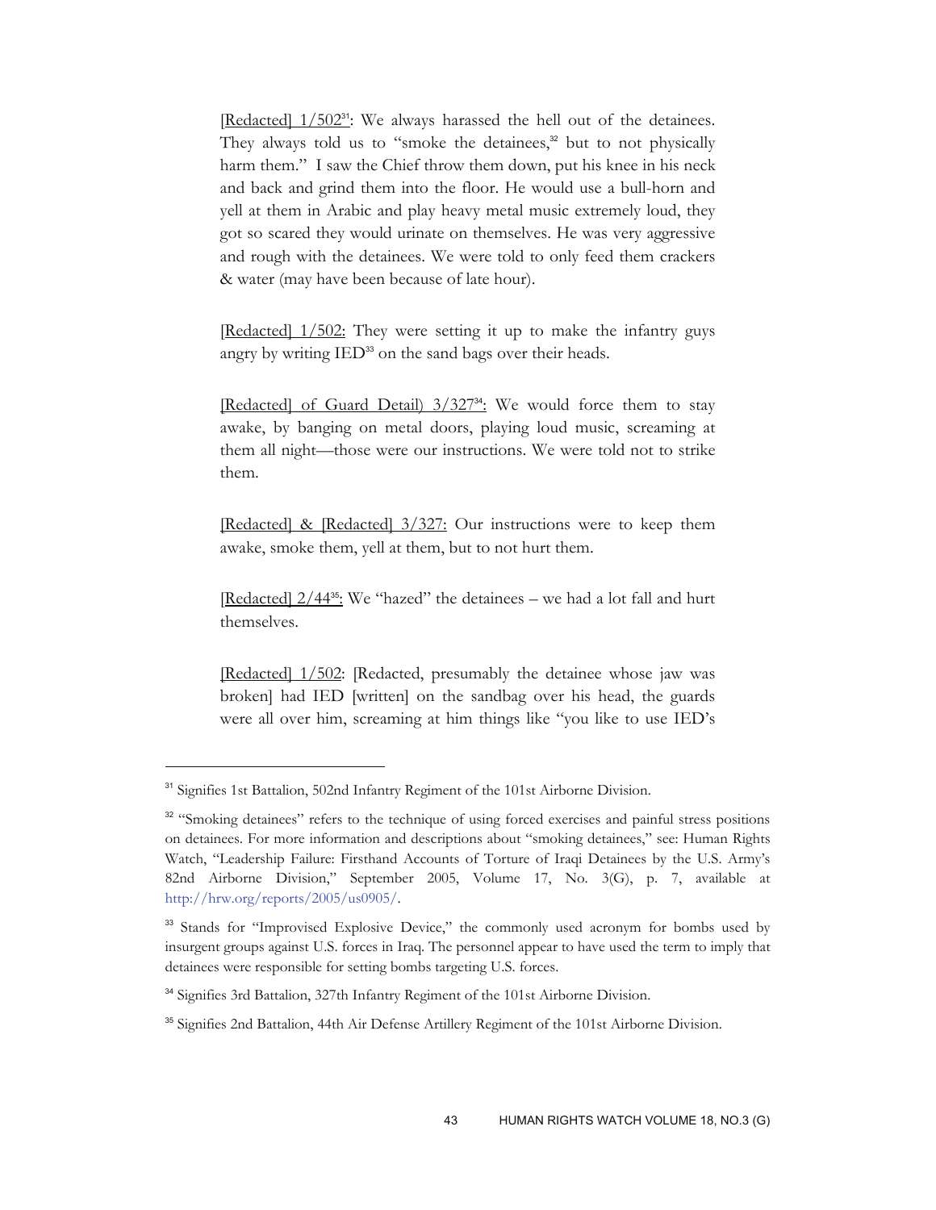[Redacted] 1/502[31]: We always harassed the hell out of the detainees. They always told us to "smoke the detainees,[32] but to not physically harm them." I saw the Chief throw them down, put his knee in his neck and back and grind them into the floor. He would use a bull-horn and yell at them in Arabic and play heavy metal music extremely loud, they got so scared they would urinate on themselves. He was very aggressive and rough with the detainees. We were told to only feed them crackers & water (may have been because of late hour).

[Redacted] 1/502: They were setting it up to make the infantry guys angry by writing IED[33] on the sand bags over their heads.

[Redacted] of Guard Detail) 3/327[34]: We would force them to stay awake, by banging on metal doors, playing loud music, screaming at them all night—those were our instructions. We were told not to strike them.

[Redacted] & [Redacted] 3/327: Our instructions were to keep them awake, smoke them, yell at them, but to not hurt them.

[Redacted] 2/44[35]: We "hazed" the detainees – we had a lot fall and hurt themselves.

[Redacted] 1/502: [Redacted, presumably the detainee whose jaw was broken] had IED [written] on the sandbag over his head, the guards were all over him, screaming at him things like "you like to use IED's

---

[31] Signifies 1st Battalion, 502nd Infantry Regiment of the 101st Airborne Division.

[32] "Smoking detainees" refers to the technique of using forced exercises and painful stress positions on detainees. For more information and descriptions about "smoking detainees," see: Human Rights Watch, "Leadership Failure: Firsthand Accounts of Torture of Iraqi Detainees by the U.S. Army's 82nd Airborne Division," September 2005, Volume 17, No. 3(G), p. 7, available at http://hrw.org/reports/2005/us0905/.

[33] Stands for "Improvised Explosive Device," the commonly used acronym for bombs used by insurgent groups against U.S. forces in Iraq. The personnel appear to have used the term to imply that detainees were responsible for setting bombs targeting U.S. forces.

[34] Signifies 3rd Battalion, 327th Infantry Regiment of the 101st Airborne Division.

[35] Signifies 2nd Battalion, 44th Air Defense Artillery Regiment of the 101st Airborne Division.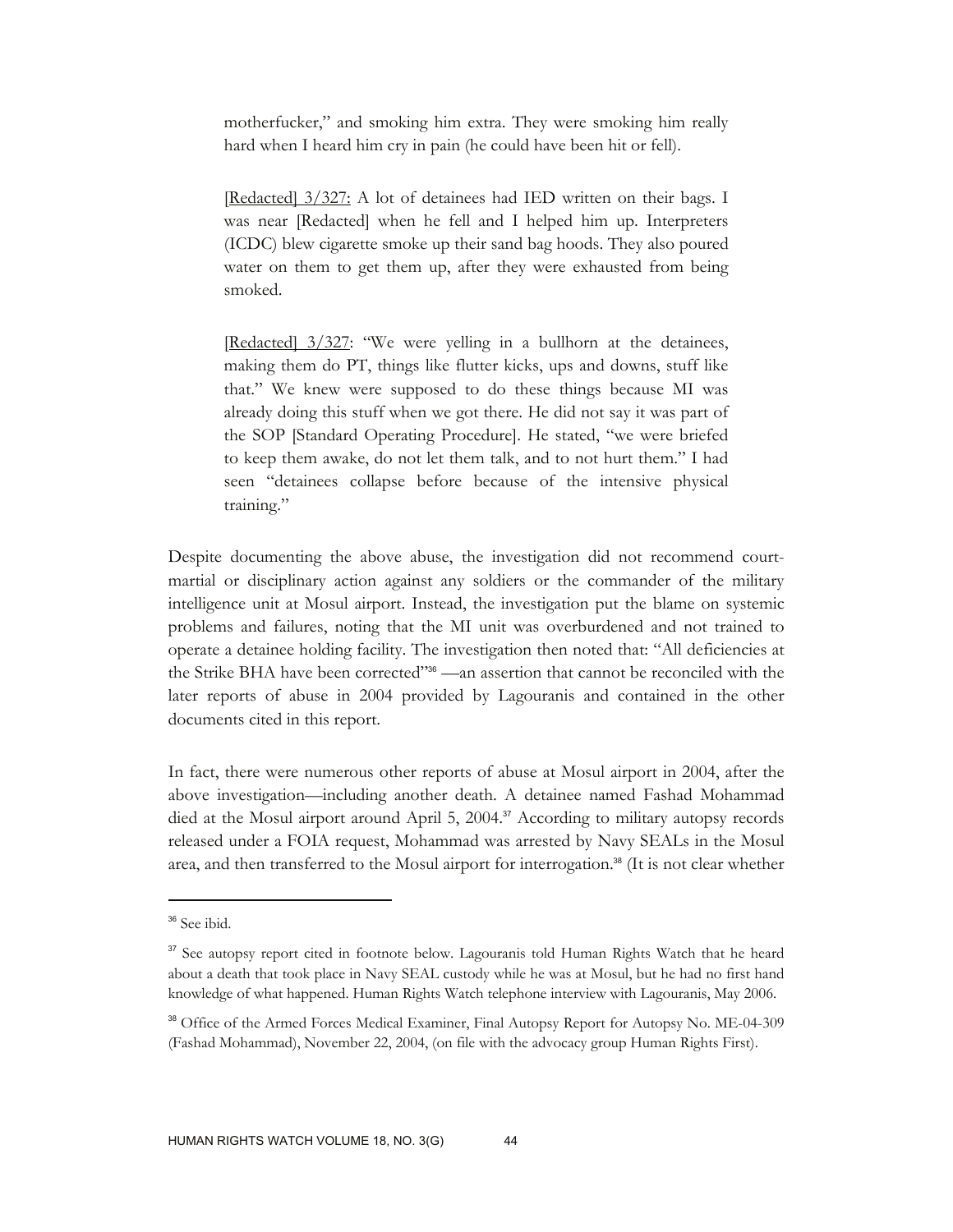> motherfucker," and smoking him extra. They were smoking him really hard when I heard him cry in pain (he could have been hit or fell).
>
> [Redacted] 3/327: A lot of detainees had IED written on their bags. I was near [Redacted] when he fell and I helped him up. Interpreters (ICDC) blew cigarette smoke up their sand bag hoods. They also poured water on them to get them up, after they were exhausted from being smoked.
>
> [Redacted] 3/327: "We were yelling in a bullhorn at the detainees, making them do PT, things like flutter kicks, ups and downs, stuff like that." We knew were supposed to do these things because MI was already doing this stuff when we got there. He did not say it was part of the SOP [Standard Operating Procedure]. He stated, "we were briefed to keep them awake, do not let them talk, and to not hurt them." I had seen "detainees collapse before because of the intensive physical training."

Despite documenting the above abuse, the investigation did not recommend court-martial or disciplinary action against any soldiers or the commander of the military intelligence unit at Mosul airport. Instead, the investigation put the blame on systemic problems and failures, noting that the MI unit was overburdened and not trained to operate a detainee holding facility. The investigation then noted that: "All deficiencies at the Strike BHA have been corrected"[36] —an assertion that cannot be reconciled with the later reports of abuse in 2004 provided by Lagouranis and contained in the other documents cited in this report.

In fact, there were numerous other reports of abuse at Mosul airport in 2004, after the above investigation—including another death. A detainee named Fashad Mohammad died at the Mosul airport around April 5, 2004.[37] According to military autopsy records released under a FOIA request, Mohammad was arrested by Navy SEALs in the Mosul area, and then transferred to the Mosul airport for interrogation.[38] (It is not clear whether

---

[36] See ibid.

[37] See autopsy report cited in footnote below. Lagouranis told Human Rights Watch that he heard about a death that took place in Navy SEAL custody while he was at Mosul, but he had no first hand knowledge of what happened. Human Rights Watch telephone interview with Lagouranis, May 2006.

[38] Office of the Armed Forces Medical Examiner, Final Autopsy Report for Autopsy No. ME-04-309 (Fashad Mohammad), November 22, 2004, (on file with the advocacy group Human Rights First).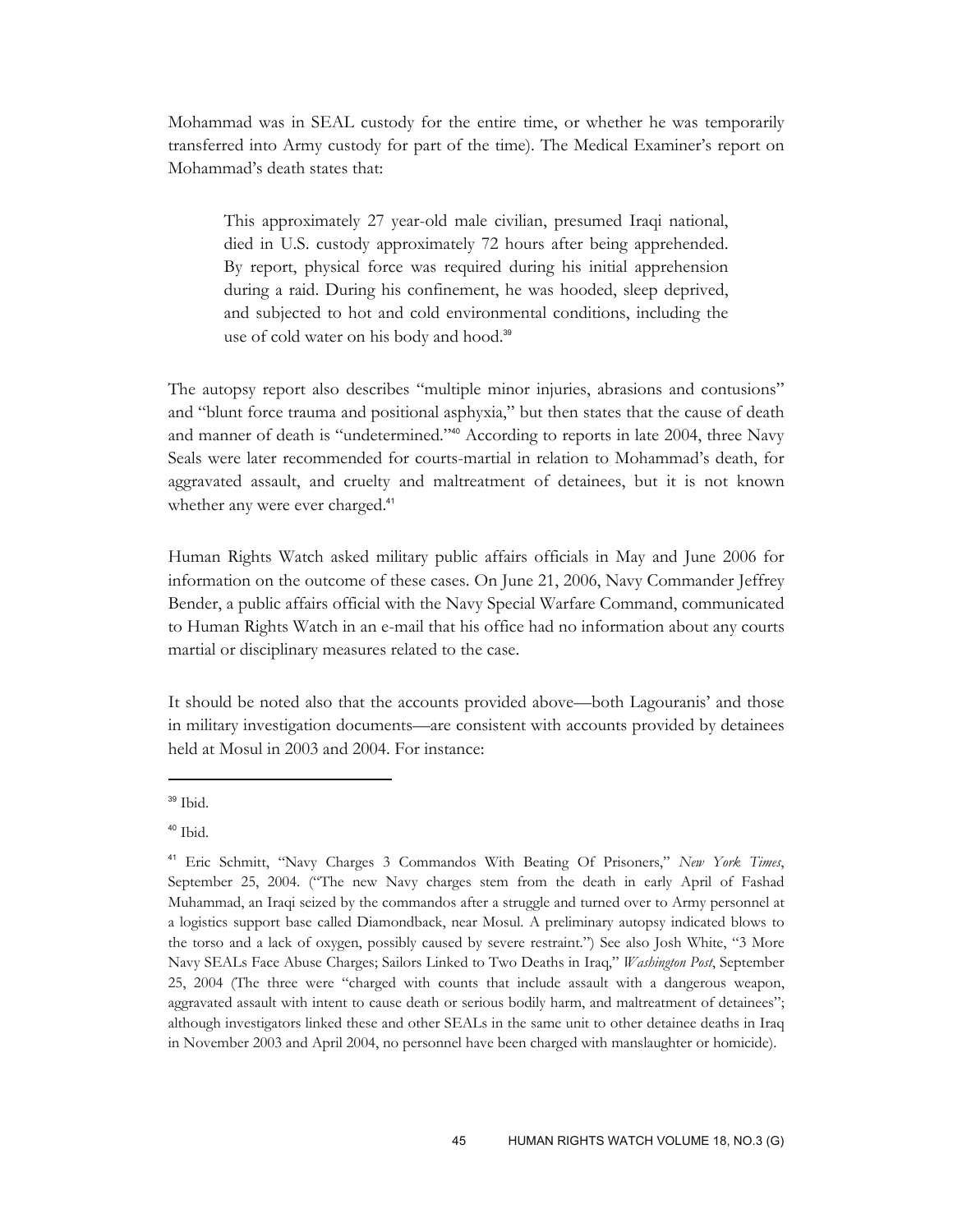Mohammad was in SEAL custody for the entire time, or whether he was temporarily transferred into Army custody for part of the time). The Medical Examiner's report on Mohammad's death states that:

> This approximately 27 year-old male civilian, presumed Iraqi national, died in U.S. custody approximately 72 hours after being apprehended. By report, physical force was required during his initial apprehension during a raid. During his confinement, he was hooded, sleep deprived, and subjected to hot and cold environmental conditions, including the use of cold water on his body and hood.[39]

The autopsy report also describes "multiple minor injuries, abrasions and contusions" and "blunt force trauma and positional asphyxia," but then states that the cause of death and manner of death is "undetermined."[40] According to reports in late 2004, three Navy Seals were later recommended for courts-martial in relation to Mohammad's death, for aggravated assault, and cruelty and maltreatment of detainees, but it is not known whether any were ever charged.[41]

Human Rights Watch asked military public affairs officials in May and June 2006 for information on the outcome of these cases. On June 21, 2006, Navy Commander Jeffrey Bender, a public affairs official with the Navy Special Warfare Command, communicated to Human Rights Watch in an e-mail that his office had no information about any courts martial or disciplinary measures related to the case.

It should be noted also that the accounts provided above—both Lagouranis' and those in military investigation documents—are consistent with accounts provided by detainees held at Mosul in 2003 and 2004. For instance:

---

[39] Ibid.

[40] Ibid.

[41] Eric Schmitt, "Navy Charges 3 Commandos With Beating Of Prisoners," *New York Times*, September 25, 2004. ("The new Navy charges stem from the death in early April of Fashad Muhammad, an Iraqi seized by the commandos after a struggle and turned over to Army personnel at a logistics support base called Diamondback, near Mosul. A preliminary autopsy indicated blows to the torso and a lack of oxygen, possibly caused by severe restraint.") See also Josh White, "3 More Navy SEALs Face Abuse Charges; Sailors Linked to Two Deaths in Iraq," *Washington Post*, September 25, 2004 (The three were "charged with counts that include assault with a dangerous weapon, aggravated assault with intent to cause death or serious bodily harm, and maltreatment of detainees"; although investigators linked these and other SEALs in the same unit to other detainee deaths in Iraq in November 2003 and April 2004, no personnel have been charged with manslaughter or homicide).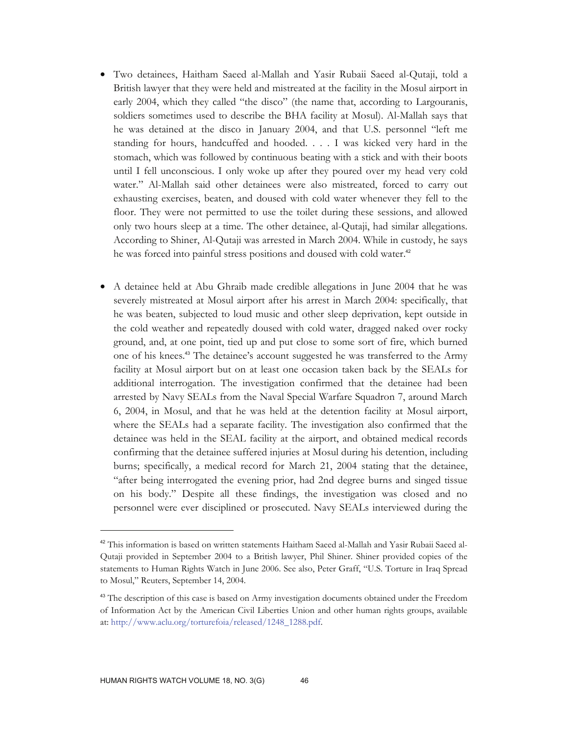- Two detainees, Haitham Saeed al-Mallah and Yasir Rubaii Saeed al-Qutaji, told a British lawyer that they were held and mistreated at the facility in the Mosul airport in early 2004, which they called "the disco" (the name that, according to Largouranis, soldiers sometimes used to describe the BHA facility at Mosul). Al-Mallah says that he was detained at the disco in January 2004, and that U.S. personnel "left me standing for hours, handcuffed and hooded. . . . I was kicked very hard in the stomach, which was followed by continuous beating with a stick and with their boots until I fell unconscious. I only woke up after they poured over my head very cold water." Al-Mallah said other detainees were also mistreated, forced to carry out exhausting exercises, beaten, and doused with cold water whenever they fell to the floor. They were not permitted to use the toilet during these sessions, and allowed only two hours sleep at a time. The other detainee, al-Qutaji, had similar allegations. According to Shiner, Al-Qutaji was arrested in March 2004. While in custody, he says he was forced into painful stress positions and doused with cold water.[42]

- A detainee held at Abu Ghraib made credible allegations in June 2004 that he was severely mistreated at Mosul airport after his arrest in March 2004: specifically, that he was beaten, subjected to loud music and other sleep deprivation, kept outside in the cold weather and repeatedly doused with cold water, dragged naked over rocky ground, and, at one point, tied up and put close to some sort of fire, which burned one of his knees.[43] The detainee's account suggested he was transferred to the Army facility at Mosul airport but on at least one occasion taken back by the SEALs for additional interrogation. The investigation confirmed that the detainee had been arrested by Navy SEALs from the Naval Special Warfare Squadron 7, around March 6, 2004, in Mosul, and that he was held at the detention facility at Mosul airport, where the SEALs had a separate facility. The investigation also confirmed that the detainee was held in the SEAL facility at the airport, and obtained medical records confirming that the detainee suffered injuries at Mosul during his detention, including burns; specifically, a medical record for March 21, 2004 stating that the detainee, "after being interrogated the evening prior, had 2nd degree burns and singed tissue on his body." Despite all these findings, the investigation was closed and no personnel were ever disciplined or prosecuted. Navy SEALs interviewed during the

---

[42] This information is based on written statements Haitham Saeed al-Mallah and Yasir Rubaii Saeed al-Qutaji provided in September 2004 to a British lawyer, Phil Shiner. Shiner provided copies of the statements to Human Rights Watch in June 2006. See also, Peter Graff, "U.S. Torture in Iraq Spread to Mosul," Reuters, September 14, 2004.

[43] The description of this case is based on Army investigation documents obtained under the Freedom of Information Act by the American Civil Liberties Union and other human rights groups, available at: http://www.aclu.org/torturefoia/released/1248_1288.pdf.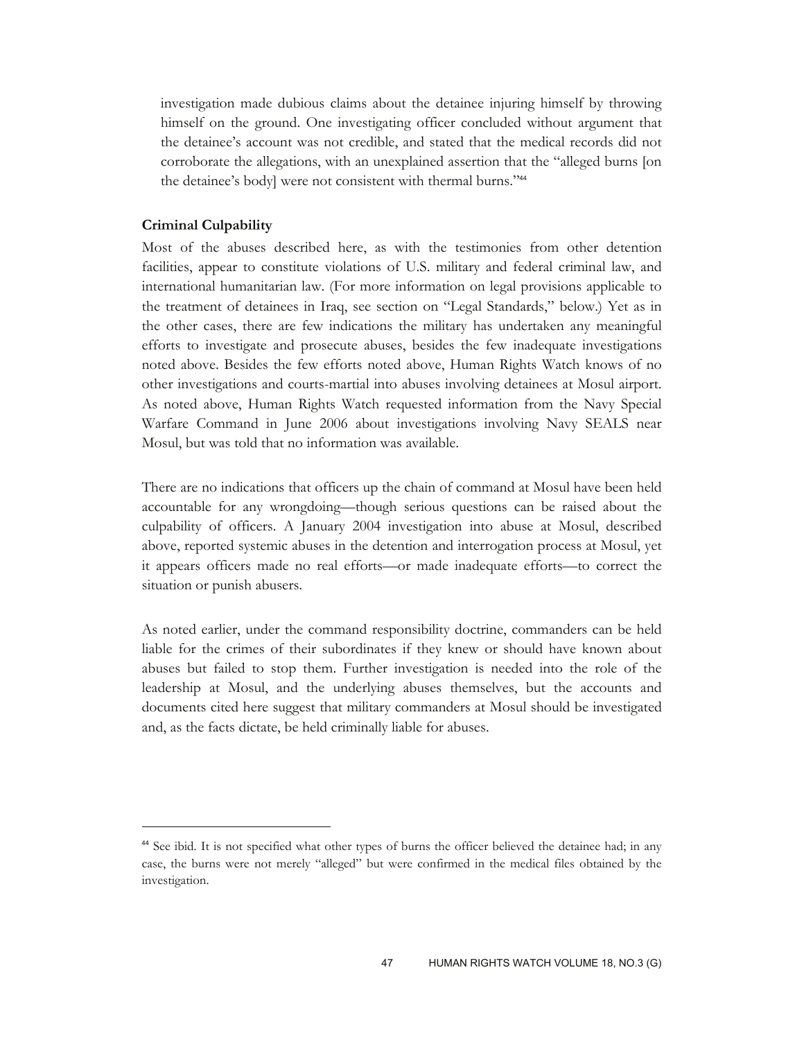investigation made dubious claims about the detainee injuring himself by throwing himself on the ground. One investigating officer concluded without argument that the detainee's account was not credible, and stated that the medical records did not corroborate the allegations, with an unexplained assertion that the "alleged burns [on the detainee's body] were not consistent with thermal burns."[44]

**Criminal Culpability**

Most of the abuses described here, as with the testimonies from other detention facilities, appear to constitute violations of U.S. military and federal criminal law, and international humanitarian law. (For more information on legal provisions applicable to the treatment of detainees in Iraq, see section on "Legal Standards," below.) Yet as in the other cases, there are few indications the military has undertaken any meaningful efforts to investigate and prosecute abuses, besides the few inadequate investigations noted above. Besides the few efforts noted above, Human Rights Watch knows of no other investigations and courts-martial into abuses involving detainees at Mosul airport. As noted above, Human Rights Watch requested information from the Navy Special Warfare Command in June 2006 about investigations involving Navy SEALS near Mosul, but was told that no information was available.

There are no indications that officers up the chain of command at Mosul have been held accountable for any wrongdoing—though serious questions can be raised about the culpability of officers. A January 2004 investigation into abuse at Mosul, described above, reported systemic abuses in the detention and interrogation process at Mosul, yet it appears officers made no real efforts—or made inadequate efforts—to correct the situation or punish abusers.

As noted earlier, under the command responsibility doctrine, commanders can be held liable for the crimes of their subordinates if they knew or should have known about abuses but failed to stop them. Further investigation is needed into the role of the leadership at Mosul, and the underlying abuses themselves, but the accounts and documents cited here suggest that military commanders at Mosul should be investigated and, as the facts dictate, be held criminally liable for abuses.

---

[44] See ibid. It is not specified what other types of burns the officer believed the detainee had; in any case, the burns were not merely "alleged" but were confirmed in the medical files obtained by the investigation.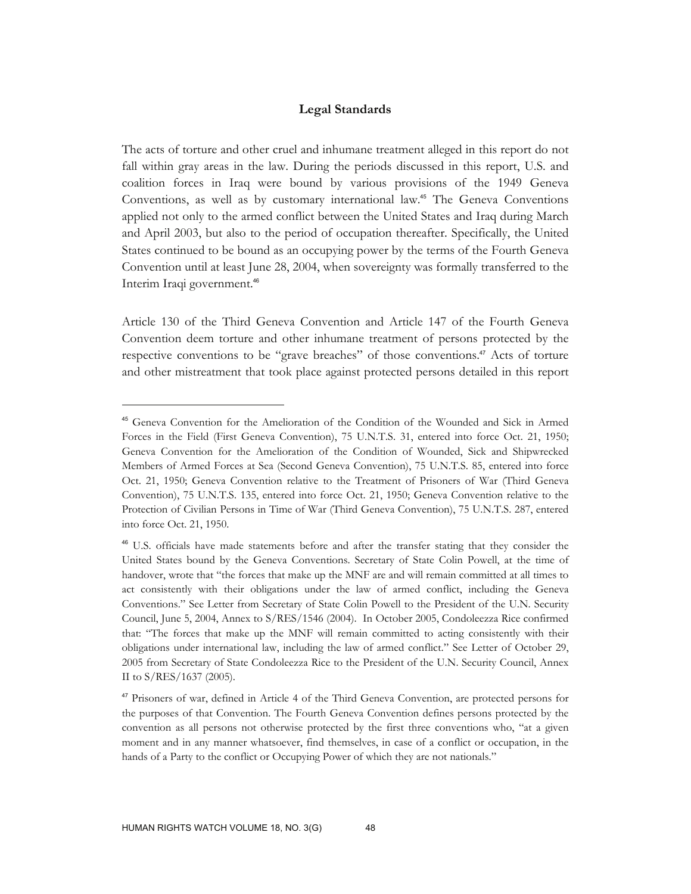## Legal Standards

The acts of torture and other cruel and inhumane treatment alleged in this report do not fall within gray areas in the law. During the periods discussed in this report, U.S. and coalition forces in Iraq were bound by various provisions of the 1949 Geneva Conventions, as well as by customary international law.[45] The Geneva Conventions applied not only to the armed conflict between the United States and Iraq during March and April 2003, but also to the period of occupation thereafter. Specifically, the United States continued to be bound as an occupying power by the terms of the Fourth Geneva Convention until at least June 28, 2004, when sovereignty was formally transferred to the Interim Iraqi government.[46]

Article 130 of the Third Geneva Convention and Article 147 of the Fourth Geneva Convention deem torture and other inhumane treatment of persons protected by the respective conventions to be "grave breaches" of those conventions.[47] Acts of torture and other mistreatment that took place against protected persons detailed in this report

---

[45] Geneva Convention for the Amelioration of the Condition of the Wounded and Sick in Armed Forces in the Field (First Geneva Convention), 75 U.N.T.S. 31, entered into force Oct. 21, 1950; Geneva Convention for the Amelioration of the Condition of Wounded, Sick and Shipwrecked Members of Armed Forces at Sea (Second Geneva Convention), 75 U.N.T.S. 85, entered into force Oct. 21, 1950; Geneva Convention relative to the Treatment of Prisoners of War (Third Geneva Convention), 75 U.N.T.S. 135, entered into force Oct. 21, 1950; Geneva Convention relative to the Protection of Civilian Persons in Time of War (Third Geneva Convention), 75 U.N.T.S. 287, entered into force Oct. 21, 1950.

[46] U.S. officials have made statements before and after the transfer stating that they consider the United States bound by the Geneva Conventions. Secretary of State Colin Powell, at the time of handover, wrote that "the forces that make up the MNF are and will remain committed at all times to act consistently with their obligations under the law of armed conflict, including the Geneva Conventions." See Letter from Secretary of State Colin Powell to the President of the U.N. Security Council, June 5, 2004, Annex to S/RES/1546 (2004). In October 2005, Condoleezza Rice confirmed that: "The forces that make up the MNF will remain committed to acting consistently with their obligations under international law, including the law of armed conflict." See Letter of October 29, 2005 from Secretary of State Condoleezza Rice to the President of the U.N. Security Council, Annex II to S/RES/1637 (2005).

[47] Prisoners of war, defined in Article 4 of the Third Geneva Convention, are protected persons for the purposes of that Convention. The Fourth Geneva Convention defines persons protected by the convention as all persons not otherwise protected by the first three conventions who, "at a given moment and in any manner whatsoever, find themselves, in case of a conflict or occupation, in the hands of a Party to the conflict or Occupying Power of which they are not nationals."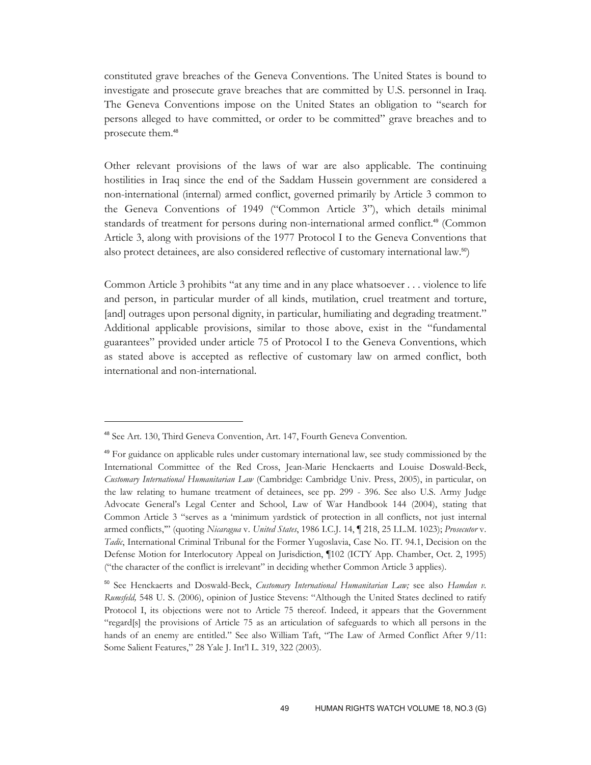constituted grave breaches of the Geneva Conventions. The United States is bound to investigate and prosecute grave breaches that are committed by U.S. personnel in Iraq. The Geneva Conventions impose on the United States an obligation to "search for persons alleged to have committed, or order to be committed" grave breaches and to prosecute them.[48]

Other relevant provisions of the laws of war are also applicable. The continuing hostilities in Iraq since the end of the Saddam Hussein government are considered a non-international (internal) armed conflict, governed primarily by Article 3 common to the Geneva Conventions of 1949 ("Common Article 3"), which details minimal standards of treatment for persons during non-international armed conflict.[49] (Common Article 3, along with provisions of the 1977 Protocol I to the Geneva Conventions that also protect detainees, are also considered reflective of customary international law.[50])

Common Article 3 prohibits "at any time and in any place whatsoever . . . violence to life and person, in particular murder of all kinds, mutilation, cruel treatment and torture, [and] outrages upon personal dignity, in particular, humiliating and degrading treatment." Additional applicable provisions, similar to those above, exist in the "fundamental guarantees" provided under article 75 of Protocol I to the Geneva Conventions, which as stated above is accepted as reflective of customary law on armed conflict, both international and non-international.

---

[48] See Art. 130, Third Geneva Convention, Art. 147, Fourth Geneva Convention.

[49] For guidance on applicable rules under customary international law, see study commissioned by the International Committee of the Red Cross, Jean-Marie Henckaerts and Louise Doswald-Beck, *Customary International Humanitarian Law* (Cambridge: Cambridge Univ. Press, 2005), in particular, on the law relating to humane treatment of detainees, see pp. 299 - 396. See also U.S. Army Judge Advocate General's Legal Center and School, Law of War Handbook 144 (2004), stating that Common Article 3 "serves as a 'minimum yardstick of protection in all conflicts, not just internal armed conflicts,'" (quoting *Nicaragua* v. *United States*, 1986 I.C.J. 14, ¶ 218, 25 I.L.M. 1023); *Prosecutor* v. *Tadic*, International Criminal Tribunal for the Former Yugoslavia, Case No. IT. 94.1, Decision on the Defense Motion for Interlocutory Appeal on Jurisdiction, ¶102 (ICTY App. Chamber, Oct. 2, 1995) ("the character of the conflict is irrelevant" in deciding whether Common Article 3 applies).

[50] See Henckaerts and Doswald-Beck, *Customary International Humanitarian Law;* see also *Hamdan v. Rumsfeld,* 548 U. S. (2006), opinion of Justice Stevens: "Although the United States declined to ratify Protocol I, its objections were not to Article 75 thereof. Indeed, it appears that the Government "regard[s] the provisions of Article 75 as an articulation of safeguards to which all persons in the hands of an enemy are entitled." See also William Taft, "The Law of Armed Conflict After 9/11: Some Salient Features," 28 Yale J. Int'l L. 319, 322 (2003).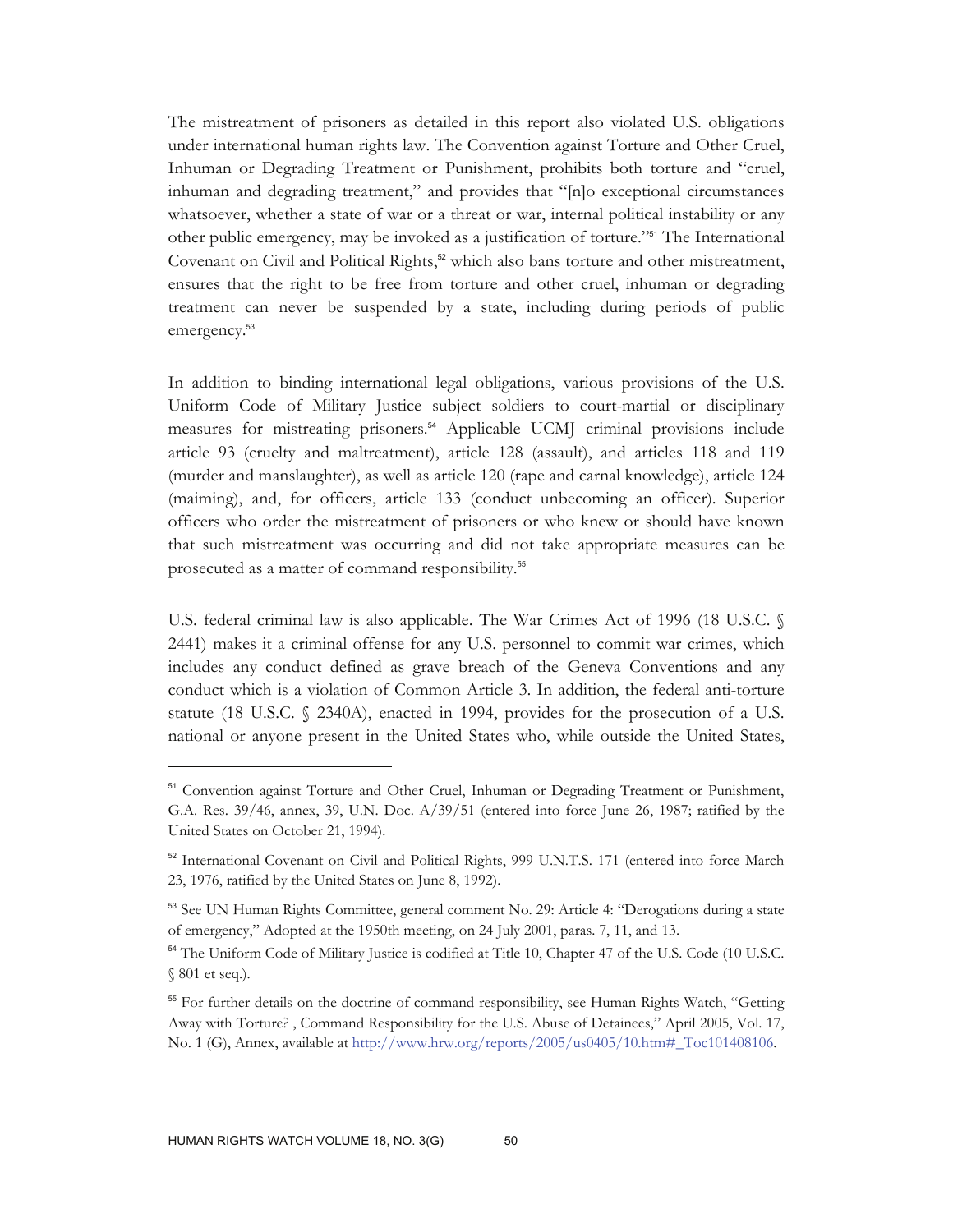The mistreatment of prisoners as detailed in this report also violated U.S. obligations under international human rights law. The Convention against Torture and Other Cruel, Inhuman or Degrading Treatment or Punishment, prohibits both torture and "cruel, inhuman and degrading treatment," and provides that "[n]o exceptional circumstances whatsoever, whether a state of war or a threat or war, internal political instability or any other public emergency, may be invoked as a justification of torture."[51] The International Covenant on Civil and Political Rights,[52] which also bans torture and other mistreatment, ensures that the right to be free from torture and other cruel, inhuman or degrading treatment can never be suspended by a state, including during periods of public emergency.[53]

In addition to binding international legal obligations, various provisions of the U.S. Uniform Code of Military Justice subject soldiers to court-martial or disciplinary measures for mistreating prisoners.[54] Applicable UCMJ criminal provisions include article 93 (cruelty and maltreatment), article 128 (assault), and articles 118 and 119 (murder and manslaughter), as well as article 120 (rape and carnal knowledge), article 124 (maiming), and, for officers, article 133 (conduct unbecoming an officer). Superior officers who order the mistreatment of prisoners or who knew or should have known that such mistreatment was occurring and did not take appropriate measures can be prosecuted as a matter of command responsibility.[55]

U.S. federal criminal law is also applicable. The War Crimes Act of 1996 (18 U.S.C. § 2441) makes it a criminal offense for any U.S. personnel to commit war crimes, which includes any conduct defined as grave breach of the Geneva Conventions and any conduct which is a violation of Common Article 3. In addition, the federal anti-torture statute (18 U.S.C. § 2340A), enacted in 1994, provides for the prosecution of a U.S. national or anyone present in the United States who, while outside the United States,

---

[51] Convention against Torture and Other Cruel, Inhuman or Degrading Treatment or Punishment, G.A. Res. 39/46, annex, 39, U.N. Doc. A/39/51 (entered into force June 26, 1987; ratified by the United States on October 21, 1994).

[52] International Covenant on Civil and Political Rights, 999 U.N.T.S. 171 (entered into force March 23, 1976, ratified by the United States on June 8, 1992).

[53] See UN Human Rights Committee, general comment No. 29: Article 4: "Derogations during a state of emergency," Adopted at the 1950th meeting, on 24 July 2001, paras. 7, 11, and 13.

[54] The Uniform Code of Military Justice is codified at Title 10, Chapter 47 of the U.S. Code (10 U.S.C. § 801 et seq.).

[55] For further details on the doctrine of command responsibility, see Human Rights Watch, "Getting Away with Torture? , Command Responsibility for the U.S. Abuse of Detainees," April 2005, Vol. 17, No. 1 (G), Annex, available at http://www.hrw.org/reports/2005/us0405/10.htm#_Toc101408106.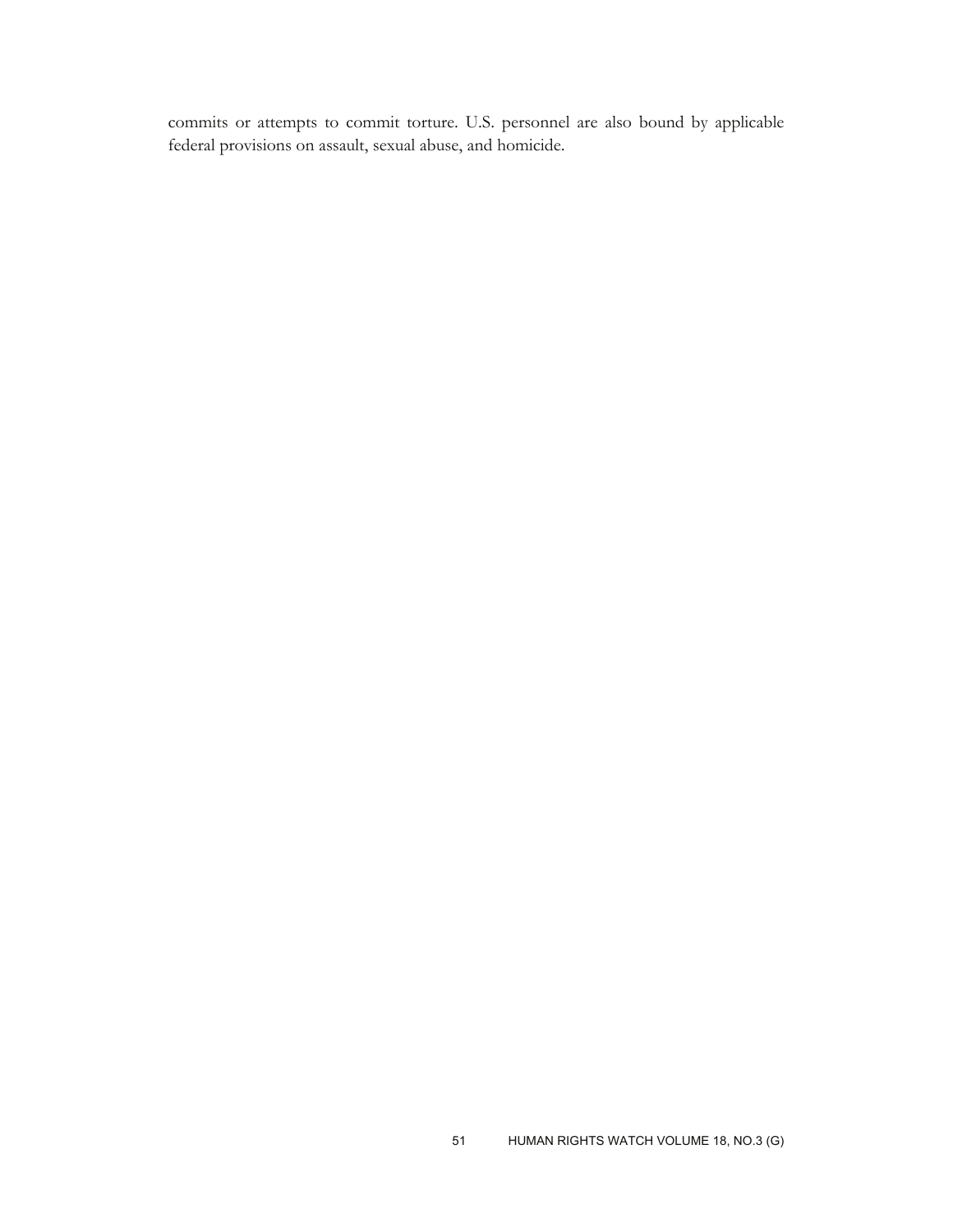commits or attempts to commit torture. U.S. personnel are also bound by applicable federal provisions on assault, sexual abuse, and homicide.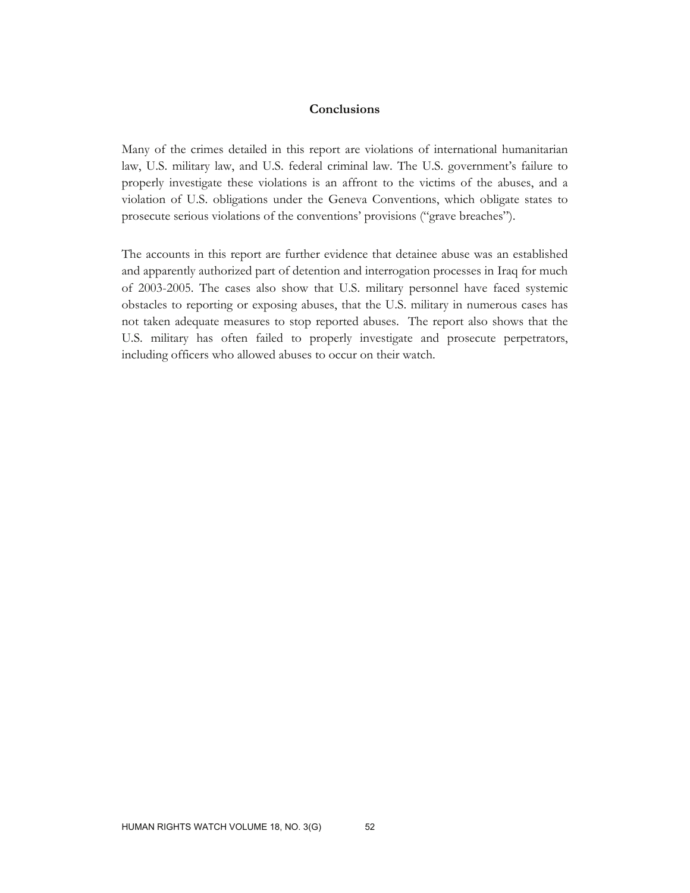## Conclusions

Many of the crimes detailed in this report are violations of international humanitarian law, U.S. military law, and U.S. federal criminal law. The U.S. government's failure to properly investigate these violations is an affront to the victims of the abuses, and a violation of U.S. obligations under the Geneva Conventions, which obligate states to prosecute serious violations of the conventions' provisions ("grave breaches").

The accounts in this report are further evidence that detainee abuse was an established and apparently authorized part of detention and interrogation processes in Iraq for much of 2003-2005. The cases also show that U.S. military personnel have faced systemic obstacles to reporting or exposing abuses, that the U.S. military in numerous cases has not taken adequate measures to stop reported abuses. The report also shows that the U.S. military has often failed to properly investigate and prosecute perpetrators, including officers who allowed abuses to occur on their watch.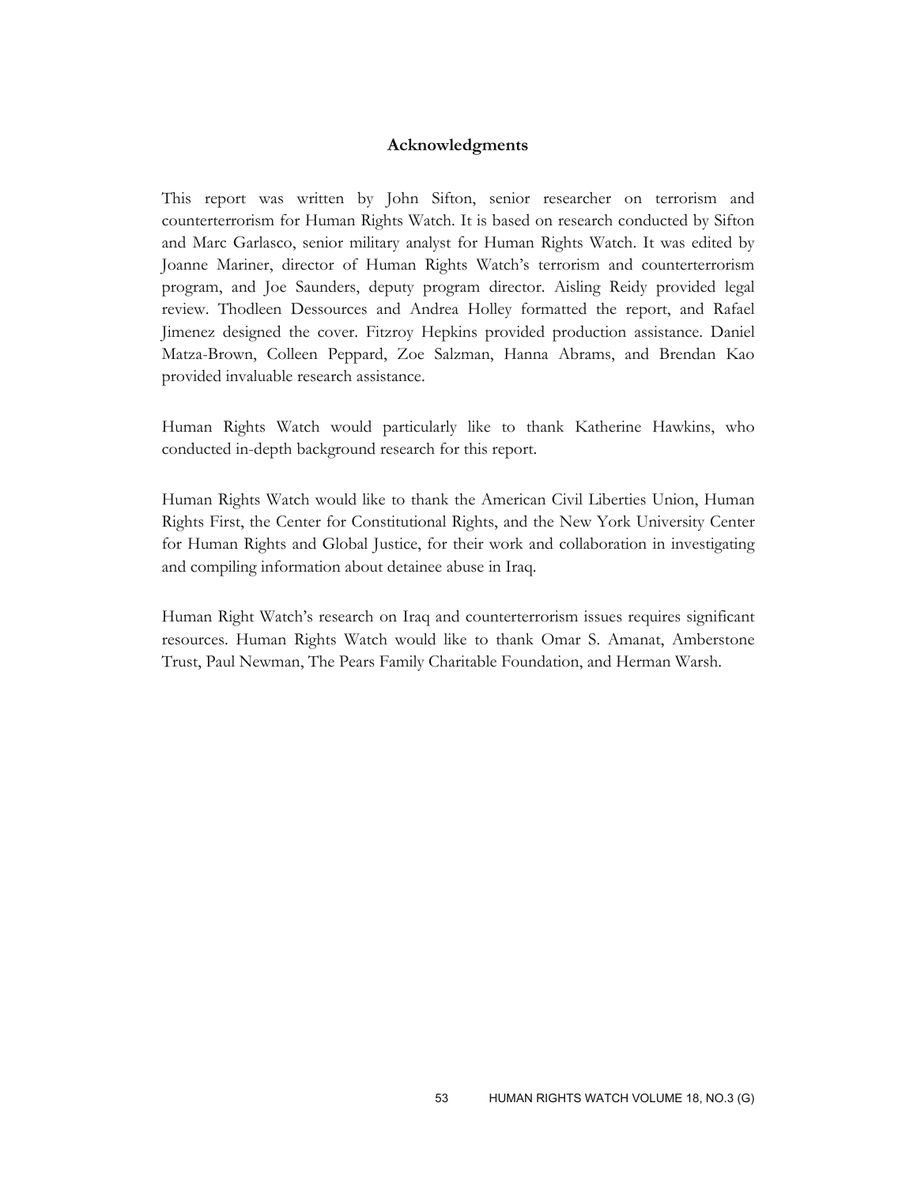## Acknowledgments

This report was written by John Sifton, senior researcher on terrorism and counterterrorism for Human Rights Watch. It is based on research conducted by Sifton and Marc Garlasco, senior military analyst for Human Rights Watch. It was edited by Joanne Mariner, director of Human Rights Watch's terrorism and counterterrorism program, and Joe Saunders, deputy program director. Aisling Reidy provided legal review. Thodleen Dessources and Andrea Holley formatted the report, and Rafael Jimenez designed the cover. Fitzroy Hepkins provided production assistance. Daniel Matza-Brown, Colleen Peppard, Zoe Salzman, Hanna Abrams, and Brendan Kao provided invaluable research assistance.

Human Rights Watch would particularly like to thank Katherine Hawkins, who conducted in-depth background research for this report.

Human Rights Watch would like to thank the American Civil Liberties Union, Human Rights First, the Center for Constitutional Rights, and the New York University Center for Human Rights and Global Justice, for their work and collaboration in investigating and compiling information about detainee abuse in Iraq.

Human Right Watch's research on Iraq and counterterrorism issues requires significant resources. Human Rights Watch would like to thank Omar S. Amanat, Amberstone Trust, Paul Newman, The Pears Family Charitable Foundation, and Herman Warsh.